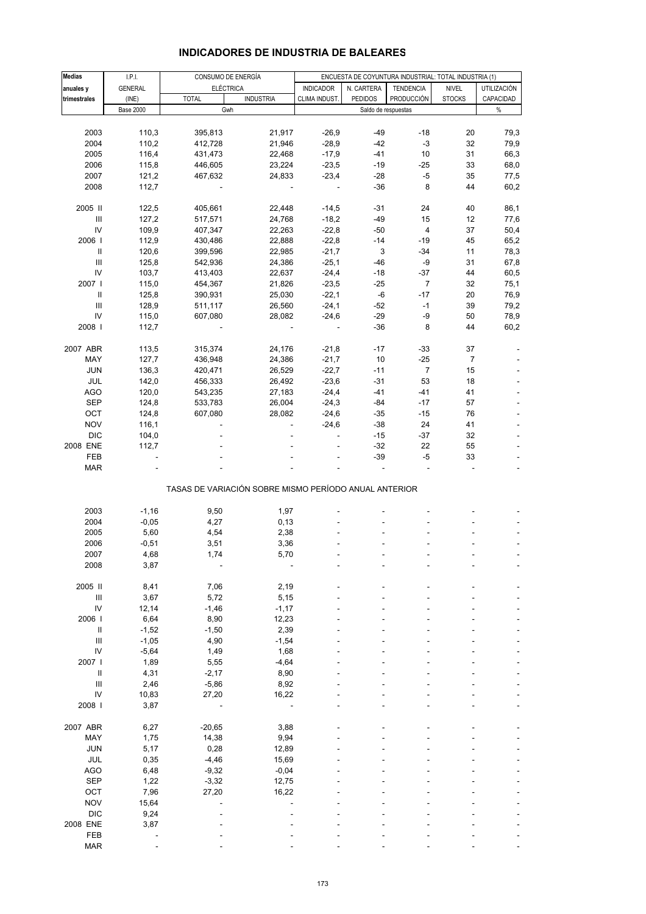# INDICADORES DE INDUSTRIA DE BALEARES

| Medias anuales y trimestrales | I.P.I. GENERAL (INE) | CONSUMO DE ENERGÍA ELÉCTRICA | | ENCUESTA DE COYUNTURA INDUSTRIAL: TOTAL INDUSTRIA (1) | | | | |
|---|---|---|---|---|---|---|---|---|
| | | TOTAL | INDUSTRIA | INDICADOR CLIMA INDUST. | N. CARTERA PEDIDOS | TENDENCIA PRODUCCIÓN | NIVEL STOCKS | UTILIZACIÓN CAPACIDAD |
| | Base 2000 | Gwh | | Saldo de respuestas | | | | % |
| 2003 | 110,3 | 395,813 | 21,917 | -26,9 | -49 | -18 | 20 | 79,3 |
| 2004 | 110,2 | 412,728 | 21,946 | -28,9 | -42 | -3 | 32 | 79,9 |
| 2005 | 116,4 | 431,473 | 22,468 | -17,9 | -41 | 10 | 31 | 66,3 |
| 2006 | 115,8 | 446,605 | 23,224 | -23,5 | -19 | -25 | 33 | 68,0 |
| 2007 | 121,2 | 467,632 | 24,833 | -23,4 | -28 | -5 | 35 | 77,5 |
| 2008 | 112,7 | - | - | - | -36 | 8 | 44 | 60,2 |
| 2005 II | 122,5 | 405,661 | 22,448 | -14,5 | -31 | 24 | 40 | 86,1 |
| III | 127,2 | 517,571 | 24,768 | -18,2 | -49 | 15 | 12 | 77,6 |
| IV | 109,9 | 407,347 | 22,263 | -22,8 | -50 | 4 | 37 | 50,4 |
| 2006 I | 112,9 | 430,486 | 22,888 | -22,8 | -14 | -19 | 45 | 65,2 |
| II | 120,6 | 399,596 | 22,985 | -21,7 | 3 | -34 | 11 | 78,3 |
| III | 125,8 | 542,936 | 24,386 | -25,1 | -46 | -9 | 31 | 67,8 |
| IV | 103,7 | 413,403 | 22,637 | -24,4 | -18 | -37 | 44 | 60,5 |
| 2007 I | 115,0 | 454,367 | 21,826 | -23,5 | -25 | 7 | 32 | 75,1 |
| II | 125,8 | 390,931 | 25,030 | -22,1 | -6 | -17 | 20 | 76,9 |
| III | 128,9 | 511,117 | 26,560 | -24,1 | -52 | -1 | 39 | 79,2 |
| IV | 115,0 | 607,080 | 28,082 | -24,6 | -29 | -9 | 50 | 78,9 |
| 2008 I | 112,7 | - | - | - | -36 | 8 | 44 | 60,2 |
| 2007 ABR | 113,5 | 315,374 | 24,176 | -21,8 | -17 | -33 | 37 | - |
| MAY | 127,7 | 436,948 | 24,386 | -21,7 | 10 | -25 | 7 | - |
| JUN | 136,3 | 420,471 | 26,529 | -22,7 | -11 | 7 | 15 | - |
| JUL | 142,0 | 456,333 | 26,492 | -23,6 | -31 | 53 | 18 | - |
| AGO | 120,0 | 543,235 | 27,183 | -24,4 | -41 | -41 | 41 | - |
| SEP | 124,8 | 533,783 | 26,004 | -24,3 | -84 | -17 | 57 | - |
| OCT | 124,8 | 607,080 | 28,082 | -24,6 | -35 | -15 | 76 | - |
| NOV | 116,1 | - | - | -24,6 | -38 | 24 | 41 | - |
| DIC | 104,0 | - | - | - | -15 | -37 | 32 | - |
| 2008 ENE | 112,7 | - | - | - | -32 | 22 | 55 | - |
| FEB | - | - | - | - | -39 | -5 | 33 | - |
| MAR | - | - | - | - | - | - | - | - |
| **TASAS DE VARIACIÓN SOBRE MISMO PERÍODO ANUAL ANTERIOR** | | | | | | | | |
| 2003 | -1,16 | 9,50 | 1,97 | - | - | - | - | - |
| 2004 | -0,05 | 4,27 | 0,13 | - | - | - | - | - |
| 2005 | 5,60 | 4,54 | 2,38 | - | - | - | - | - |
| 2006 | -0,51 | 3,51 | 3,36 | - | - | - | - | - |
| 2007 | 4,68 | 1,74 | 5,70 | - | - | - | - | - |
| 2008 | 3,87 | - | - | - | - | - | - | - |
| 2005 II | 8,41 | 7,06 | 2,19 | - | - | - | - | - |
| III | 3,67 | 5,72 | 5,15 | - | - | - | - | - |
| IV | 12,14 | -1,46 | -1,17 | - | - | - | - | - |
| 2006 I | 6,64 | 8,90 | 12,23 | - | - | - | - | - |
| II | -1,52 | -1,50 | 2,39 | - | - | - | - | - |
| III | -1,05 | 4,90 | -1,54 | - | - | - | - | - |
| IV | -5,64 | 1,49 | 1,68 | - | - | - | - | - |
| 2007 I | 1,89 | 5,55 | -4,64 | - | - | - | - | - |
| II | 4,31 | -2,17 | 8,90 | - | - | - | - | - |
| III | 2,46 | -5,86 | 8,92 | - | - | - | - | - |
| IV | 10,83 | 27,20 | 16,22 | - | - | - | - | - |
| 2008 I | 3,87 | - | - | - | - | - | - | - |
| 2007 ABR | 6,27 | -20,65 | 3,88 | - | - | - | - | - |
| MAY | 1,75 | 14,38 | 9,94 | - | - | - | - | - |
| JUN | 5,17 | 0,28 | 12,89 | - | - | - | - | - |
| JUL | 0,35 | -4,46 | 15,69 | - | - | - | - | - |
| AGO | 6,48 | -9,32 | -0,04 | - | - | - | - | - |
| SEP | 1,22 | -3,32 | 12,75 | - | - | - | - | - |
| OCT | 7,96 | 27,20 | 16,22 | - | - | - | - | - |
| NOV | 15,64 | - | - | - | - | - | - | - |
| DIC | 9,24 | - | - | - | - | - | - | - |
| 2008 ENE | 3,87 | - | - | - | - | - | - | - |
| FEB | - | - | - | - | - | - | - | - |
| MAR | - | - | - | - | - | - | - | - |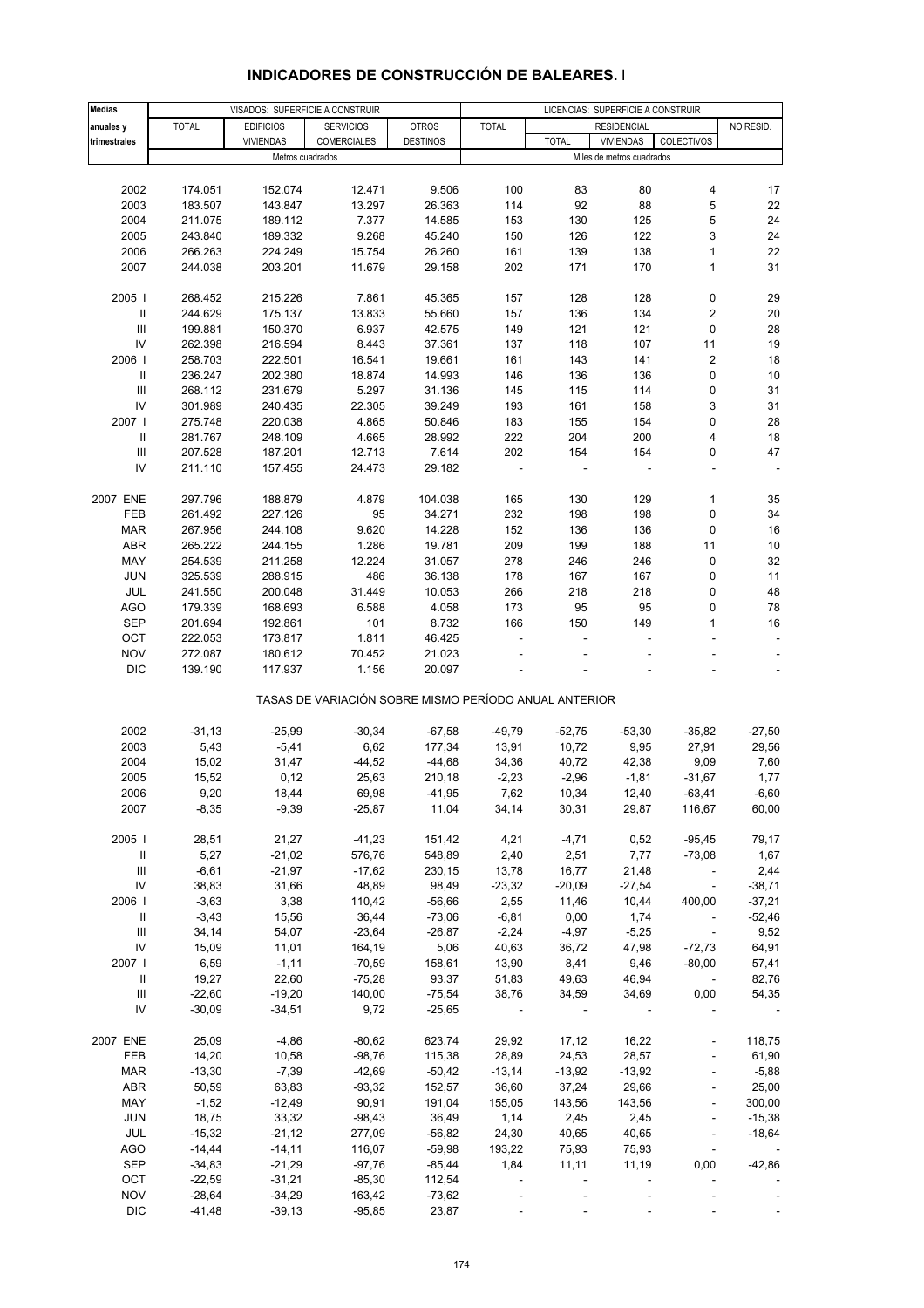# INDICADORES DE CONSTRUCCIÓN DE BALEARES. I

| Medias anuales y trimestrales | VISADOS: SUPERFICIE A CONSTRUIR | | | | LICENCIAS: SUPERFICIE A CONSTRUIR | | | | |
|---|---|---|---|---|---|---|---|---|---|
| | TOTAL | EDIFICIOS VIVIENDAS | SERVICIOS COMERCIALES | OTROS DESTINOS | TOTAL | RESIDENCIAL | | | NO RESID. |
| | | | | | | TOTAL | VIVIENDAS | COLECTIVOS | |
| | Metros cuadrados | | | | Miles de metros cuadrados | | | | |
| 2002 | 174.051 | 152.074 | 12.471 | 9.506 | 100 | 83 | 80 | 4 | 17 |
| 2003 | 183.507 | 143.847 | 13.297 | 26.363 | 114 | 92 | 88 | 5 | 22 |
| 2004 | 211.075 | 189.112 | 7.377 | 14.585 | 153 | 130 | 125 | 5 | 24 |
| 2005 | 243.840 | 189.332 | 9.268 | 45.240 | 150 | 126 | 122 | 3 | 24 |
| 2006 | 266.263 | 224.249 | 15.754 | 26.260 | 161 | 139 | 138 | 1 | 22 |
| 2007 | 244.038 | 203.201 | 11.679 | 29.158 | 202 | 171 | 170 | 1 | 31 |
| 2005 I | 268.452 | 215.226 | 7.861 | 45.365 | 157 | 128 | 128 | 0 | 29 |
| II | 244.629 | 175.137 | 13.833 | 55.660 | 157 | 136 | 134 | 2 | 20 |
| III | 199.881 | 150.370 | 6.937 | 42.575 | 149 | 121 | 121 | 0 | 28 |
| IV | 262.398 | 216.594 | 8.443 | 37.361 | 137 | 118 | 107 | 11 | 19 |
| 2006 I | 258.703 | 222.501 | 16.541 | 19.661 | 161 | 143 | 141 | 2 | 18 |
| II | 236.247 | 202.380 | 18.874 | 14.993 | 146 | 136 | 136 | 0 | 10 |
| III | 268.112 | 231.679 | 5.297 | 31.136 | 145 | 115 | 114 | 0 | 31 |
| IV | 301.989 | 240.435 | 22.305 | 39.249 | 193 | 161 | 158 | 3 | 31 |
| 2007 I | 275.748 | 220.038 | 4.865 | 50.846 | 183 | 155 | 154 | 0 | 28 |
| II | 281.767 | 248.109 | 4.665 | 28.992 | 222 | 204 | 200 | 4 | 18 |
| III | 207.528 | 187.201 | 12.713 | 7.614 | 202 | 154 | 154 | 0 | 47 |
| IV | 211.110 | 157.455 | 24.473 | 29.182 | - | - | - | - | - |
| 2007 ENE | 297.796 | 188.879 | 4.879 | 104.038 | 165 | 130 | 129 | 1 | 35 |
| FEB | 261.492 | 227.126 | 95 | 34.271 | 232 | 198 | 198 | 0 | 34 |
| MAR | 267.956 | 244.108 | 9.620 | 14.228 | 152 | 136 | 136 | 0 | 16 |
| ABR | 265.222 | 244.155 | 1.286 | 19.781 | 209 | 199 | 188 | 11 | 10 |
| MAY | 254.539 | 211.258 | 12.224 | 31.057 | 278 | 246 | 246 | 0 | 32 |
| JUN | 325.539 | 288.915 | 486 | 36.138 | 178 | 167 | 167 | 0 | 11 |
| JUL | 241.550 | 200.048 | 31.449 | 10.053 | 266 | 218 | 218 | 0 | 48 |
| AGO | 179.339 | 168.693 | 6.588 | 4.058 | 173 | 95 | 95 | 0 | 78 |
| SEP | 201.694 | 192.861 | 101 | 8.732 | 166 | 150 | 149 | 1 | 16 |
| OCT | 222.053 | 173.817 | 1.811 | 46.425 | - | - | - | - | - |
| NOV | 272.087 | 180.612 | 70.452 | 21.023 | - | - | - | - | - |
| DIC | 139.190 | 117.937 | 1.156 | 20.097 | - | - | - | - | - |
| | TASAS DE VARIACIÓN SOBRE MISMO PERÍODO ANUAL ANTERIOR | | | | | | | | |
| 2002 | -31,13 | -25,99 | -30,34 | -67,58 | -49,79 | -52,75 | -53,30 | -35,82 | -27,50 |
| 2003 | 5,43 | -5,41 | 6,62 | 177,34 | 13,91 | 10,72 | 9,95 | 27,91 | 29,56 |
| 2004 | 15,02 | 31,47 | -44,52 | -44,68 | 34,36 | 40,72 | 42,38 | 9,09 | 7,60 |
| 2005 | 15,52 | 0,12 | 25,63 | 210,18 | -2,23 | -2,96 | -1,81 | -31,67 | 1,77 |
| 2006 | 9,20 | 18,44 | 69,98 | -41,95 | 7,62 | 10,34 | 12,40 | -63,41 | -6,60 |
| 2007 | -8,35 | -9,39 | -25,87 | 11,04 | 34,14 | 30,31 | 29,87 | 116,67 | 60,00 |
| 2005 I | 28,51 | 21,27 | -41,23 | 151,42 | 4,21 | -4,71 | 0,52 | -95,45 | 79,17 |
| II | 5,27 | -21,02 | 576,76 | 548,89 | 2,40 | 2,51 | 7,77 | -73,08 | 1,67 |
| III | -6,61 | -21,97 | -17,62 | 230,15 | 13,78 | 16,77 | 21,48 | - | 2,44 |
| IV | 38,83 | 31,66 | 48,89 | 98,49 | -23,32 | -20,09 | -27,54 | - | -38,71 |
| 2006 I | -3,63 | 3,38 | 110,42 | -56,66 | 2,55 | 11,46 | 10,44 | 400,00 | -37,21 |
| II | -3,43 | 15,56 | 36,44 | -73,06 | -6,81 | 0,00 | 1,74 | - | -52,46 |
| III | 34,14 | 54,07 | -23,64 | -26,87 | -2,24 | -4,97 | -5,25 | - | 9,52 |
| IV | 15,09 | 11,01 | 164,19 | 5,06 | 40,63 | 36,72 | 47,98 | -72,73 | 64,91 |
| 2007 I | 6,59 | -1,11 | -70,59 | 158,61 | 13,90 | 8,41 | 9,46 | -80,00 | 57,41 |
| II | 19,27 | 22,60 | -75,28 | 93,37 | 51,83 | 49,63 | 46,94 | - | 82,76 |
| III | -22,60 | -19,20 | 140,00 | -75,54 | 38,76 | 34,59 | 34,69 | 0,00 | 54,35 |
| IV | -30,09 | -34,51 | 9,72 | -25,65 | - | - | - | - | - |
| 2007 ENE | 25,09 | -4,86 | -80,62 | 623,74 | 29,92 | 17,12 | 16,22 | - | 118,75 |
| FEB | 14,20 | 10,58 | -98,76 | 115,38 | 28,89 | 24,53 | 28,57 | - | 61,90 |
| MAR | -13,30 | -7,39 | -42,69 | -50,42 | -13,14 | -13,92 | -13,92 | - | -5,88 |
| ABR | 50,59 | 63,83 | -93,32 | 152,57 | 36,60 | 37,24 | 29,66 | - | 25,00 |
| MAY | -1,52 | -12,49 | 90,91 | 191,04 | 155,05 | 143,56 | 143,56 | - | 300,00 |
| JUN | 18,75 | 33,32 | -98,43 | 36,49 | 1,14 | 2,45 | 2,45 | - | -15,38 |
| JUL | -15,32 | -21,12 | 277,09 | -56,82 | 24,30 | 40,65 | 40,65 | - | -18,64 |
| AGO | -14,44 | -14,11 | 116,07 | -59,98 | 193,22 | 75,93 | 75,93 | - | - |
| SEP | -34,83 | -21,29 | -97,76 | -85,44 | 1,84 | 11,11 | 11,19 | 0,00 | -42,86 |
| OCT | -22,59 | -31,21 | -85,30 | 112,54 | - | - | - | - | - |
| NOV | -28,64 | -34,29 | 163,42 | -73,62 | - | - | - | - | - |
| DIC | -41,48 | -39,13 | -95,85 | 23,87 | - | - | - | - | - |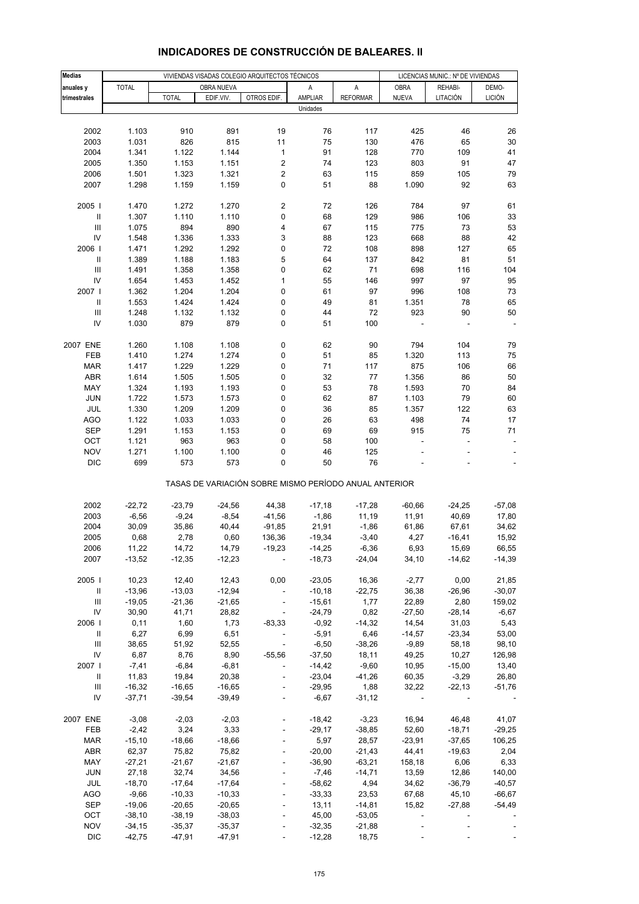# INDICADORES DE CONSTRUCCIÓN DE BALEARES. II

| Medias anuales y trimestrales | VIVIENDAS VISADAS COLEGIO ARQUITECTOS TÉCNICOS | | | | | | LICENCIAS MUNIC.: Nº DE VIVIENDAS | | |
|---|---|---|---|---|---|---|---|---|---|
| | TOTAL | OBRA NUEVA | | | A AMPLIAR | A REFORMAR | OBRA NUEVA | REHABI- LITACIÓN | DEMO- LICIÓN |
| | | TOTAL | EDIF.VIV. | OTROS EDIF. | | | | | |
| | Unidades | | | | | | | | |
| 2002 | 1.103 | 910 | 891 | 19 | 76 | 117 | 425 | 46 | 26 |
| 2003 | 1.031 | 826 | 815 | 11 | 75 | 130 | 476 | 65 | 30 |
| 2004 | 1.341 | 1.122 | 1.144 | 1 | 91 | 128 | 770 | 109 | 41 |
| 2005 | 1.350 | 1.153 | 1.151 | 2 | 74 | 123 | 803 | 91 | 47 |
| 2006 | 1.501 | 1.323 | 1.321 | 2 | 63 | 115 | 859 | 105 | 79 |
| 2007 | 1.298 | 1.159 | 1.159 | 0 | 51 | 88 | 1.090 | 92 | 63 |
| 2005 I | 1.470 | 1.272 | 1.270 | 2 | 72 | 126 | 784 | 97 | 61 |
| II | 1.307 | 1.110 | 1.110 | 0 | 68 | 129 | 986 | 106 | 33 |
| III | 1.075 | 894 | 890 | 4 | 67 | 115 | 775 | 73 | 53 |
| IV | 1.548 | 1.336 | 1.333 | 3 | 88 | 123 | 668 | 88 | 42 |
| 2006 I | 1.471 | 1.292 | 1.292 | 0 | 72 | 108 | 898 | 127 | 65 |
| II | 1.389 | 1.188 | 1.183 | 5 | 64 | 137 | 842 | 81 | 51 |
| III | 1.491 | 1.358 | 1.358 | 0 | 62 | 71 | 698 | 116 | 104 |
| IV | 1.654 | 1.453 | 1.452 | 1 | 55 | 146 | 997 | 97 | 95 |
| 2007 I | 1.362 | 1.204 | 1.204 | 0 | 61 | 97 | 996 | 108 | 73 |
| II | 1.553 | 1.424 | 1.424 | 0 | 49 | 81 | 1.351 | 78 | 65 |
| III | 1.248 | 1.132 | 1.132 | 0 | 44 | 72 | 923 | 90 | 50 |
| IV | 1.030 | 879 | 879 | 0 | 51 | 100 | - | - | - |
| 2007 ENE | 1.260 | 1.108 | 1.108 | 0 | 62 | 90 | 794 | 104 | 79 |
| FEB | 1.410 | 1.274 | 1.274 | 0 | 51 | 85 | 1.320 | 113 | 75 |
| MAR | 1.417 | 1.229 | 1.229 | 0 | 71 | 117 | 875 | 106 | 66 |
| ABR | 1.614 | 1.505 | 1.505 | 0 | 32 | 77 | 1.356 | 86 | 50 |
| MAY | 1.324 | 1.193 | 1.193 | 0 | 53 | 78 | 1.593 | 70 | 84 |
| JUN | 1.722 | 1.573 | 1.573 | 0 | 62 | 87 | 1.103 | 79 | 60 |
| JUL | 1.330 | 1.209 | 1.209 | 0 | 36 | 85 | 1.357 | 122 | 63 |
| AGO | 1.122 | 1.033 | 1.033 | 0 | 26 | 63 | 498 | 74 | 17 |
| SEP | 1.291 | 1.153 | 1.153 | 0 | 69 | 69 | 915 | 75 | 71 |
| OCT | 1.121 | 963 | 963 | 0 | 58 | 100 | - | - | - |
| NOV | 1.271 | 1.100 | 1.100 | 0 | 46 | 125 | - | - | - |
| DIC | 699 | 573 | 573 | 0 | 50 | 76 | - | - | - |
| | TASAS DE VARIACIÓN SOBRE MISMO PERÍODO ANUAL ANTERIOR | | | | | | | | |
| 2002 | -22,72 | -23,79 | -24,56 | 44,38 | -17,18 | -17,28 | -60,66 | -24,25 | -57,08 |
| 2003 | -6,56 | -9,24 | -8,54 | -41,56 | -1,86 | 11,19 | 11,91 | 40,69 | 17,80 |
| 2004 | 30,09 | 35,86 | 40,44 | -91,85 | 21,91 | -1,86 | 61,86 | 67,61 | 34,62 |
| 2005 | 0,68 | 2,78 | 0,60 | 136,36 | -19,34 | -3,40 | 4,27 | -16,41 | 15,92 |
| 2006 | 11,22 | 14,72 | 14,79 | -19,23 | -14,25 | -6,36 | 6,93 | 15,69 | 66,55 |
| 2007 | -13,52 | -12,35 | -12,23 | - | -18,73 | -24,04 | 34,10 | -14,62 | -14,39 |
| 2005 I | 10,23 | 12,40 | 12,43 | 0,00 | -23,05 | 16,36 | -2,77 | 0,00 | 21,85 |
| II | -13,96 | -13,03 | -12,94 | - | -10,18 | -22,75 | 36,38 | -26,96 | -30,07 |
| III | -19,05 | -21,36 | -21,65 | - | -15,61 | 1,77 | 22,89 | 2,80 | 159,02 |
| IV | 30,90 | 41,71 | 28,82 | - | -24,79 | 0,82 | -27,50 | -28,14 | -6,67 |
| 2006 I | 0,11 | 1,60 | 1,73 | -83,33 | -0,92 | -14,32 | 14,54 | 31,03 | 5,43 |
| II | 6,27 | 6,99 | 6,51 | - | -5,91 | 6,46 | -14,57 | -23,34 | 53,00 |
| III | 38,65 | 51,92 | 52,55 | - | -6,50 | -38,26 | -9,89 | 58,18 | 98,10 |
| IV | 6,87 | 8,76 | 8,90 | -55,56 | -37,50 | 18,11 | 49,25 | 10,27 | 126,98 |
| 2007 I | -7,41 | -6,84 | -6,81 | - | -14,42 | -9,60 | 10,95 | -15,00 | 13,40 |
| II | 11,83 | 19,84 | 20,38 | - | -23,04 | -41,26 | 60,35 | -3,29 | 26,80 |
| III | -16,32 | -16,65 | -16,65 | - | -29,95 | 1,88 | 32,22 | -22,13 | -51,76 |
| IV | -37,71 | -39,54 | -39,49 | - | -6,67 | -31,12 | - | - | - |
| 2007 ENE | -3,08 | -2,03 | -2,03 | - | -18,42 | -3,23 | 16,94 | 46,48 | 41,07 |
| FEB | -2,42 | 3,24 | 3,33 | - | -29,17 | -38,85 | 52,60 | -18,71 | -29,25 |
| MAR | -15,10 | -18,66 | -18,66 | - | 5,97 | 28,57 | -23,91 | -37,65 | 106,25 |
| ABR | 62,37 | 75,82 | 75,82 | - | -20,00 | -21,43 | 44,41 | -19,63 | 2,04 |
| MAY | -27,21 | -21,67 | -21,67 | - | -36,90 | -63,21 | 158,18 | 6,06 | 6,33 |
| JUN | 27,18 | 32,74 | 34,56 | - | -7,46 | -14,71 | 13,59 | 12,86 | 140,00 |
| JUL | -18,70 | -17,64 | -17,64 | - | -58,62 | 4,94 | 34,62 | -36,79 | -40,57 |
| AGO | -9,66 | -10,33 | -10,33 | - | -33,33 | 23,53 | 67,68 | 45,10 | -66,67 |
| SEP | -19,06 | -20,65 | -20,65 | - | 13,11 | -14,81 | 15,82 | -27,88 | -54,49 |
| OCT | -38,10 | -38,19 | -38,03 | - | 45,00 | -53,05 | - | - | - |
| NOV | -34,15 | -35,37 | -35,37 | - | -32,35 | -21,88 | - | - | - |
| DIC | -42,75 | -47,91 | -47,91 | - | -12,28 | 18,75 | - | - | - |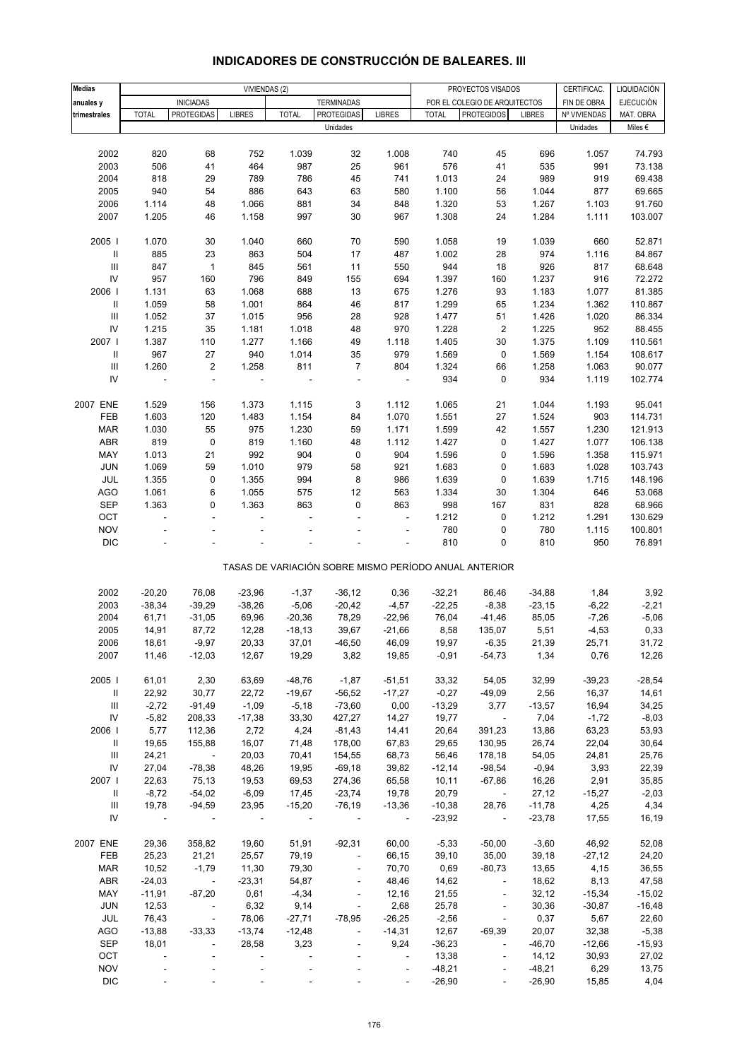# INDICADORES DE CONSTRUCCIÓN DE BALEARES. III

| Medias anuales y trimestrales | VIVIENDAS (2) | | | | | | PROYECTOS VISADOS POR EL COLEGIO DE ARQUITECTOS | | | CERTIFICAC. FIN DE OBRA | LIQUIDACIÓN EJECUCIÓN MAT. OBRA |
|---|---|---|---|---|---|---|---|---|---|---|---|
| | INICIADAS | | | TERMINADAS | | | | | | | |
| | TOTAL | PROTEGIDAS | LIBRES | TOTAL | PROTEGIDAS | LIBRES | TOTAL | PROTEGIDOS | LIBRES | Nº VIVIENDAS | |
| | Unidades | | | | | | | | | Unidades | Miles € |
| 2002 | 820 | 68 | 752 | 1.039 | 32 | 1.008 | 740 | 45 | 696 | 1.057 | 74.793 |
| 2003 | 506 | 41 | 464 | 987 | 25 | 961 | 576 | 41 | 535 | 991 | 73.138 |
| 2004 | 818 | 29 | 789 | 786 | 45 | 741 | 1.013 | 24 | 989 | 919 | 69.438 |
| 2005 | 940 | 54 | 886 | 643 | 63 | 580 | 1.100 | 56 | 1.044 | 877 | 69.665 |
| 2006 | 1.114 | 48 | 1.066 | 881 | 34 | 848 | 1.320 | 53 | 1.267 | 1.103 | 91.760 |
| 2007 | 1.205 | 46 | 1.158 | 997 | 30 | 967 | 1.308 | 24 | 1.284 | 1.111 | 103.007 |
| 2005 I | 1.070 | 30 | 1.040 | 660 | 70 | 590 | 1.058 | 19 | 1.039 | 660 | 52.871 |
| II | 885 | 23 | 863 | 504 | 17 | 487 | 1.002 | 28 | 974 | 1.116 | 84.867 |
| III | 847 | 1 | 845 | 561 | 11 | 550 | 944 | 18 | 926 | 817 | 68.648 |
| IV | 957 | 160 | 796 | 849 | 155 | 694 | 1.397 | 160 | 1.237 | 916 | 72.272 |
| 2006 I | 1.131 | 63 | 1.068 | 688 | 13 | 675 | 1.276 | 93 | 1.183 | 1.077 | 81.385 |
| II | 1.059 | 58 | 1.001 | 864 | 46 | 817 | 1.299 | 65 | 1.234 | 1.362 | 110.867 |
| III | 1.052 | 37 | 1.015 | 956 | 28 | 928 | 1.477 | 51 | 1.426 | 1.020 | 86.334 |
| IV | 1.215 | 35 | 1.181 | 1.018 | 48 | 970 | 1.228 | 2 | 1.225 | 952 | 88.455 |
| 2007 I | 1.387 | 110 | 1.277 | 1.166 | 49 | 1.118 | 1.405 | 30 | 1.375 | 1.109 | 110.561 |
| II | 967 | 27 | 940 | 1.014 | 35 | 979 | 1.569 | 0 | 1.569 | 1.154 | 108.617 |
| III | 1.260 | 2 | 1.258 | 811 | 7 | 804 | 1.324 | 66 | 1.258 | 1.063 | 90.077 |
| IV | - | - | - | - | - | - | 934 | 0 | 934 | 1.119 | 102.774 |
| 2007 ENE | 1.529 | 156 | 1.373 | 1.115 | 3 | 1.112 | 1.065 | 21 | 1.044 | 1.193 | 95.041 |
| FEB | 1.603 | 120 | 1.483 | 1.154 | 84 | 1.070 | 1.551 | 27 | 1.524 | 903 | 114.731 |
| MAR | 1.030 | 55 | 975 | 1.230 | 59 | 1.171 | 1.599 | 42 | 1.557 | 1.230 | 121.913 |
| ABR | 819 | 0 | 819 | 1.160 | 48 | 1.112 | 1.427 | 0 | 1.427 | 1.077 | 106.138 |
| MAY | 1.013 | 21 | 992 | 904 | 0 | 904 | 1.596 | 0 | 1.596 | 1.358 | 115.971 |
| JUN | 1.069 | 59 | 1.010 | 979 | 58 | 921 | 1.683 | 0 | 1.683 | 1.028 | 103.743 |
| JUL | 1.355 | 0 | 1.355 | 994 | 8 | 986 | 1.639 | 0 | 1.639 | 1.715 | 148.196 |
| AGO | 1.061 | 6 | 1.055 | 575 | 12 | 563 | 1.334 | 30 | 1.304 | 646 | 53.068 |
| SEP | 1.363 | 0 | 1.363 | 863 | 0 | 863 | 998 | 167 | 831 | 828 | 68.966 |
| OCT | - | - | - | - | - | - | 1.212 | 0 | 1.212 | 1.291 | 130.629 |
| NOV | - | - | - | - | - | - | 780 | 0 | 780 | 1.115 | 100.801 |
| DIC | - | - | - | - | - | - | 810 | 0 | 810 | 950 | 76.891 |
| **TASAS DE VARIACIÓN SOBRE MISMO PERÍODO ANUAL ANTERIOR** | | | | | | | | | | | |
| 2002 | -20,20 | 76,08 | -23,96 | -1,37 | -36,12 | 0,36 | -32,21 | 86,46 | -34,88 | 1,84 | 3,92 |
| 2003 | -38,34 | -39,29 | -38,26 | -5,06 | -20,42 | -4,57 | -22,25 | -8,38 | -23,15 | -6,22 | -2,21 |
| 2004 | 61,71 | -31,05 | 69,96 | -20,36 | 78,29 | -22,96 | 76,04 | -41,46 | 85,05 | -7,26 | -5,06 |
| 2005 | 14,91 | 87,72 | 12,28 | -18,13 | 39,67 | -21,66 | 8,58 | 135,07 | 5,51 | -4,53 | 0,33 |
| 2006 | 18,61 | -9,97 | 20,33 | 37,01 | -46,50 | 46,09 | 19,97 | -6,35 | 21,39 | 25,71 | 31,72 |
| 2007 | 11,46 | -12,03 | 12,67 | 19,29 | 3,82 | 19,85 | -0,91 | -54,73 | 1,34 | 0,76 | 12,26 |
| 2005 I | 61,01 | 2,30 | 63,69 | -48,76 | -1,87 | -51,51 | 33,32 | 54,05 | 32,99 | -39,23 | -28,54 |
| II | 22,92 | 30,77 | 22,72 | -19,67 | -56,52 | -17,27 | -0,27 | -49,09 | 2,56 | 16,37 | 14,61 |
| III | -2,72 | -91,49 | -1,09 | -5,18 | -73,60 | 0,00 | -13,29 | 3,77 | -13,57 | 16,94 | 34,25 |
| IV | -5,82 | 208,33 | -17,38 | 33,30 | 427,27 | 14,27 | 19,77 | - | 7,04 | -1,72 | -8,03 |
| 2006 I | 5,77 | 112,36 | 2,72 | 4,24 | -81,43 | 14,41 | 20,64 | 391,23 | 13,86 | 63,23 | 53,93 |
| II | 19,65 | 155,88 | 16,07 | 71,48 | 178,00 | 67,83 | 29,65 | 130,95 | 26,74 | 22,04 | 30,64 |
| III | 24,21 | - | 20,03 | 70,41 | 154,55 | 68,73 | 56,46 | 178,18 | 54,05 | 24,81 | 25,76 |
| IV | 27,04 | -78,38 | 48,26 | 19,95 | -69,18 | 39,82 | -12,14 | -98,54 | -0,94 | 3,93 | 22,39 |
| 2007 I | 22,63 | 75,13 | 19,53 | 69,53 | 274,36 | 65,58 | 10,11 | -67,86 | 16,26 | 2,91 | 35,85 |
| II | -8,72 | -54,02 | -6,09 | 17,45 | -23,74 | 19,78 | 20,79 | - | 27,12 | -15,27 | -2,03 |
| III | 19,78 | -94,59 | 23,95 | -15,20 | -76,19 | -13,36 | -10,38 | 28,76 | -11,78 | 4,25 | 4,34 |
| IV | - | - | - | - | - | - | -23,92 | - | -23,78 | 17,55 | 16,19 |
| 2007 ENE | 29,36 | 358,82 | 19,60 | 51,91 | -92,31 | 60,00 | -5,33 | -50,00 | -3,60 | 46,92 | 52,08 |
| FEB | 25,23 | 21,21 | 25,57 | 79,19 | - | 66,15 | 39,10 | 35,00 | 39,18 | -27,12 | 24,20 |
| MAR | 10,52 | -1,79 | 11,30 | 79,30 | - | 70,70 | 0,69 | -80,73 | 13,65 | 4,15 | 36,55 |
| ABR | -24,03 | - | -23,31 | 54,87 | - | 48,46 | 14,62 | - | 18,62 | 8,13 | 47,58 |
| MAY | -11,91 | -87,20 | 0,61 | -4,34 | - | 12,16 | 21,55 | - | 32,12 | -15,34 | -15,02 |
| JUN | 12,53 | - | 6,32 | 9,14 | - | 2,68 | 25,78 | - | 30,36 | -30,87 | -16,48 |
| JUL | 76,43 | - | 78,06 | -27,71 | -78,95 | -26,25 | -2,56 | - | 0,37 | 5,67 | 22,60 |
| AGO | -13,88 | -33,33 | -13,74 | -12,48 | - | -14,31 | 12,67 | -69,39 | 20,07 | 32,38 | -5,38 |
| SEP | 18,01 | - | 28,58 | 3,23 | - | 9,24 | -36,23 | - | -46,70 | -12,66 | -15,93 |
| OCT | - | - | - | - | - | - | 13,38 | - | 14,12 | 30,93 | 27,02 |
| NOV | - | - | - | - | - | - | -48,21 | - | -48,21 | 6,29 | 13,75 |
| DIC | - | - | - | - | - | - | -26,90 | - | -26,90 | 15,85 | 4,04 |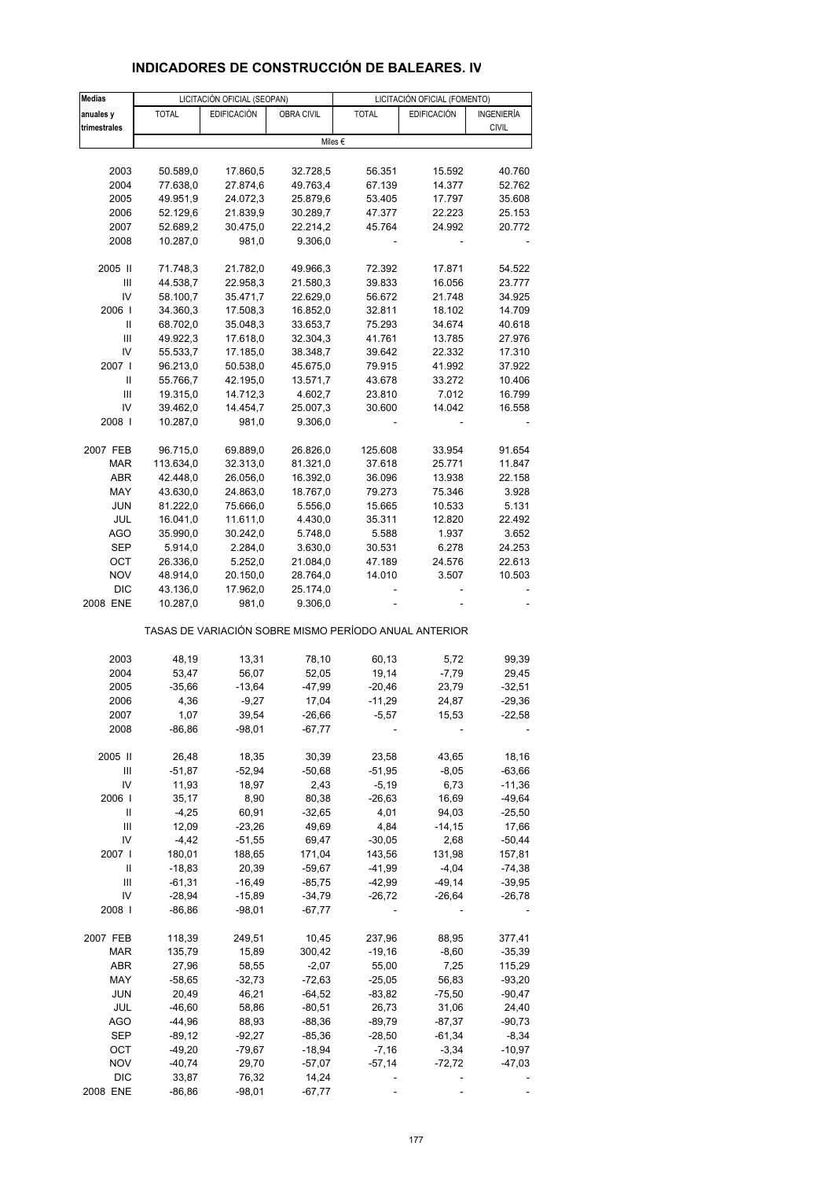# INDICADORES DE CONSTRUCCIÓN DE BALEARES. IV

| Medias anuales y trimestrales | LICITACIÓN OFICIAL (SEOPAN) | | | LICITACIÓN OFICIAL (FOMENTO) | | |
|---|---|---|---|---|---|---|
| | TOTAL | EDIFICACIÓN | OBRA CIVIL | TOTAL | EDIFICACIÓN | INGENIERÍA CIVIL |
| | Miles € | | | | | |
| 2003 | 50.589,0 | 17.860,5 | 32.728,5 | 56.351 | 15.592 | 40.760 |
| 2004 | 77.638,0 | 27.874,6 | 49.763,4 | 67.139 | 14.377 | 52.762 |
| 2005 | 49.951,9 | 24.072,3 | 25.879,6 | 53.405 | 17.797 | 35.608 |
| 2006 | 52.129,6 | 21.839,9 | 30.289,7 | 47.377 | 22.223 | 25.153 |
| 2007 | 52.689,2 | 30.475,0 | 22.214,2 | 45.764 | 24.992 | 20.772 |
| 2008 | 10.287,0 | 981,0 | 9.306,0 | - | - | - |
| 2005 II | 71.748,3 | 21.782,0 | 49.966,3 | 72.392 | 17.871 | 54.522 |
| III | 44.538,7 | 22.958,3 | 21.580,3 | 39.833 | 16.056 | 23.777 |
| IV | 58.100,7 | 35.471,7 | 22.629,0 | 56.672 | 21.748 | 34.925 |
| 2006 I | 34.360,3 | 17.508,3 | 16.852,0 | 32.811 | 18.102 | 14.709 |
| II | 68.702,0 | 35.048,3 | 33.653,7 | 75.293 | 34.674 | 40.618 |
| III | 49.922,3 | 17.618,0 | 32.304,3 | 41.761 | 13.785 | 27.976 |
| IV | 55.533,7 | 17.185,0 | 38.348,7 | 39.642 | 22.332 | 17.310 |
| 2007 I | 96.213,0 | 50.538,0 | 45.675,0 | 79.915 | 41.992 | 37.922 |
| II | 55.766,7 | 42.195,0 | 13.571,7 | 43.678 | 33.272 | 10.406 |
| III | 19.315,0 | 14.712,3 | 4.602,7 | 23.810 | 7.012 | 16.799 |
| IV | 39.462,0 | 14.454,7 | 25.007,3 | 30.600 | 14.042 | 16.558 |
| 2008 I | 10.287,0 | 981,0 | 9.306,0 | - | - | - |
| 2007 FEB | 96.715,0 | 69.889,0 | 26.826,0 | 125.608 | 33.954 | 91.654 |
| MAR | 113.634,0 | 32.313,0 | 81.321,0 | 37.618 | 25.771 | 11.847 |
| ABR | 42.448,0 | 26.056,0 | 16.392,0 | 36.096 | 13.938 | 22.158 |
| MAY | 43.630,0 | 24.863,0 | 18.767,0 | 79.273 | 75.346 | 3.928 |
| JUN | 81.222,0 | 75.666,0 | 5.556,0 | 15.665 | 10.533 | 5.131 |
| JUL | 16.041,0 | 11.611,0 | 4.430,0 | 35.311 | 12.820 | 22.492 |
| AGO | 35.990,0 | 30.242,0 | 5.748,0 | 5.588 | 1.937 | 3.652 |
| SEP | 5.914,0 | 2.284,0 | 3.630,0 | 30.531 | 6.278 | 24.253 |
| OCT | 26.336,0 | 5.252,0 | 21.084,0 | 47.189 | 24.576 | 22.613 |
| NOV | 48.914,0 | 20.150,0 | 28.764,0 | 14.010 | 3.507 | 10.503 |
| DIC | 43.136,0 | 17.962,0 | 25.174,0 | - | - | - |
| 2008 ENE | 10.287,0 | 981,0 | 9.306,0 | - | - | - |
| | TASAS DE VARIACIÓN SOBRE MISMO PERÍODO ANUAL ANTERIOR | | | | | |
| 2003 | 48,19 | 13,31 | 78,10 | 60,13 | 5,72 | 99,39 |
| 2004 | 53,47 | 56,07 | 52,05 | 19,14 | -7,79 | 29,45 |
| 2005 | -35,66 | -13,64 | -47,99 | -20,46 | 23,79 | -32,51 |
| 2006 | 4,36 | -9,27 | 17,04 | -11,29 | 24,87 | -29,36 |
| 2007 | 1,07 | 39,54 | -26,66 | -5,57 | 15,53 | -22,58 |
| 2008 | -86,86 | -98,01 | -67,77 | - | - | - |
| 2005 II | 26,48 | 18,35 | 30,39 | 23,58 | 43,65 | 18,16 |
| III | -51,87 | -52,94 | -50,68 | -51,95 | -8,05 | -63,66 |
| IV | 11,93 | 18,97 | 2,43 | -5,19 | 6,73 | -11,36 |
| 2006 I | 35,17 | 8,90 | 80,38 | -26,63 | 16,69 | -49,64 |
| II | -4,25 | 60,91 | -32,65 | 4,01 | 94,03 | -25,50 |
| III | 12,09 | -23,26 | 49,69 | 4,84 | -14,15 | 17,66 |
| IV | -4,42 | -51,55 | 69,47 | -30,05 | 2,68 | -50,44 |
| 2007 I | 180,01 | 188,65 | 171,04 | 143,56 | 131,98 | 157,81 |
| II | -18,83 | 20,39 | -59,67 | -41,99 | -4,04 | -74,38 |
| III | -61,31 | -16,49 | -85,75 | -42,99 | -49,14 | -39,95 |
| IV | -28,94 | -15,89 | -34,79 | -26,72 | -26,64 | -26,78 |
| 2008 I | -86,86 | -98,01 | -67,77 | - | - | - |
| 2007 FEB | 118,39 | 249,51 | 10,45 | 237,96 | 88,95 | 377,41 |
| MAR | 135,79 | 15,89 | 300,42 | -19,16 | -8,60 | -35,39 |
| ABR | 27,96 | 58,55 | -2,07 | 55,00 | 7,25 | 115,29 |
| MAY | -58,65 | -32,73 | -72,63 | -25,05 | 56,83 | -93,20 |
| JUN | 20,49 | 46,21 | -64,52 | -83,82 | -75,50 | -90,47 |
| JUL | -46,60 | 58,86 | -80,51 | 26,73 | 31,06 | 24,40 |
| AGO | -44,96 | 88,93 | -88,36 | -89,79 | -87,37 | -90,73 |
| SEP | -89,12 | -92,27 | -85,36 | -28,50 | -61,34 | -8,34 |
| OCT | -49,20 | -79,67 | -18,94 | -7,16 | -3,34 | -10,97 |
| NOV | -40,74 | 29,70 | -57,07 | -57,14 | -72,72 | -47,03 |
| DIC | 33,87 | 76,32 | 14,24 | - | - | - |
| 2008 ENE | -86,86 | -98,01 | -67,77 | - | - | - |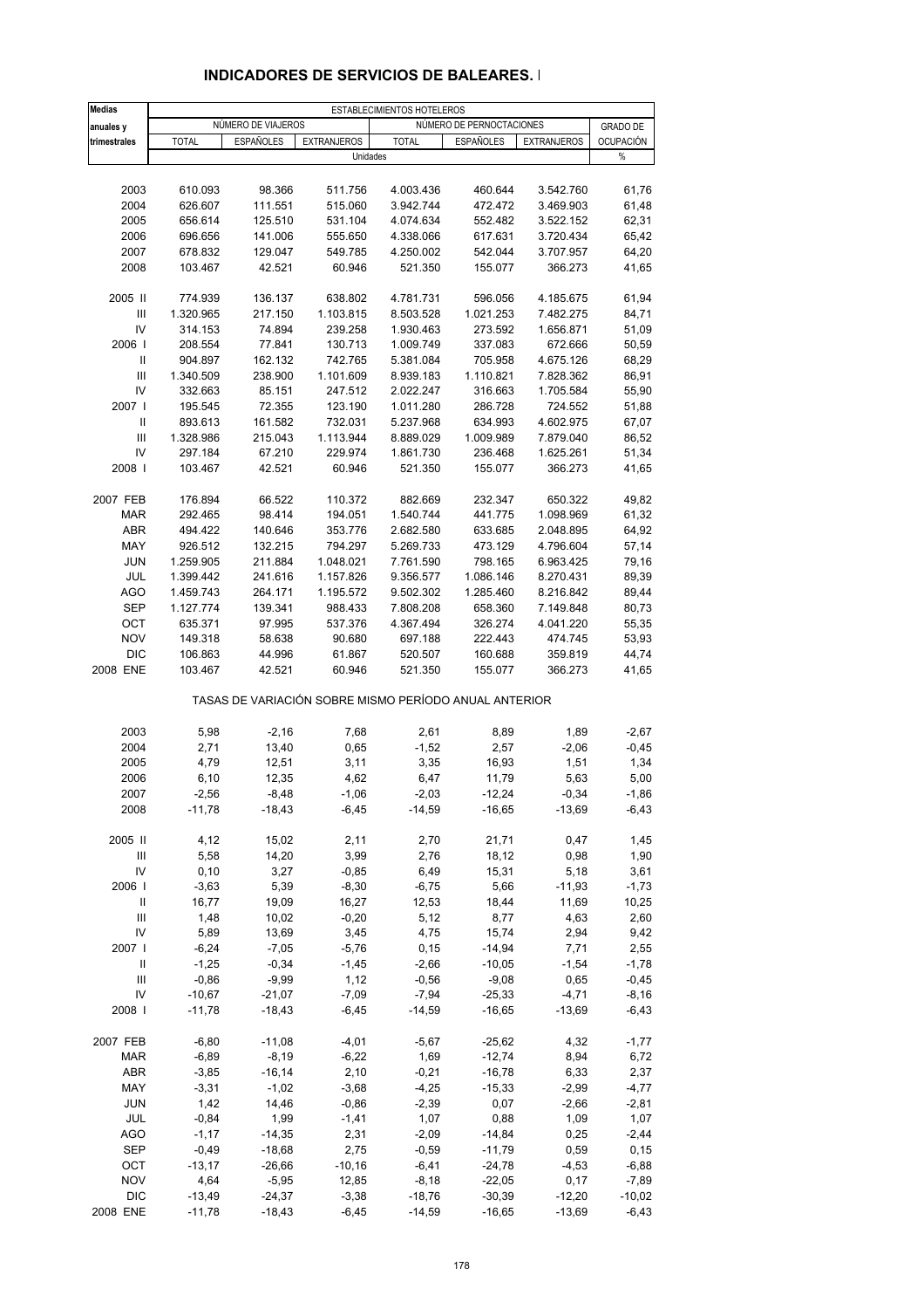## INDICADORES DE SERVICIOS DE BALEARES. I

| Medias anuales y trimestrales | ESTABLECIMIENTOS HOTELEROS | | | | | | |
|---|---|---|---|---|---|---|---|
| | NÚMERO DE VIAJEROS | | | NÚMERO DE PERNOCTACIONES | | | GRADO DE OCUPACIÓN |
| | TOTAL | ESPAÑOLES | EXTRANJEROS | TOTAL | ESPAÑOLES | EXTRANJEROS | |
| | Unidades | | | | | | % |
| 2003 | 610.093 | 98.366 | 511.756 | 4.003.436 | 460.644 | 3.542.760 | 61,76 |
| 2004 | 626.607 | 111.551 | 515.060 | 3.942.744 | 472.472 | 3.469.903 | 61,48 |
| 2005 | 656.614 | 125.510 | 531.104 | 4.074.634 | 552.482 | 3.522.152 | 62,31 |
| 2006 | 696.656 | 141.006 | 555.650 | 4.338.066 | 617.631 | 3.720.434 | 65,42 |
| 2007 | 678.832 | 129.047 | 549.785 | 4.250.002 | 542.044 | 3.707.957 | 64,20 |
| 2008 | 103.467 | 42.521 | 60.946 | 521.350 | 155.077 | 366.273 | 41,65 |
| 2005 II | 774.939 | 136.137 | 638.802 | 4.781.731 | 596.056 | 4.185.675 | 61,94 |
| III | 1.320.965 | 217.150 | 1.103.815 | 8.503.528 | 1.021.253 | 7.482.275 | 84,71 |
| IV | 314.153 | 74.894 | 239.258 | 1.930.463 | 273.592 | 1.656.871 | 51,09 |
| 2006 I | 208.554 | 77.841 | 130.713 | 1.009.749 | 337.083 | 672.666 | 50,59 |
| II | 904.897 | 162.132 | 742.765 | 5.381.084 | 705.958 | 4.675.126 | 68,29 |
| III | 1.340.509 | 238.900 | 1.101.609 | 8.939.183 | 1.110.821 | 7.828.362 | 86,91 |
| IV | 332.663 | 85.151 | 247.512 | 2.022.247 | 316.663 | 1.705.584 | 55,90 |
| 2007 I | 195.545 | 72.355 | 123.190 | 1.011.280 | 286.728 | 724.552 | 51,88 |
| II | 893.613 | 161.582 | 732.031 | 5.237.968 | 634.993 | 4.602.975 | 67,07 |
| III | 1.328.986 | 215.043 | 1.113.944 | 8.889.029 | 1.009.989 | 7.879.040 | 86,52 |
| IV | 297.184 | 67.210 | 229.974 | 1.861.730 | 236.468 | 1.625.261 | 51,34 |
| 2008 I | 103.467 | 42.521 | 60.946 | 521.350 | 155.077 | 366.273 | 41,65 |
| 2007 FEB | 176.894 | 66.522 | 110.372 | 882.669 | 232.347 | 650.322 | 49,82 |
| MAR | 292.465 | 98.414 | 194.051 | 1.540.744 | 441.775 | 1.098.969 | 61,32 |
| ABR | 494.422 | 140.646 | 353.776 | 2.682.580 | 633.685 | 2.048.895 | 64,92 |
| MAY | 926.512 | 132.215 | 794.297 | 5.269.733 | 473.129 | 4.796.604 | 57,14 |
| JUN | 1.259.905 | 211.884 | 1.048.021 | 7.761.590 | 798.165 | 6.963.425 | 79,16 |
| JUL | 1.399.442 | 241.616 | 1.157.826 | 9.356.577 | 1.086.146 | 8.270.431 | 89,39 |
| AGO | 1.459.743 | 264.171 | 1.195.572 | 9.502.302 | 1.285.460 | 8.216.842 | 89,44 |
| SEP | 1.127.774 | 139.341 | 988.433 | 7.808.208 | 658.360 | 7.149.848 | 80,73 |
| OCT | 635.371 | 97.995 | 537.376 | 4.367.494 | 326.274 | 4.041.220 | 55,35 |
| NOV | 149.318 | 58.638 | 90.680 | 697.188 | 222.443 | 474.745 | 53,93 |
| DIC | 106.863 | 44.996 | 61.867 | 520.507 | 160.688 | 359.819 | 44,74 |
| 2008 ENE | 103.467 | 42.521 | 60.946 | 521.350 | 155.077 | 366.273 | 41,65 |
| | TASAS DE VARIACIÓN SOBRE MISMO PERÍODO ANUAL ANTERIOR | | | | | | |
| 2003 | 5,98 | -2,16 | 7,68 | 2,61 | 8,89 | 1,89 | -2,67 |
| 2004 | 2,71 | 13,40 | 0,65 | -1,52 | 2,57 | -2,06 | -0,45 |
| 2005 | 4,79 | 12,51 | 3,11 | 3,35 | 16,93 | 1,51 | 1,34 |
| 2006 | 6,10 | 12,35 | 4,62 | 6,47 | 11,79 | 5,63 | 5,00 |
| 2007 | -2,56 | -8,48 | -1,06 | -2,03 | -12,24 | -0,34 | -1,86 |
| 2008 | -11,78 | -18,43 | -6,45 | -14,59 | -16,65 | -13,69 | -6,43 |
| 2005 II | 4,12 | 15,02 | 2,11 | 2,70 | 21,71 | 0,47 | 1,45 |
| III | 5,58 | 14,20 | 3,99 | 2,76 | 18,12 | 0,98 | 1,90 |
| IV | 0,10 | 3,27 | -0,85 | 6,49 | 15,31 | 5,18 | 3,61 |
| 2006 I | -3,63 | 5,39 | -8,30 | -6,75 | 5,66 | -11,93 | -1,73 |
| II | 16,77 | 19,09 | 16,27 | 12,53 | 18,44 | 11,69 | 10,25 |
| III | 1,48 | 10,02 | -0,20 | 5,12 | 8,77 | 4,63 | 2,60 |
| IV | 5,89 | 13,69 | 3,45 | 4,75 | 15,74 | 2,94 | 9,42 |
| 2007 I | -6,24 | -7,05 | -5,76 | 0,15 | -14,94 | 7,71 | 2,55 |
| II | -1,25 | -0,34 | -1,45 | -2,66 | -10,05 | -1,54 | -1,78 |
| III | -0,86 | -9,99 | 1,12 | -0,56 | -9,08 | 0,65 | -0,45 |
| IV | -10,67 | -21,07 | -7,09 | -7,94 | -25,33 | -4,71 | -8,16 |
| 2008 I | -11,78 | -18,43 | -6,45 | -14,59 | -16,65 | -13,69 | -6,43 |
| 2007 FEB | -6,80 | -11,08 | -4,01 | -5,67 | -25,62 | 4,32 | -1,77 |
| MAR | -6,89 | -8,19 | -6,22 | 1,69 | -12,74 | 8,94 | 6,72 |
| ABR | -3,85 | -16,14 | 2,10 | -0,21 | -16,78 | 6,33 | 2,37 |
| MAY | -3,31 | -1,02 | -3,68 | -4,25 | -15,33 | -2,99 | -4,77 |
| JUN | 1,42 | 14,46 | -0,86 | -2,39 | 0,07 | -2,66 | -2,81 |
| JUL | -0,84 | 1,99 | -1,41 | 1,07 | 0,88 | 1,09 | 1,07 |
| AGO | -1,17 | -14,35 | 2,31 | -2,09 | -14,84 | 0,25 | -2,44 |
| SEP | -0,49 | -18,68 | 2,75 | -0,59 | -11,79 | 0,59 | 0,15 |
| OCT | -13,17 | -26,66 | -10,16 | -6,41 | -24,78 | -4,53 | -6,88 |
| NOV | 4,64 | -5,95 | 12,85 | -8,18 | -22,05 | 0,17 | -7,89 |
| DIC | -13,49 | -24,37 | -3,38 | -18,76 | -30,39 | -12,20 | -10,02 |
| 2008 ENE | -11,78 | -18,43 | -6,45 | -14,59 | -16,65 | -13,69 | -6,43 |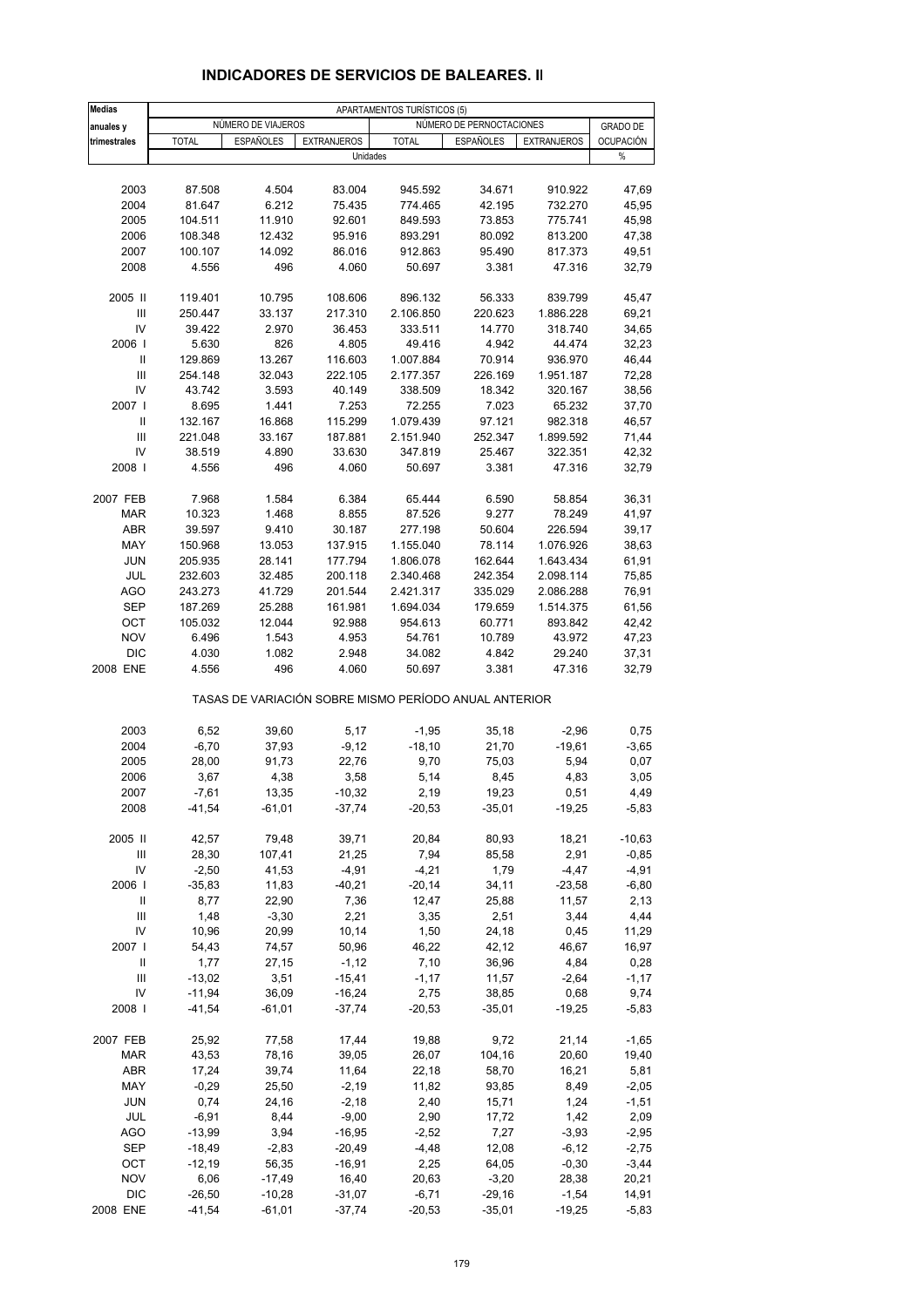## INDICADORES DE SERVICIOS DE BALEARES. II

| Medias anuales y trimestrales | APARTAMENTOS TURÍSTICOS (5) | | | | | | |
|---|---|---|---|---|---|---|---|
| | NÚMERO DE VIAJEROS | | | NÚMERO DE PERNOCTACIONES | | | GRADO DE OCUPACIÓN |
| | TOTAL | ESPAÑOLES | EXTRANJEROS | TOTAL | ESPAÑOLES | EXTRANJEROS | |
| | Unidades | | | | | | % |
| 2003 | 87.508 | 4.504 | 83.004 | 945.592 | 34.671 | 910.922 | 47,69 |
| 2004 | 81.647 | 6.212 | 75.435 | 774.465 | 42.195 | 732.270 | 45,95 |
| 2005 | 104.511 | 11.910 | 92.601 | 849.593 | 73.853 | 775.741 | 45,98 |
| 2006 | 108.348 | 12.432 | 95.916 | 893.291 | 80.092 | 813.200 | 47,38 |
| 2007 | 100.107 | 14.092 | 86.016 | 912.863 | 95.490 | 817.373 | 49,51 |
| 2008 | 4.556 | 496 | 4.060 | 50.697 | 3.381 | 47.316 | 32,79 |
| 2005 II | 119.401 | 10.795 | 108.606 | 896.132 | 56.333 | 839.799 | 45,47 |
| III | 250.447 | 33.137 | 217.310 | 2.106.850 | 220.623 | 1.886.228 | 69,21 |
| IV | 39.422 | 2.970 | 36.453 | 333.511 | 14.770 | 318.740 | 34,65 |
| 2006 I | 5.630 | 826 | 4.805 | 49.416 | 4.942 | 44.474 | 32,23 |
| II | 129.869 | 13.267 | 116.603 | 1.007.884 | 70.914 | 936.970 | 46,44 |
| III | 254.148 | 32.043 | 222.105 | 2.177.357 | 226.169 | 1.951.187 | 72,28 |
| IV | 43.742 | 3.593 | 40.149 | 338.509 | 18.342 | 320.167 | 38,56 |
| 2007 I | 8.695 | 1.441 | 7.253 | 72.255 | 7.023 | 65.232 | 37,70 |
| II | 132.167 | 16.868 | 115.299 | 1.079.439 | 97.121 | 982.318 | 46,57 |
| III | 221.048 | 33.167 | 187.881 | 2.151.940 | 252.347 | 1.899.592 | 71,44 |
| IV | 38.519 | 4.890 | 33.630 | 347.819 | 25.467 | 322.351 | 42,32 |
| 2008 I | 4.556 | 496 | 4.060 | 50.697 | 3.381 | 47.316 | 32,79 |
| 2007 FEB | 7.968 | 1.584 | 6.384 | 65.444 | 6.590 | 58.854 | 36,31 |
| MAR | 10.323 | 1.468 | 8.855 | 87.526 | 9.277 | 78.249 | 41,97 |
| ABR | 39.597 | 9.410 | 30.187 | 277.198 | 50.604 | 226.594 | 39,17 |
| MAY | 150.968 | 13.053 | 137.915 | 1.155.040 | 78.114 | 1.076.926 | 38,63 |
| JUN | 205.935 | 28.141 | 177.794 | 1.806.078 | 162.644 | 1.643.434 | 61,91 |
| JUL | 232.603 | 32.485 | 200.118 | 2.340.468 | 242.354 | 2.098.114 | 75,85 |
| AGO | 243.273 | 41.729 | 201.544 | 2.421.317 | 335.029 | 2.086.288 | 76,91 |
| SEP | 187.269 | 25.288 | 161.981 | 1.694.034 | 179.659 | 1.514.375 | 61,56 |
| OCT | 105.032 | 12.044 | 92.988 | 954.613 | 60.771 | 893.842 | 42,42 |
| NOV | 6.496 | 1.543 | 4.953 | 54.761 | 10.789 | 43.972 | 47,23 |
| DIC | 4.030 | 1.082 | 2.948 | 34.082 | 4.842 | 29.240 | 37,31 |
| 2008 ENE | 4.556 | 496 | 4.060 | 50.697 | 3.381 | 47.316 | 32,79 |
| | TASAS DE VARIACIÓN SOBRE MISMO PERÍODO ANUAL ANTERIOR | | | | | | |
| 2003 | 6,52 | 39,60 | 5,17 | -1,95 | 35,18 | -2,96 | 0,75 |
| 2004 | -6,70 | 37,93 | -9,12 | -18,10 | 21,70 | -19,61 | -3,65 |
| 2005 | 28,00 | 91,73 | 22,76 | 9,70 | 75,03 | 5,94 | 0,07 |
| 2006 | 3,67 | 4,38 | 3,58 | 5,14 | 8,45 | 4,83 | 3,05 |
| 2007 | -7,61 | 13,35 | -10,32 | 2,19 | 19,23 | 0,51 | 4,49 |
| 2008 | -41,54 | -61,01 | -37,74 | -20,53 | -35,01 | -19,25 | -5,83 |
| 2005 II | 42,57 | 79,48 | 39,71 | 20,84 | 80,93 | 18,21 | -10,63 |
| III | 28,30 | 107,41 | 21,25 | 7,94 | 85,58 | 2,91 | -0,85 |
| IV | -2,50 | 41,53 | -4,91 | -4,21 | 1,79 | -4,47 | -4,91 |
| 2006 I | -35,83 | 11,83 | -40,21 | -20,14 | 34,11 | -23,58 | -6,80 |
| II | 8,77 | 22,90 | 7,36 | 12,47 | 25,88 | 11,57 | 2,13 |
| III | 1,48 | -3,30 | 2,21 | 3,35 | 2,51 | 3,44 | 4,44 |
| IV | 10,96 | 20,99 | 10,14 | 1,50 | 24,18 | 0,45 | 11,29 |
| 2007 I | 54,43 | 74,57 | 50,96 | 46,22 | 42,12 | 46,67 | 16,97 |
| II | 1,77 | 27,15 | -1,12 | 7,10 | 36,96 | 4,84 | 0,28 |
| III | -13,02 | 3,51 | -15,41 | -1,17 | 11,57 | -2,64 | -1,17 |
| IV | -11,94 | 36,09 | -16,24 | 2,75 | 38,85 | 0,68 | 9,74 |
| 2008 I | -41,54 | -61,01 | -37,74 | -20,53 | -35,01 | -19,25 | -5,83 |
| 2007 FEB | 25,92 | 77,58 | 17,44 | 19,88 | 9,72 | 21,14 | -1,65 |
| MAR | 43,53 | 78,16 | 39,05 | 26,07 | 104,16 | 20,60 | 19,40 |
| ABR | 17,24 | 39,74 | 11,64 | 22,18 | 58,70 | 16,21 | 5,81 |
| MAY | -0,29 | 25,50 | -2,19 | 11,82 | 93,85 | 8,49 | -2,05 |
| JUN | 0,74 | 24,16 | -2,18 | 2,40 | 15,71 | 1,24 | -1,51 |
| JUL | -6,91 | 8,44 | -9,00 | 2,90 | 17,72 | 1,42 | 2,09 |
| AGO | -13,99 | 3,94 | -16,95 | -2,52 | 7,27 | -3,93 | -2,95 |
| SEP | -18,49 | -2,83 | -20,49 | -4,48 | 12,08 | -6,12 | -2,75 |
| OCT | -12,19 | 56,35 | -16,91 | 2,25 | 64,05 | -0,30 | -3,44 |
| NOV | 6,06 | -17,49 | 16,40 | 20,63 | -3,20 | 28,38 | 20,21 |
| DIC | -26,50 | -10,28 | -31,07 | -6,71 | -29,16 | -1,54 | 14,91 |
| 2008 ENE | -41,54 | -61,01 | -37,74 | -20,53 | -35,01 | -19,25 | -5,83 |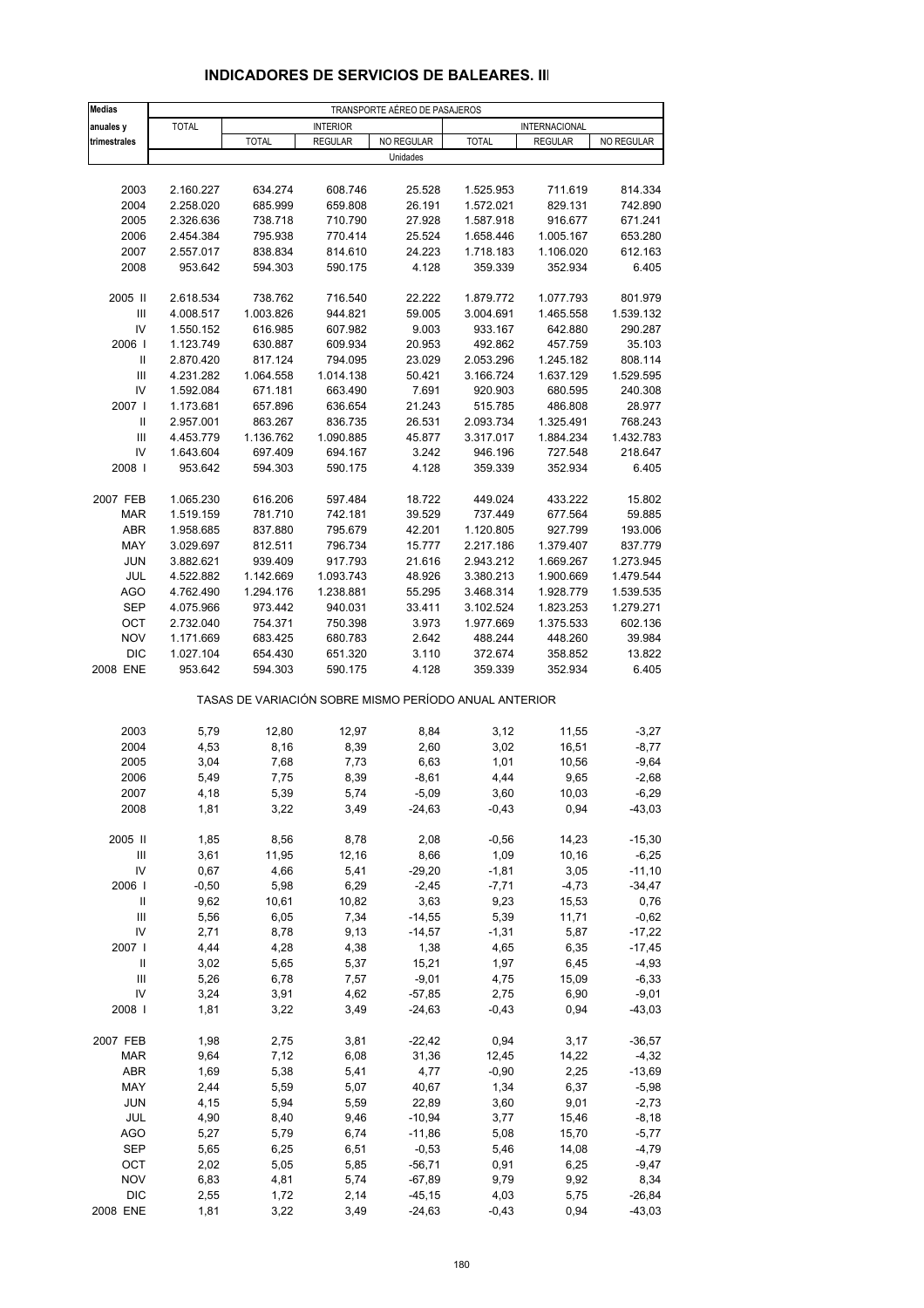## INDICADORES DE SERVICIOS DE BALEARES. III

| Medias anuales y trimestrales | TRANSPORTE AÉREO DE PASAJEROS | | | | | | |
|---|---|---|---|---|---|---|---|
| | TOTAL | INTERIOR | | | INTERNACIONAL | | |
| | | TOTAL | REGULAR | NO REGULAR | TOTAL | REGULAR | NO REGULAR |
| | Unidades | | | | | | |
| 2003 | 2.160.227 | 634.274 | 608.746 | 25.528 | 1.525.953 | 711.619 | 814.334 |
| 2004 | 2.258.020 | 685.999 | 659.808 | 26.191 | 1.572.021 | 829.131 | 742.890 |
| 2005 | 2.326.636 | 738.718 | 710.790 | 27.928 | 1.587.918 | 916.677 | 671.241 |
| 2006 | 2.454.384 | 795.938 | 770.414 | 25.524 | 1.658.446 | 1.005.167 | 653.280 |
| 2007 | 2.557.017 | 838.834 | 814.610 | 24.223 | 1.718.183 | 1.106.020 | 612.163 |
| 2008 | 953.642 | 594.303 | 590.175 | 4.128 | 359.339 | 352.934 | 6.405 |
| 2005 II | 2.618.534 | 738.762 | 716.540 | 22.222 | 1.879.772 | 1.077.793 | 801.979 |
| III | 4.008.517 | 1.003.826 | 944.821 | 59.005 | 3.004.691 | 1.465.558 | 1.539.132 |
| IV | 1.550.152 | 616.985 | 607.982 | 9.003 | 933.167 | 642.880 | 290.287 |
| 2006 I | 1.123.749 | 630.887 | 609.934 | 20.953 | 492.862 | 457.759 | 35.103 |
| II | 2.870.420 | 817.124 | 794.095 | 23.029 | 2.053.296 | 1.245.182 | 808.114 |
| III | 4.231.282 | 1.064.558 | 1.014.138 | 50.421 | 3.166.724 | 1.637.129 | 1.529.595 |
| IV | 1.592.084 | 671.181 | 663.490 | 7.691 | 920.903 | 680.595 | 240.308 |
| 2007 I | 1.173.681 | 657.896 | 636.654 | 21.243 | 515.785 | 486.808 | 28.977 |
| II | 2.957.001 | 863.267 | 836.735 | 26.531 | 2.093.734 | 1.325.491 | 768.243 |
| III | 4.453.779 | 1.136.762 | 1.090.885 | 45.877 | 3.317.017 | 1.884.234 | 1.432.783 |
| IV | 1.643.604 | 697.409 | 694.167 | 3.242 | 946.196 | 727.548 | 218.647 |
| 2008 I | 953.642 | 594.303 | 590.175 | 4.128 | 359.339 | 352.934 | 6.405 |
| 2007 FEB | 1.065.230 | 616.206 | 597.484 | 18.722 | 449.024 | 433.222 | 15.802 |
| MAR | 1.519.159 | 781.710 | 742.181 | 39.529 | 737.449 | 677.564 | 59.885 |
| ABR | 1.958.685 | 837.880 | 795.679 | 42.201 | 1.120.805 | 927.799 | 193.006 |
| MAY | 3.029.697 | 812.511 | 796.734 | 15.777 | 2.217.186 | 1.379.407 | 837.779 |
| JUN | 3.882.621 | 939.409 | 917.793 | 21.616 | 2.943.212 | 1.669.267 | 1.273.945 |
| JUL | 4.522.882 | 1.142.669 | 1.093.743 | 48.926 | 3.380.213 | 1.900.669 | 1.479.544 |
| AGO | 4.762.490 | 1.294.176 | 1.238.881 | 55.295 | 3.468.314 | 1.928.779 | 1.539.535 |
| SEP | 4.075.966 | 973.442 | 940.031 | 33.411 | 3.102.524 | 1.823.253 | 1.279.271 |
| OCT | 2.732.040 | 754.371 | 750.398 | 3.973 | 1.977.669 | 1.375.533 | 602.136 |
| NOV | 1.171.669 | 683.425 | 680.783 | 2.642 | 488.244 | 448.260 | 39.984 |
| DIC | 1.027.104 | 654.430 | 651.320 | 3.110 | 372.674 | 358.852 | 13.822 |
| 2008 ENE | 953.642 | 594.303 | 590.175 | 4.128 | 359.339 | 352.934 | 6.405 |
| | TASAS DE VARIACIÓN SOBRE MISMO PERÍODO ANUAL ANTERIOR | | | | | | |
| 2003 | 5,79 | 12,80 | 12,97 | 8,84 | 3,12 | 11,55 | -3,27 |
| 2004 | 4,53 | 8,16 | 8,39 | 2,60 | 3,02 | 16,51 | -8,77 |
| 2005 | 3,04 | 7,68 | 7,73 | 6,63 | 1,01 | 10,56 | -9,64 |
| 2006 | 5,49 | 7,75 | 8,39 | -8,61 | 4,44 | 9,65 | -2,68 |
| 2007 | 4,18 | 5,39 | 5,74 | -5,09 | 3,60 | 10,03 | -6,29 |
| 2008 | 1,81 | 3,22 | 3,49 | -24,63 | -0,43 | 0,94 | -43,03 |
| 2005 II | 1,85 | 8,56 | 8,78 | 2,08 | -0,56 | 14,23 | -15,30 |
| III | 3,61 | 11,95 | 12,16 | 8,66 | 1,09 | 10,16 | -6,25 |
| IV | 0,67 | 4,66 | 5,41 | -29,20 | -1,81 | 3,05 | -11,10 |
| 2006 I | -0,50 | 5,98 | 6,29 | -2,45 | -7,71 | -4,73 | -34,47 |
| II | 9,62 | 10,61 | 10,82 | 3,63 | 9,23 | 15,53 | 0,76 |
| III | 5,56 | 6,05 | 7,34 | -14,55 | 5,39 | 11,71 | -0,62 |
| IV | 2,71 | 8,78 | 9,13 | -14,57 | -1,31 | 5,87 | -17,22 |
| 2007 I | 4,44 | 4,28 | 4,38 | 1,38 | 4,65 | 6,35 | -17,45 |
| II | 3,02 | 5,65 | 5,37 | 15,21 | 1,97 | 6,45 | -4,93 |
| III | 5,26 | 6,78 | 7,57 | -9,01 | 4,75 | 15,09 | -6,33 |
| IV | 3,24 | 3,91 | 4,62 | -57,85 | 2,75 | 6,90 | -9,01 |
| 2008 I | 1,81 | 3,22 | 3,49 | -24,63 | -0,43 | 0,94 | -43,03 |
| 2007 FEB | 1,98 | 2,75 | 3,81 | -22,42 | 0,94 | 3,17 | -36,57 |
| MAR | 9,64 | 7,12 | 6,08 | 31,36 | 12,45 | 14,22 | -4,32 |
| ABR | 1,69 | 5,38 | 5,41 | 4,77 | -0,90 | 2,25 | -13,69 |
| MAY | 2,44 | 5,59 | 5,07 | 40,67 | 1,34 | 6,37 | -5,98 |
| JUN | 4,15 | 5,94 | 5,59 | 22,89 | 3,60 | 9,01 | -2,73 |
| JUL | 4,90 | 8,40 | 9,46 | -10,94 | 3,77 | 15,46 | -8,18 |
| AGO | 5,27 | 5,79 | 6,74 | -11,86 | 5,08 | 15,70 | -5,77 |
| SEP | 5,65 | 6,25 | 6,51 | -0,53 | 5,46 | 14,08 | -4,79 |
| OCT | 2,02 | 5,05 | 5,85 | -56,71 | 0,91 | 6,25 | -9,47 |
| NOV | 6,83 | 4,81 | 5,74 | -67,89 | 9,79 | 9,92 | 8,34 |
| DIC | 2,55 | 1,72 | 2,14 | -45,15 | 4,03 | 5,75 | -26,84 |
| 2008 ENE | 1,81 | 3,22 | 3,49 | -24,63 | -0,43 | 0,94 | -43,03 |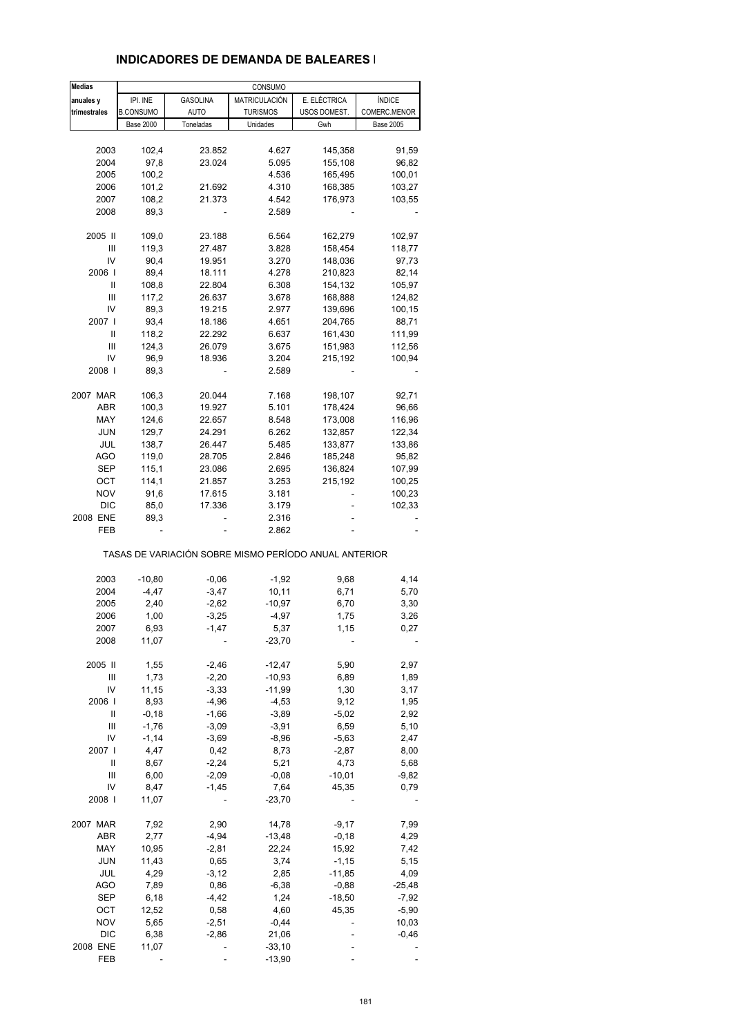## INDICADORES DE DEMANDA DE BALEARES I

| Medias | CONSUMO | | | | |
|---|---|---|---|---|---|
| anuales y | IPI. INE | GASOLINA | MATRICULACIÓN | E. ELÉCTRICA | ÍNDICE |
| trimestrales | B.CONSUMO | AUTO | TURISMOS | USOS DOMEST. | COMERC.MENOR |
| | Base 2000 | Toneladas | Unidades | Gwh | Base 2005 |
| 2003 | 102,4 | 23.852 | 4.627 | 145,358 | 91,59 |
| 2004 | 97,8 | 23.024 | 5.095 | 155,108 | 96,82 |
| 2005 | 100,2 | | 4.536 | 165,495 | 100,01 |
| 2006 | 101,2 | 21.692 | 4.310 | 168,385 | 103,27 |
| 2007 | 108,2 | 21.373 | 4.542 | 176,973 | 103,55 |
| 2008 | 89,3 | - | 2.589 | - | - |
| 2005 II | 109,0 | 23.188 | 6.564 | 162,279 | 102,97 |
| III | 119,3 | 27.487 | 3.828 | 158,454 | 118,77 |
| IV | 90,4 | 19.951 | 3.270 | 148,036 | 97,73 |
| 2006 I | 89,4 | 18.111 | 4.278 | 210,823 | 82,14 |
| II | 108,8 | 22.804 | 6.308 | 154,132 | 105,97 |
| III | 117,2 | 26.637 | 3.678 | 168,888 | 124,82 |
| IV | 89,3 | 19.215 | 2.977 | 139,696 | 100,15 |
| 2007 I | 93,4 | 18.186 | 4.651 | 204,765 | 88,71 |
| II | 118,2 | 22.292 | 6.637 | 161,430 | 111,99 |
| III | 124,3 | 26.079 | 3.675 | 151,983 | 112,56 |
| IV | 96,9 | 18.936 | 3.204 | 215,192 | 100,94 |
| 2008 I | 89,3 | - | 2.589 | - | - |
| 2007 MAR | 106,3 | 20.044 | 7.168 | 198,107 | 92,71 |
| ABR | 100,3 | 19.927 | 5.101 | 178,424 | 96,66 |
| MAY | 124,6 | 22.657 | 8.548 | 173,008 | 116,96 |
| JUN | 129,7 | 24.291 | 6.262 | 132,857 | 122,34 |
| JUL | 138,7 | 26.447 | 5.485 | 133,877 | 133,86 |
| AGO | 119,0 | 28.705 | 2.846 | 185,248 | 95,82 |
| SEP | 115,1 | 23.086 | 2.695 | 136,824 | 107,99 |
| OCT | 114,1 | 21.857 | 3.253 | 215,192 | 100,25 |
| NOV | 91,6 | 17.615 | 3.181 | - | 100,23 |
| DIC | 85,0 | 17.336 | 3.179 | - | 102,33 |
| 2008 ENE | 89,3 | - | 2.316 | - | - |
| FEB | - | - | 2.862 | - | - |
| TASAS DE VARIACIÓN SOBRE MISMO PERÍODO ANUAL ANTERIOR | | | | | |
| 2003 | -10,80 | -0,06 | -1,92 | 9,68 | 4,14 |
| 2004 | -4,47 | -3,47 | 10,11 | 6,71 | 5,70 |
| 2005 | 2,40 | -2,62 | -10,97 | 6,70 | 3,30 |
| 2006 | 1,00 | -3,25 | -4,97 | 1,75 | 3,26 |
| 2007 | 6,93 | -1,47 | 5,37 | 1,15 | 0,27 |
| 2008 | 11,07 | - | -23,70 | - | - |
| 2005 II | 1,55 | -2,46 | -12,47 | 5,90 | 2,97 |
| III | 1,73 | -2,20 | -10,93 | 6,89 | 1,89 |
| IV | 11,15 | -3,33 | -11,99 | 1,30 | 3,17 |
| 2006 I | 8,93 | -4,96 | -4,53 | 9,12 | 1,95 |
| II | -0,18 | -1,66 | -3,89 | -5,02 | 2,92 |
| III | -1,76 | -3,09 | -3,91 | 6,59 | 5,10 |
| IV | -1,14 | -3,69 | -8,96 | -5,63 | 2,47 |
| 2007 I | 4,47 | 0,42 | 8,73 | -2,87 | 8,00 |
| II | 8,67 | -2,24 | 5,21 | 4,73 | 5,68 |
| III | 6,00 | -2,09 | -0,08 | -10,01 | -9,82 |
| IV | 8,47 | -1,45 | 7,64 | 45,35 | 0,79 |
| 2008 I | 11,07 | - | -23,70 | - | - |
| 2007 MAR | 7,92 | 2,90 | 14,78 | -9,17 | 7,99 |
| ABR | 2,77 | -4,94 | -13,48 | -0,18 | 4,29 |
| MAY | 10,95 | -2,81 | 22,24 | 15,92 | 7,42 |
| JUN | 11,43 | 0,65 | 3,74 | -1,15 | 5,15 |
| JUL | 4,29 | -3,12 | 2,85 | -11,85 | 4,09 |
| AGO | 7,89 | 0,86 | -6,38 | -0,88 | -25,48 |
| SEP | 6,18 | -4,42 | 1,24 | -18,50 | -7,92 |
| OCT | 12,52 | 0,58 | 4,60 | 45,35 | -5,90 |
| NOV | 5,65 | -2,51 | -0,44 | - | 10,03 |
| DIC | 6,38 | -2,86 | 21,06 | - | -0,46 |
| 2008 ENE | 11,07 | - | -33,10 | - | - |
| FEB | - | - | -13,90 | - | - |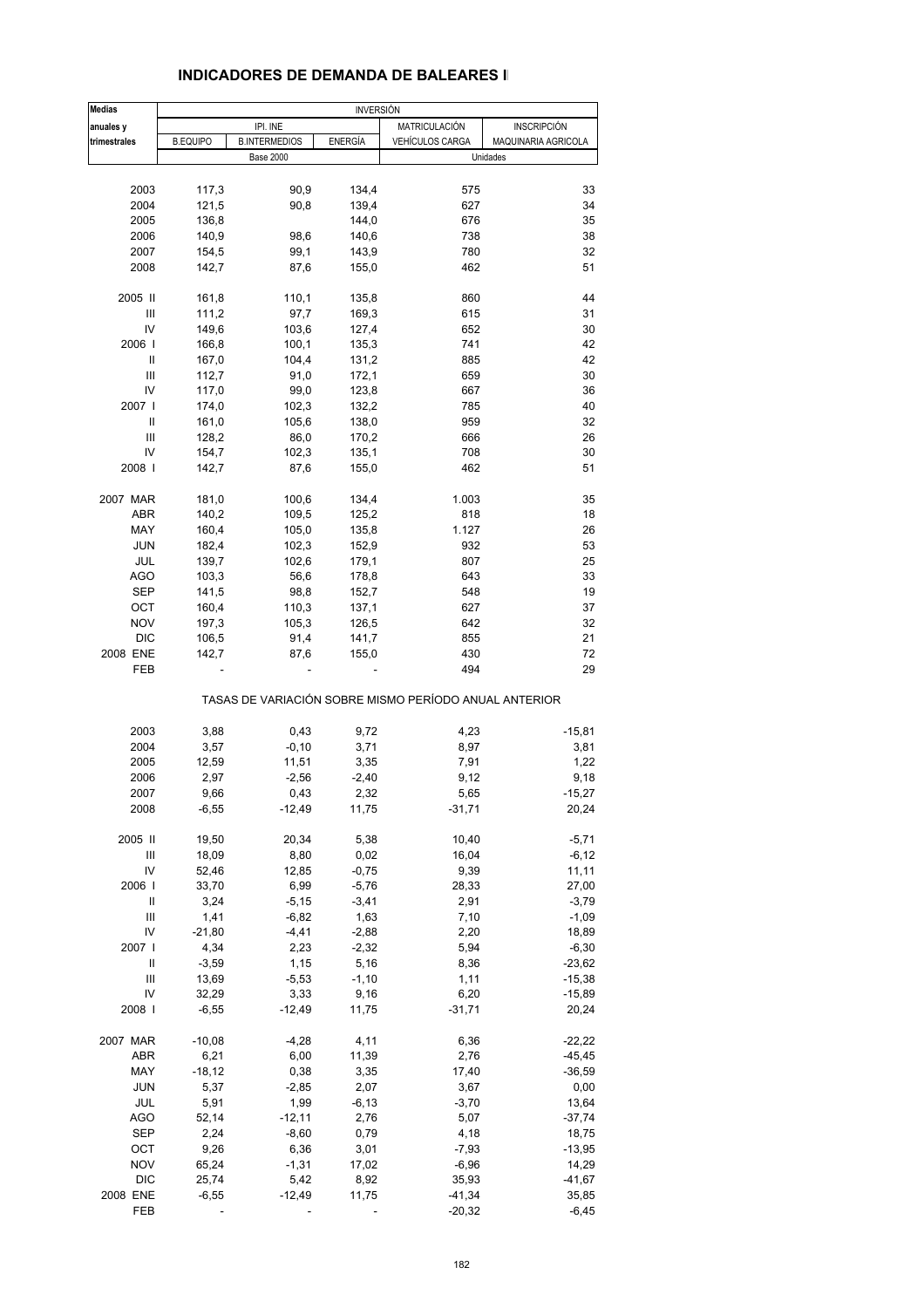# INDICADORES DE DEMANDA DE BALEARES I

| Medias anuales y trimestrales | INVERSIÓN | | | | |
|---|---|---|---|---|---|
| | IPI. INE | | | MATRICULACIÓN | INSCRIPCIÓN |
| | B.EQUIPO | B.INTERMEDIOS | ENERGÍA | VEHÍCULOS CARGA | MAQUINARIA AGRICOLA |
| | Base 2000 | | | Unidades | |
| 2003 | 117,3 | 90,9 | 134,4 | 575 | 33 |
| 2004 | 121,5 | 90,8 | 139,4 | 627 | 34 |
| 2005 | 136,8 | | 144,0 | 676 | 35 |
| 2006 | 140,9 | 98,6 | 140,6 | 738 | 38 |
| 2007 | 154,5 | 99,1 | 143,9 | 780 | 32 |
| 2008 | 142,7 | 87,6 | 155,0 | 462 | 51 |
| 2005 II | 161,8 | 110,1 | 135,8 | 860 | 44 |
| III | 111,2 | 97,7 | 169,3 | 615 | 31 |
| IV | 149,6 | 103,6 | 127,4 | 652 | 30 |
| 2006 I | 166,8 | 100,1 | 135,3 | 741 | 42 |
| II | 167,0 | 104,4 | 131,2 | 885 | 42 |
| III | 112,7 | 91,0 | 172,1 | 659 | 30 |
| IV | 117,0 | 99,0 | 123,8 | 667 | 36 |
| 2007 I | 174,0 | 102,3 | 132,2 | 785 | 40 |
| II | 161,0 | 105,6 | 138,0 | 959 | 32 |
| III | 128,2 | 86,0 | 170,2 | 666 | 26 |
| IV | 154,7 | 102,3 | 135,1 | 708 | 30 |
| 2008 I | 142,7 | 87,6 | 155,0 | 462 | 51 |
| 2007 MAR | 181,0 | 100,6 | 134,4 | 1.003 | 35 |
| ABR | 140,2 | 109,5 | 125,2 | 818 | 18 |
| MAY | 160,4 | 105,0 | 135,8 | 1.127 | 26 |
| JUN | 182,4 | 102,3 | 152,9 | 932 | 53 |
| JUL | 139,7 | 102,6 | 179,1 | 807 | 25 |
| AGO | 103,3 | 56,6 | 178,8 | 643 | 33 |
| SEP | 141,5 | 98,8 | 152,7 | 548 | 19 |
| OCT | 160,4 | 110,3 | 137,1 | 627 | 37 |
| NOV | 197,3 | 105,3 | 126,5 | 642 | 32 |
| DIC | 106,5 | 91,4 | 141,7 | 855 | 21 |
| 2008 ENE | 142,7 | 87,6 | 155,0 | 430 | 72 |
| FEB | - | - | - | 494 | 29 |
| | TASAS DE VARIACIÓN SOBRE MISMO PERÍODO ANUAL ANTERIOR | | | | |
| 2003 | 3,88 | 0,43 | 9,72 | 4,23 | -15,81 |
| 2004 | 3,57 | -0,10 | 3,71 | 8,97 | 3,81 |
| 2005 | 12,59 | 11,51 | 3,35 | 7,91 | 1,22 |
| 2006 | 2,97 | -2,56 | -2,40 | 9,12 | 9,18 |
| 2007 | 9,66 | 0,43 | 2,32 | 5,65 | -15,27 |
| 2008 | -6,55 | -12,49 | 11,75 | -31,71 | 20,24 |
| 2005 II | 19,50 | 20,34 | 5,38 | 10,40 | -5,71 |
| III | 18,09 | 8,80 | 0,02 | 16,04 | -6,12 |
| IV | 52,46 | 12,85 | -0,75 | 9,39 | 11,11 |
| 2006 I | 33,70 | 6,99 | -5,76 | 28,33 | 27,00 |
| II | 3,24 | -5,15 | -3,41 | 2,91 | -3,79 |
| III | 1,41 | -6,82 | 1,63 | 7,10 | -1,09 |
| IV | -21,80 | -4,41 | -2,88 | 2,20 | 18,89 |
| 2007 I | 4,34 | 2,23 | -2,32 | 5,94 | -6,30 |
| II | -3,59 | 1,15 | 5,16 | 8,36 | -23,62 |
| III | 13,69 | -5,53 | -1,10 | 1,11 | -15,38 |
| IV | 32,29 | 3,33 | 9,16 | 6,20 | -15,89 |
| 2008 I | -6,55 | -12,49 | 11,75 | -31,71 | 20,24 |
| 2007 MAR | -10,08 | -4,28 | 4,11 | 6,36 | -22,22 |
| ABR | 6,21 | 6,00 | 11,39 | 2,76 | -45,45 |
| MAY | -18,12 | 0,38 | 3,35 | 17,40 | -36,59 |
| JUN | 5,37 | -2,85 | 2,07 | 3,67 | 0,00 |
| JUL | 5,91 | 1,99 | -6,13 | -3,70 | 13,64 |
| AGO | 52,14 | -12,11 | 2,76 | 5,07 | -37,74 |
| SEP | 2,24 | -8,60 | 0,79 | 4,18 | 18,75 |
| OCT | 9,26 | 6,36 | 3,01 | -7,93 | -13,95 |
| NOV | 65,24 | -1,31 | 17,02 | -6,96 | 14,29 |
| DIC | 25,74 | 5,42 | 8,92 | 35,93 | -41,67 |
| 2008 ENE | -6,55 | -12,49 | 11,75 | -41,34 | 35,85 |
| FEB | - | - | - | -20,32 | -6,45 |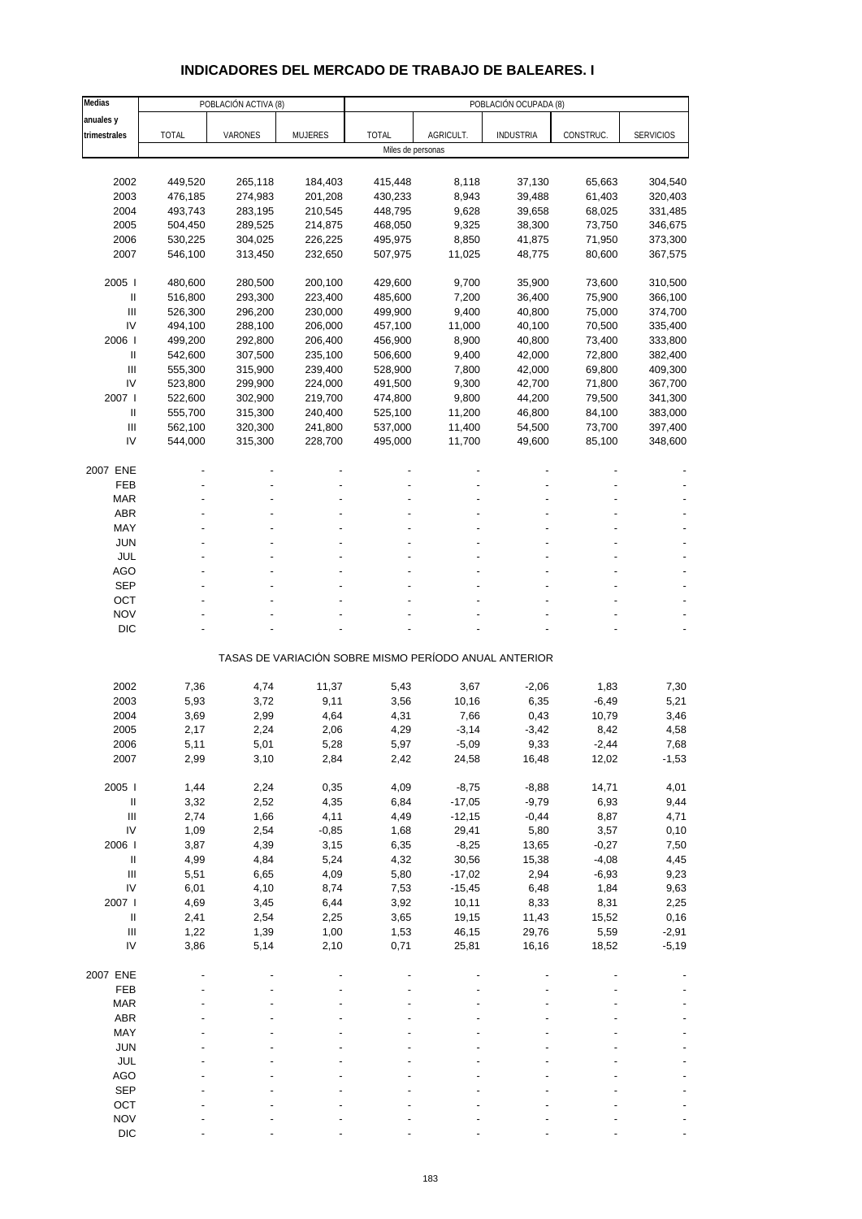# INDICADORES DEL MERCADO DE TRABAJO DE BALEARES. I

| Medias anuales y trimestrales | POBLACIÓN ACTIVA (8) | | | POBLACIÓN OCUPADA (8) | | | | |
|---|---|---|---|---|---|---|---|---|
| | TOTAL | VARONES | MUJERES | TOTAL | AGRICULT. | INDUSTRIA | CONSTRUC. | SERVICIOS |
| | Miles de personas | | | | | | | |
| 2002 | 449,520 | 265,118 | 184,403 | 415,448 | 8,118 | 37,130 | 65,663 | 304,540 |
| 2003 | 476,185 | 274,983 | 201,208 | 430,233 | 8,943 | 39,488 | 61,403 | 320,403 |
| 2004 | 493,743 | 283,195 | 210,545 | 448,795 | 9,628 | 39,658 | 68,025 | 331,485 |
| 2005 | 504,450 | 289,525 | 214,875 | 468,050 | 9,325 | 38,300 | 73,750 | 346,675 |
| 2006 | 530,225 | 304,025 | 226,225 | 495,975 | 8,850 | 41,875 | 71,950 | 373,300 |
| 2007 | 546,100 | 313,450 | 232,650 | 507,975 | 11,025 | 48,775 | 80,600 | 367,575 |
| 2005 I | 480,600 | 280,500 | 200,100 | 429,600 | 9,700 | 35,900 | 73,600 | 310,500 |
| II | 516,800 | 293,300 | 223,400 | 485,600 | 7,200 | 36,400 | 75,900 | 366,100 |
| III | 526,300 | 296,200 | 230,000 | 499,900 | 9,400 | 40,800 | 75,000 | 374,700 |
| IV | 494,100 | 288,100 | 206,000 | 457,100 | 11,000 | 40,100 | 70,500 | 335,400 |
| 2006 I | 499,200 | 292,800 | 206,400 | 456,900 | 8,900 | 40,800 | 73,400 | 333,800 |
| II | 542,600 | 307,500 | 235,100 | 506,600 | 9,400 | 42,000 | 72,800 | 382,400 |
| III | 555,300 | 315,900 | 239,400 | 528,900 | 7,800 | 42,000 | 69,800 | 409,300 |
| IV | 523,800 | 299,900 | 224,000 | 491,500 | 9,300 | 42,700 | 71,800 | 367,700 |
| 2007 I | 522,600 | 302,900 | 219,700 | 474,800 | 9,800 | 44,200 | 79,500 | 341,300 |
| II | 555,700 | 315,300 | 240,400 | 525,100 | 11,200 | 46,800 | 84,100 | 383,000 |
| III | 562,100 | 320,300 | 241,800 | 537,000 | 11,400 | 54,500 | 73,700 | 397,400 |
| IV | 544,000 | 315,300 | 228,700 | 495,000 | 11,700 | 49,600 | 85,100 | 348,600 |
| 2007 ENE | - | - | - | - | - | - | - | - |
| FEB | - | - | - | - | - | - | - | - |
| MAR | - | - | - | - | - | - | - | - |
| ABR | - | - | - | - | - | - | - | - |
| MAY | - | - | - | - | - | - | - | - |
| JUN | - | - | - | - | - | - | - | - |
| JUL | - | - | - | - | - | - | - | - |
| AGO | - | - | - | - | - | - | - | - |
| SEP | - | - | - | - | - | - | - | - |
| OCT | - | - | - | - | - | - | - | - |
| NOV | - | - | - | - | - | - | - | - |
| DIC | - | - | - | - | - | - | - | - |
| | TASAS DE VARIACIÓN SOBRE MISMO PERÍODO ANUAL ANTERIOR | | | | | | | |
| 2002 | 7,36 | 4,74 | 11,37 | 5,43 | 3,67 | -2,06 | 1,83 | 7,30 |
| 2003 | 5,93 | 3,72 | 9,11 | 3,56 | 10,16 | 6,35 | -6,49 | 5,21 |
| 2004 | 3,69 | 2,99 | 4,64 | 4,31 | 7,66 | 0,43 | 10,79 | 3,46 |
| 2005 | 2,17 | 2,24 | 2,06 | 4,29 | -3,14 | -3,42 | 8,42 | 4,58 |
| 2006 | 5,11 | 5,01 | 5,28 | 5,97 | -5,09 | 9,33 | -2,44 | 7,68 |
| 2007 | 2,99 | 3,10 | 2,84 | 2,42 | 24,58 | 16,48 | 12,02 | -1,53 |
| 2005 I | 1,44 | 2,24 | 0,35 | 4,09 | -8,75 | -8,88 | 14,71 | 4,01 |
| II | 3,32 | 2,52 | 4,35 | 6,84 | -17,05 | -9,79 | 6,93 | 9,44 |
| III | 2,74 | 1,66 | 4,11 | 4,49 | -12,15 | -0,44 | 8,87 | 4,71 |
| IV | 1,09 | 2,54 | -0,85 | 1,68 | 29,41 | 5,80 | 3,57 | 0,10 |
| 2006 I | 3,87 | 4,39 | 3,15 | 6,35 | -8,25 | 13,65 | -0,27 | 7,50 |
| II | 4,99 | 4,84 | 5,24 | 4,32 | 30,56 | 15,38 | -4,08 | 4,45 |
| III | 5,51 | 6,65 | 4,09 | 5,80 | -17,02 | 2,94 | -6,93 | 9,23 |
| IV | 6,01 | 4,10 | 8,74 | 7,53 | -15,45 | 6,48 | 1,84 | 9,63 |
| 2007 I | 4,69 | 3,45 | 6,44 | 3,92 | 10,11 | 8,33 | 8,31 | 2,25 |
| II | 2,41 | 2,54 | 2,25 | 3,65 | 19,15 | 11,43 | 15,52 | 0,16 |
| III | 1,22 | 1,39 | 1,00 | 1,53 | 46,15 | 29,76 | 5,59 | -2,91 |
| IV | 3,86 | 5,14 | 2,10 | 0,71 | 25,81 | 16,16 | 18,52 | -5,19 |
| 2007 ENE | - | - | - | - | - | - | - | - |
| FEB | - | - | - | - | - | - | - | - |
| MAR | - | - | - | - | - | - | - | - |
| ABR | - | - | - | - | - | - | - | - |
| MAY | - | - | - | - | - | - | - | - |
| JUN | - | - | - | - | - | - | - | - |
| JUL | - | - | - | - | - | - | - | - |
| AGO | - | - | - | - | - | - | - | - |
| SEP | - | - | - | - | - | - | - | - |
| OCT | - | - | - | - | - | - | - | - |
| NOV | - | - | - | - | - | - | - | - |
| DIC | - | - | - | - | - | - | - | - |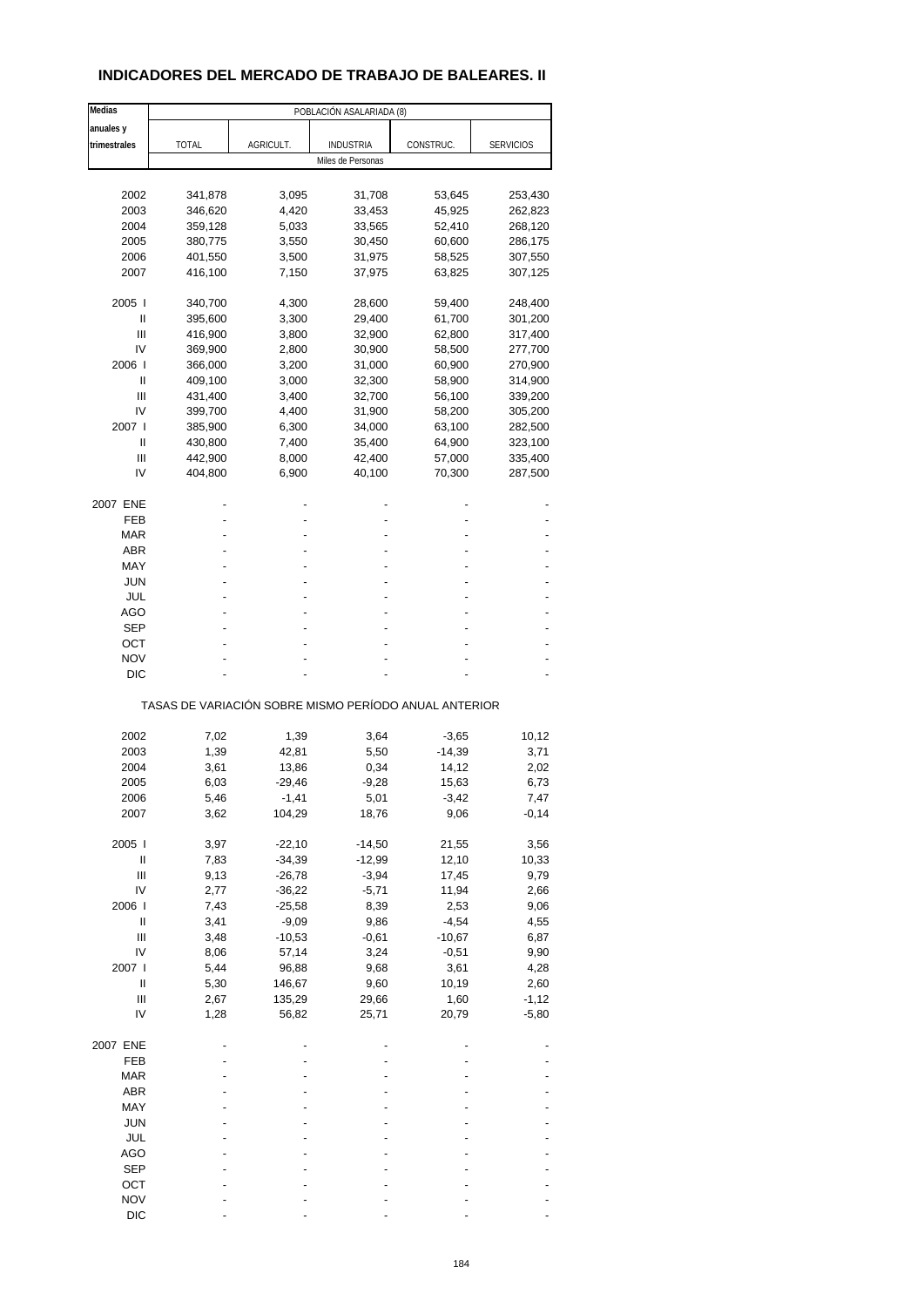## INDICADORES DEL MERCADO DE TRABAJO DE BALEARES. II

| Medias anuales y trimestrales | POBLACIÓN ASALARIADA (8) | | | | |
|---|---|---|---|---|---|
| | TOTAL | AGRICULT. | INDUSTRIA | CONSTRUC. | SERVICIOS |
| | Miles de Personas | | | | |
| 2002 | 341,878 | 3,095 | 31,708 | 53,645 | 253,430 |
| 2003 | 346,620 | 4,420 | 33,453 | 45,925 | 262,823 |
| 2004 | 359,128 | 5,033 | 33,565 | 52,410 | 268,120 |
| 2005 | 380,775 | 3,550 | 30,450 | 60,600 | 286,175 |
| 2006 | 401,550 | 3,500 | 31,975 | 58,525 | 307,550 |
| 2007 | 416,100 | 7,150 | 37,975 | 63,825 | 307,125 |
| 2005 I | 340,700 | 4,300 | 28,600 | 59,400 | 248,400 |
| II | 395,600 | 3,300 | 29,400 | 61,700 | 301,200 |
| III | 416,900 | 3,800 | 32,900 | 62,800 | 317,400 |
| IV | 369,900 | 2,800 | 30,900 | 58,500 | 277,700 |
| 2006 I | 366,000 | 3,200 | 31,000 | 60,900 | 270,900 |
| II | 409,100 | 3,000 | 32,300 | 58,900 | 314,900 |
| III | 431,400 | 3,400 | 32,700 | 56,100 | 339,200 |
| IV | 399,700 | 4,400 | 31,900 | 58,200 | 305,200 |
| 2007 I | 385,900 | 6,300 | 34,000 | 63,100 | 282,500 |
| II | 430,800 | 7,400 | 35,400 | 64,900 | 323,100 |
| III | 442,900 | 8,000 | 42,400 | 57,000 | 335,400 |
| IV | 404,800 | 6,900 | 40,100 | 70,300 | 287,500 |
| 2007 ENE | - | - | - | - | - |
| FEB | - | - | - | - | - |
| MAR | - | - | - | - | - |
| ABR | - | - | - | - | - |
| MAY | - | - | - | - | - |
| JUN | - | - | - | - | - |
| JUL | - | - | - | - | - |
| AGO | - | - | - | - | - |
| SEP | - | - | - | - | - |
| OCT | - | - | - | - | - |
| NOV | - | - | - | - | - |
| DIC | - | - | - | - | - |
| | TASAS DE VARIACIÓN SOBRE MISMO PERÍODO ANUAL ANTERIOR | | | | |
| 2002 | 7,02 | 1,39 | 3,64 | -3,65 | 10,12 |
| 2003 | 1,39 | 42,81 | 5,50 | -14,39 | 3,71 |
| 2004 | 3,61 | 13,86 | 0,34 | 14,12 | 2,02 |
| 2005 | 6,03 | -29,46 | -9,28 | 15,63 | 6,73 |
| 2006 | 5,46 | -1,41 | 5,01 | -3,42 | 7,47 |
| 2007 | 3,62 | 104,29 | 18,76 | 9,06 | -0,14 |
| 2005 I | 3,97 | -22,10 | -14,50 | 21,55 | 3,56 |
| II | 7,83 | -34,39 | -12,99 | 12,10 | 10,33 |
| III | 9,13 | -26,78 | -3,94 | 17,45 | 9,79 |
| IV | 2,77 | -36,22 | -5,71 | 11,94 | 2,66 |
| 2006 I | 7,43 | -25,58 | 8,39 | 2,53 | 9,06 |
| II | 3,41 | -9,09 | 9,86 | -4,54 | 4,55 |
| III | 3,48 | -10,53 | -0,61 | -10,67 | 6,87 |
| IV | 8,06 | 57,14 | 3,24 | -0,51 | 9,90 |
| 2007 I | 5,44 | 96,88 | 9,68 | 3,61 | 4,28 |
| II | 5,30 | 146,67 | 9,60 | 10,19 | 2,60 |
| III | 2,67 | 135,29 | 29,66 | 1,60 | -1,12 |
| IV | 1,28 | 56,82 | 25,71 | 20,79 | -5,80 |
| 2007 ENE | - | - | - | - | - |
| FEB | - | - | - | - | - |
| MAR | - | - | - | - | - |
| ABR | - | - | - | - | - |
| MAY | - | - | - | - | - |
| JUN | - | - | - | - | - |
| JUL | - | - | - | - | - |
| AGO | - | - | - | - | - |
| SEP | - | - | - | - | - |
| OCT | - | - | - | - | - |
| NOV | - | - | - | - | - |
| DIC | - | - | - | - | - |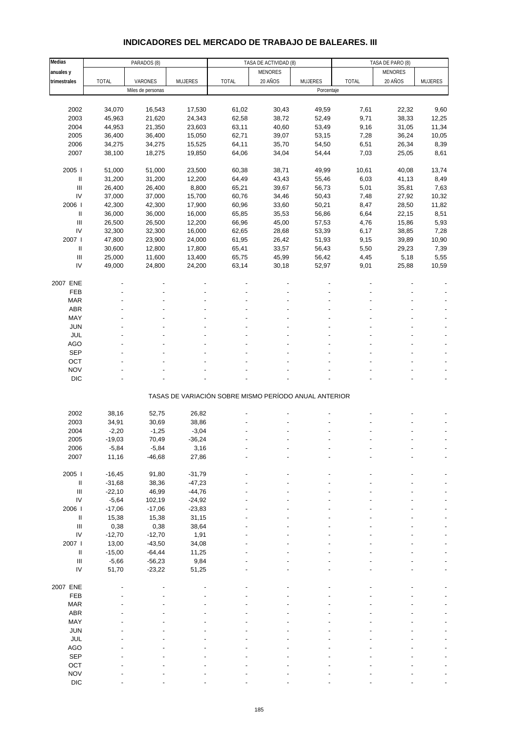# INDICADORES DEL MERCADO DE TRABAJO DE BALEARES. III

| Medias anuales y trimestrales | PARADOS (8) | | | TASA DE ACTIVIDAD (8) | | | TASA DE PARO (8) | | |
|---|---|---|---|---|---|---|---|---|---|
| | TOTAL | VARONES | MUJERES | TOTAL | MENORES 20 AÑOS | MUJERES | TOTAL | MENORES 20 AÑOS | MUJERES |
| | Miles de personas | | | Porcentaje | | | | | |
| 2002 | 34,070 | 16,543 | 17,530 | 61,02 | 30,43 | 49,59 | 7,61 | 22,32 | 9,60 |
| 2003 | 45,963 | 21,620 | 24,343 | 62,58 | 38,72 | 52,49 | 9,71 | 38,33 | 12,25 |
| 2004 | 44,953 | 21,350 | 23,603 | 63,11 | 40,60 | 53,49 | 9,16 | 31,05 | 11,34 |
| 2005 | 36,400 | 36,400 | 15,050 | 62,71 | 39,07 | 53,15 | 7,28 | 36,24 | 10,05 |
| 2006 | 34,275 | 34,275 | 15,525 | 64,11 | 35,70 | 54,50 | 6,51 | 26,34 | 8,39 |
| 2007 | 38,100 | 18,275 | 19,850 | 64,06 | 34,04 | 54,44 | 7,03 | 25,05 | 8,61 |
| 2005 I | 51,000 | 51,000 | 23,500 | 60,38 | 38,71 | 49,99 | 10,61 | 40,08 | 13,74 |
| II | 31,200 | 31,200 | 12,200 | 64,49 | 43,43 | 55,46 | 6,03 | 41,13 | 8,49 |
| III | 26,400 | 26,400 | 8,800 | 65,21 | 39,67 | 56,73 | 5,01 | 35,81 | 7,63 |
| IV | 37,000 | 37,000 | 15,700 | 60,76 | 34,46 | 50,43 | 7,48 | 27,92 | 10,32 |
| 2006 I | 42,300 | 42,300 | 17,900 | 60,96 | 33,60 | 50,21 | 8,47 | 28,50 | 11,82 |
| II | 36,000 | 36,000 | 16,000 | 65,85 | 35,53 | 56,86 | 6,64 | 22,15 | 8,51 |
| III | 26,500 | 26,500 | 12,200 | 66,96 | 45,00 | 57,53 | 4,76 | 15,86 | 5,93 |
| IV | 32,300 | 32,300 | 16,000 | 62,65 | 28,68 | 53,39 | 6,17 | 38,85 | 7,28 |
| 2007 I | 47,800 | 23,900 | 24,000 | 61,95 | 26,42 | 51,93 | 9,15 | 39,89 | 10,90 |
| II | 30,600 | 12,800 | 17,800 | 65,41 | 33,57 | 56,43 | 5,50 | 29,23 | 7,39 |
| III | 25,000 | 11,600 | 13,400 | 65,75 | 45,99 | 56,42 | 4,45 | 5,18 | 5,55 |
| IV | 49,000 | 24,800 | 24,200 | 63,14 | 30,18 | 52,97 | 9,01 | 25,88 | 10,59 |
| 2007 ENE | - | - | - | - | - | - | - | - | - |
| FEB | - | - | - | - | - | - | - | - | - |
| MAR | - | - | - | - | - | - | - | - | - |
| ABR | - | - | - | - | - | - | - | - | - |
| MAY | - | - | - | - | - | - | - | - | - |
| JUN | - | - | - | - | - | - | - | - | - |
| JUL | - | - | - | - | - | - | - | - | - |
| AGO | - | - | - | - | - | - | - | - | - |
| SEP | - | - | - | - | - | - | - | - | - |
| OCT | - | - | - | - | - | - | - | - | - |
| NOV | - | - | - | - | - | - | - | - | - |
| DIC | - | - | - | - | - | - | - | - | - |
| TASAS DE VARIACIÓN SOBRE MISMO PERÍODO ANUAL ANTERIOR | | | | | | | | | |
| 2002 | 38,16 | 52,75 | 26,82 | - | - | - | - | - | - |
| 2003 | 34,91 | 30,69 | 38,86 | - | - | - | - | - | - |
| 2004 | -2,20 | -1,25 | -3,04 | - | - | - | - | - | - |
| 2005 | -19,03 | 70,49 | -36,24 | - | - | - | - | - | - |
| 2006 | -5,84 | -5,84 | 3,16 | - | - | - | - | - | - |
| 2007 | 11,16 | -46,68 | 27,86 | - | - | - | - | - | - |
| 2005 I | -16,45 | 91,80 | -31,79 | - | - | - | - | - | - |
| II | -31,68 | 38,36 | -47,23 | - | - | - | - | - | - |
| III | -22,10 | 46,99 | -44,76 | - | - | - | - | - | - |
| IV | -5,64 | 102,19 | -24,92 | - | - | - | - | - | - |
| 2006 I | -17,06 | -17,06 | -23,83 | - | - | - | - | - | - |
| II | 15,38 | 15,38 | 31,15 | - | - | - | - | - | - |
| III | 0,38 | 0,38 | 38,64 | - | - | - | - | - | - |
| IV | -12,70 | -12,70 | 1,91 | - | - | - | - | - | - |
| 2007 I | 13,00 | -43,50 | 34,08 | - | - | - | - | - | - |
| II | -15,00 | -64,44 | 11,25 | - | - | - | - | - | - |
| III | -5,66 | -56,23 | 9,84 | - | - | - | - | - | - |
| IV | 51,70 | -23,22 | 51,25 | - | - | - | - | - | - |
| 2007 ENE | - | - | - | - | - | - | - | - | - |
| FEB | - | - | - | - | - | - | - | - | - |
| MAR | - | - | - | - | - | - | - | - | - |
| ABR | - | - | - | - | - | - | - | - | - |
| MAY | - | - | - | - | - | - | - | - | - |
| JUN | - | - | - | - | - | - | - | - | - |
| JUL | - | - | - | - | - | - | - | - | - |
| AGO | - | - | - | - | - | - | - | - | - |
| SEP | - | - | - | - | - | - | - | - | - |
| OCT | - | - | - | - | - | - | - | - | - |
| NOV | - | - | - | - | - | - | - | - | - |
| DIC | - | - | - | - | - | - | - | - | - |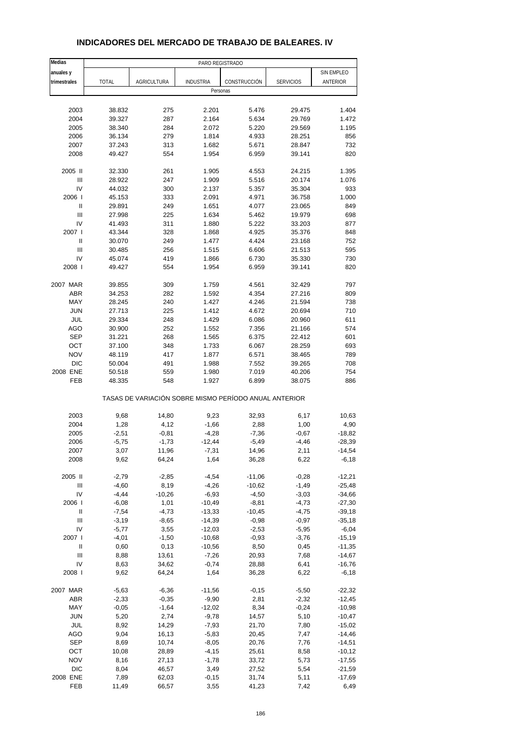## INDICADORES DEL MERCADO DE TRABAJO DE BALEARES. IV

| Medias anuales y trimestrales | PARO REGISTRADO | | | | | |
|---|---|---|---|---|---|---|
| | TOTAL | AGRICULTURA | INDUSTRIA | CONSTRUCCIÓN | SERVICIOS | SIN EMPLEO ANTERIOR |
| | Personas | | | | | |
| 2003 | 38.832 | 275 | 2.201 | 5.476 | 29.475 | 1.404 |
| 2004 | 39.327 | 287 | 2.164 | 5.634 | 29.769 | 1.472 |
| 2005 | 38.340 | 284 | 2.072 | 5.220 | 29.569 | 1.195 |
| 2006 | 36.134 | 279 | 1.814 | 4.933 | 28.251 | 856 |
| 2007 | 37.243 | 313 | 1.682 | 5.671 | 28.847 | 732 |
| 2008 | 49.427 | 554 | 1.954 | 6.959 | 39.141 | 820 |
| 2005 II | 32.330 | 261 | 1.905 | 4.553 | 24.215 | 1.395 |
| III | 28.922 | 247 | 1.909 | 5.516 | 20.174 | 1.076 |
| IV | 44.032 | 300 | 2.137 | 5.357 | 35.304 | 933 |
| 2006 I | 45.153 | 333 | 2.091 | 4.971 | 36.758 | 1.000 |
| II | 29.891 | 249 | 1.651 | 4.077 | 23.065 | 849 |
| III | 27.998 | 225 | 1.634 | 5.462 | 19.979 | 698 |
| IV | 41.493 | 311 | 1.880 | 5.222 | 33.203 | 877 |
| 2007 I | 43.344 | 328 | 1.868 | 4.925 | 35.376 | 848 |
| II | 30.070 | 249 | 1.477 | 4.424 | 23.168 | 752 |
| III | 30.485 | 256 | 1.515 | 6.606 | 21.513 | 595 |
| IV | 45.074 | 419 | 1.866 | 6.730 | 35.330 | 730 |
| 2008 I | 49.427 | 554 | 1.954 | 6.959 | 39.141 | 820 |
| 2007 MAR | 39.855 | 309 | 1.759 | 4.561 | 32.429 | 797 |
| ABR | 34.253 | 282 | 1.592 | 4.354 | 27.216 | 809 |
| MAY | 28.245 | 240 | 1.427 | 4.246 | 21.594 | 738 |
| JUN | 27.713 | 225 | 1.412 | 4.672 | 20.694 | 710 |
| JUL | 29.334 | 248 | 1.429 | 6.086 | 20.960 | 611 |
| AGO | 30.900 | 252 | 1.552 | 7.356 | 21.166 | 574 |
| SEP | 31.221 | 268 | 1.565 | 6.375 | 22.412 | 601 |
| OCT | 37.100 | 348 | 1.733 | 6.067 | 28.259 | 693 |
| NOV | 48.119 | 417 | 1.877 | 6.571 | 38.465 | 789 |
| DIC | 50.004 | 491 | 1.988 | 7.552 | 39.265 | 708 |
| 2008 ENE | 50.518 | 559 | 1.980 | 7.019 | 40.206 | 754 |
| FEB | 48.335 | 548 | 1.927 | 6.899 | 38.075 | 886 |
| | TASAS DE VARIACIÓN SOBRE MISMO PERÍODO ANUAL ANTERIOR | | | | | |
| 2003 | 9,68 | 14,80 | 9,23 | 32,93 | 6,17 | 10,63 |
| 2004 | 1,28 | 4,12 | -1,66 | 2,88 | 1,00 | 4,90 |
| 2005 | -2,51 | -0,81 | -4,28 | -7,36 | -0,67 | -18,82 |
| 2006 | -5,75 | -1,73 | -12,44 | -5,49 | -4,46 | -28,39 |
| 2007 | 3,07 | 11,96 | -7,31 | 14,96 | 2,11 | -14,54 |
| 2008 | 9,62 | 64,24 | 1,64 | 36,28 | 6,22 | -6,18 |
| 2005 II | -2,79 | -2,85 | -4,54 | -11,06 | -0,28 | -12,21 |
| III | -4,60 | 8,19 | -4,26 | -10,62 | -1,49 | -25,48 |
| IV | -4,44 | -10,26 | -6,93 | -4,50 | -3,03 | -34,66 |
| 2006 I | -6,08 | 1,01 | -10,49 | -8,81 | -4,73 | -27,30 |
| II | -7,54 | -4,73 | -13,33 | -10,45 | -4,75 | -39,18 |
| III | -3,19 | -8,65 | -14,39 | -0,98 | -0,97 | -35,18 |
| IV | -5,77 | 3,55 | -12,03 | -2,53 | -5,95 | -6,04 |
| 2007 I | -4,01 | -1,50 | -10,68 | -0,93 | -3,76 | -15,19 |
| II | 0,60 | 0,13 | -10,56 | 8,50 | 0,45 | -11,35 |
| III | 8,88 | 13,61 | -7,26 | 20,93 | 7,68 | -14,67 |
| IV | 8,63 | 34,62 | -0,74 | 28,88 | 6,41 | -16,76 |
| 2008 I | 9,62 | 64,24 | 1,64 | 36,28 | 6,22 | -6,18 |
| 2007 MAR | -5,63 | -6,36 | -11,56 | -0,15 | -5,50 | -22,32 |
| ABR | -2,33 | -0,35 | -9,90 | 2,81 | -2,32 | -12,45 |
| MAY | -0,05 | -1,64 | -12,02 | 8,34 | -0,24 | -10,98 |
| JUN | 5,20 | 2,74 | -9,78 | 14,57 | 5,10 | -10,47 |
| JUL | 8,92 | 14,29 | -7,93 | 21,70 | 7,80 | -15,02 |
| AGO | 9,04 | 16,13 | -5,83 | 20,45 | 7,47 | -14,46 |
| SEP | 8,69 | 10,74 | -8,05 | 20,76 | 7,76 | -14,51 |
| OCT | 10,08 | 28,89 | -4,15 | 25,61 | 8,58 | -10,12 |
| NOV | 8,16 | 27,13 | -1,78 | 33,72 | 5,73 | -17,55 |
| DIC | 8,04 | 46,57 | 3,49 | 27,52 | 5,54 | -21,59 |
| 2008 ENE | 7,89 | 62,03 | -0,15 | 31,74 | 5,11 | -17,69 |
| FEB | 11,49 | 66,57 | 3,55 | 41,23 | 7,42 | 6,49 |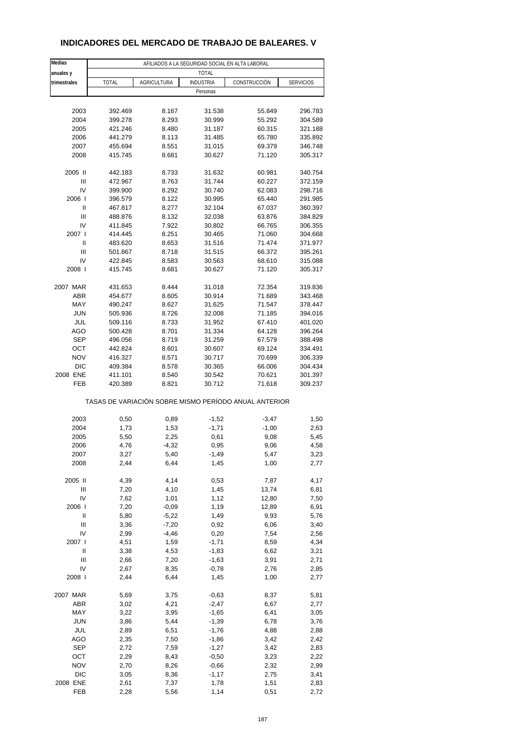# INDICADORES DEL MERCADO DE TRABAJO DE BALEARES. V

| Medias anuales y trimestrales | AFILIADOS A LA SEGURIDAD SOCIAL EN ALTA LABORAL | | | | |
|---|---|---|---|---|---|
| | TOTAL | | | | |
| | TOTAL | AGRICULTURA | INDUSTRIA | CONSTRUCCIÓN | SERVICIOS |
| | Personas | | | | |
| 2003 | 392.469 | 8.167 | 31.538 | 55.849 | 296.783 |
| 2004 | 399.278 | 8.293 | 30.999 | 55.292 | 304.589 |
| 2005 | 421.246 | 8.480 | 31.187 | 60.315 | 321.188 |
| 2006 | 441.279 | 8.113 | 31.485 | 65.780 | 335.892 |
| 2007 | 455.694 | 8.551 | 31.015 | 69.379 | 346.748 |
| 2008 | 415.745 | 8.681 | 30.627 | 71.120 | 305.317 |
| 2005 II | 442.183 | 8.733 | 31.632 | 60.981 | 340.754 |
| III | 472.967 | 8.763 | 31.744 | 60.227 | 372.159 |
| IV | 399.900 | 8.292 | 30.740 | 62.083 | 298.716 |
| 2006 I | 396.579 | 8.122 | 30.995 | 65.440 | 291.985 |
| II | 467.817 | 8.277 | 32.104 | 67.037 | 360.397 |
| III | 488.876 | 8.132 | 32.038 | 63.876 | 384.829 |
| IV | 411.845 | 7.922 | 30.802 | 66.765 | 306.355 |
| 2007 I | 414.445 | 8.251 | 30.465 | 71.060 | 304.668 |
| II | 483.620 | 8.653 | 31.516 | 71.474 | 371.977 |
| III | 501.867 | 8.718 | 31.515 | 66.372 | 395.261 |
| IV | 422.845 | 8.583 | 30.563 | 68.610 | 315.088 |
| 2008 I | 415.745 | 8.681 | 30.627 | 71.120 | 305.317 |
| 2007 MAR | 431.653 | 8.444 | 31.018 | 72.354 | 319.836 |
| ABR | 454.677 | 8.605 | 30.914 | 71.689 | 343.468 |
| MAY | 490.247 | 8.627 | 31.625 | 71.547 | 378.447 |
| JUN | 505.936 | 8.726 | 32.008 | 71.185 | 394.016 |
| JUL | 509.116 | 8.733 | 31.952 | 67.410 | 401.020 |
| AGO | 500.428 | 8.701 | 31.334 | 64.128 | 396.264 |
| SEP | 496.056 | 8.719 | 31.259 | 67.579 | 388.498 |
| OCT | 442.824 | 8.601 | 30.607 | 69.124 | 334.491 |
| NOV | 416.327 | 8.571 | 30.717 | 70.699 | 306.339 |
| DIC | 409.384 | 8.578 | 30.365 | 66.006 | 304.434 |
| 2008 ENE | 411.101 | 8.540 | 30.542 | 70.621 | 301.397 |
| FEB | 420.389 | 8.821 | 30.712 | 71.618 | 309.237 |
| | TASAS DE VARIACIÓN SOBRE MISMO PERÍODO ANUAL ANTERIOR | | | | |
| 2003 | 0,50 | 0,89 | -1,52 | -3,47 | 1,50 |
| 2004 | 1,73 | 1,53 | -1,71 | -1,00 | 2,63 |
| 2005 | 5,50 | 2,25 | 0,61 | 9,08 | 5,45 |
| 2006 | 4,76 | -4,32 | 0,95 | 9,06 | 4,58 |
| 2007 | 3,27 | 5,40 | -1,49 | 5,47 | 3,23 |
| 2008 | 2,44 | 6,44 | 1,45 | 1,00 | 2,77 |
| 2005 II | 4,39 | 4,14 | 0,53 | 7,87 | 4,17 |
| III | 7,20 | 4,10 | 1,45 | 13,74 | 6,81 |
| IV | 7,62 | 1,01 | 1,12 | 12,80 | 7,50 |
| 2006 I | 7,20 | -0,09 | 1,19 | 12,89 | 6,91 |
| II | 5,80 | -5,22 | 1,49 | 9,93 | 5,76 |
| III | 3,36 | -7,20 | 0,92 | 6,06 | 3,40 |
| IV | 2,99 | -4,46 | 0,20 | 7,54 | 2,56 |
| 2007 I | 4,51 | 1,59 | -1,71 | 8,59 | 4,34 |
| II | 3,38 | 4,53 | -1,83 | 6,62 | 3,21 |
| III | 2,66 | 7,20 | -1,63 | 3,91 | 2,71 |
| IV | 2,67 | 8,35 | -0,78 | 2,76 | 2,85 |
| 2008 I | 2,44 | 6,44 | 1,45 | 1,00 | 2,77 |
| 2007 MAR | 5,69 | 3,75 | -0,63 | 8,37 | 5,81 |
| ABR | 3,02 | 4,21 | -2,47 | 6,67 | 2,77 |
| MAY | 3,22 | 3,95 | -1,65 | 6,41 | 3,05 |
| JUN | 3,86 | 5,44 | -1,39 | 6,78 | 3,76 |
| JUL | 2,89 | 6,51 | -1,76 | 4,88 | 2,88 |
| AGO | 2,35 | 7,50 | -1,86 | 3,42 | 2,42 |
| SEP | 2,72 | 7,59 | -1,27 | 3,42 | 2,83 |
| OCT | 2,29 | 8,43 | -0,50 | 3,23 | 2,22 |
| NOV | 2,70 | 8,26 | -0,66 | 2,32 | 2,99 |
| DIC | 3,05 | 8,36 | -1,17 | 2,75 | 3,41 |
| 2008 ENE | 2,61 | 7,37 | 1,78 | 1,51 | 2,83 |
| FEB | 2,28 | 5,56 | 1,14 | 0,51 | 2,72 |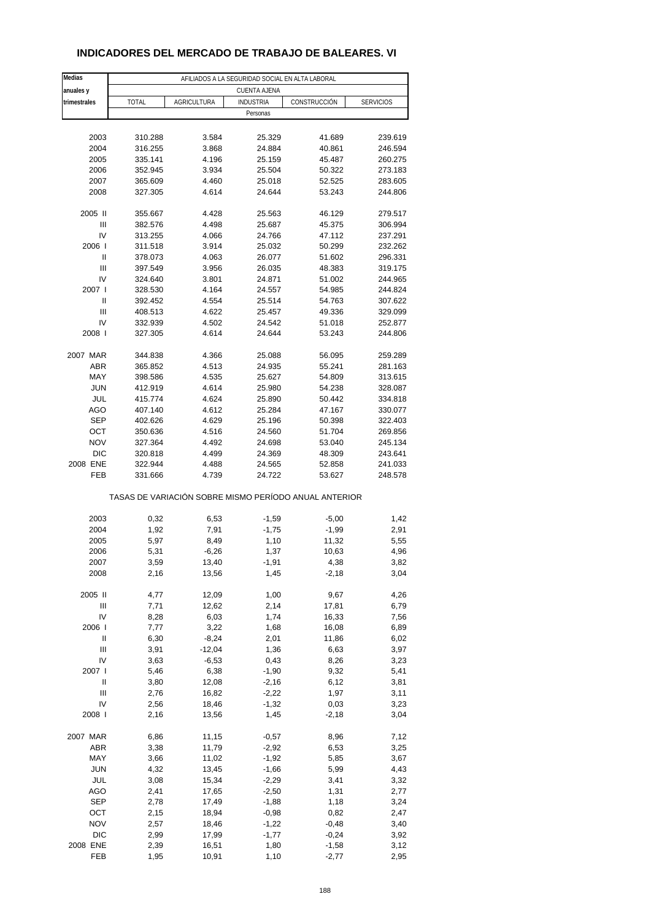# INDICADORES DEL MERCADO DE TRABAJO DE BALEARES. VI

| Medias anuales y trimestrales | AFILIADOS A LA SEGURIDAD SOCIAL EN ALTA LABORAL | | | | |
|---|---|---|---|---|---|
| | CUENTA AJENA | | | | |
| | TOTAL | AGRICULTURA | INDUSTRIA | CONSTRUCCIÓN | SERVICIOS |
| | Personas | | | | |
| 2003 | 310.288 | 3.584 | 25.329 | 41.689 | 239.619 |
| 2004 | 316.255 | 3.868 | 24.884 | 40.861 | 246.594 |
| 2005 | 335.141 | 4.196 | 25.159 | 45.487 | 260.275 |
| 2006 | 352.945 | 3.934 | 25.504 | 50.322 | 273.183 |
| 2007 | 365.609 | 4.460 | 25.018 | 52.525 | 283.605 |
| 2008 | 327.305 | 4.614 | 24.644 | 53.243 | 244.806 |
| 2005 II | 355.667 | 4.428 | 25.563 | 46.129 | 279.517 |
| III | 382.576 | 4.498 | 25.687 | 45.375 | 306.994 |
| IV | 313.255 | 4.066 | 24.766 | 47.112 | 237.291 |
| 2006 I | 311.518 | 3.914 | 25.032 | 50.299 | 232.262 |
| II | 378.073 | 4.063 | 26.077 | 51.602 | 296.331 |
| III | 397.549 | 3.956 | 26.035 | 48.383 | 319.175 |
| IV | 324.640 | 3.801 | 24.871 | 51.002 | 244.965 |
| 2007 I | 328.530 | 4.164 | 24.557 | 54.985 | 244.824 |
| II | 392.452 | 4.554 | 25.514 | 54.763 | 307.622 |
| III | 408.513 | 4.622 | 25.457 | 49.336 | 329.099 |
| IV | 332.939 | 4.502 | 24.542 | 51.018 | 252.877 |
| 2008 I | 327.305 | 4.614 | 24.644 | 53.243 | 244.806 |
| 2007 MAR | 344.838 | 4.366 | 25.088 | 56.095 | 259.289 |
| ABR | 365.852 | 4.513 | 24.935 | 55.241 | 281.163 |
| MAY | 398.586 | 4.535 | 25.627 | 54.809 | 313.615 |
| JUN | 412.919 | 4.614 | 25.980 | 54.238 | 328.087 |
| JUL | 415.774 | 4.624 | 25.890 | 50.442 | 334.818 |
| AGO | 407.140 | 4.612 | 25.284 | 47.167 | 330.077 |
| SEP | 402.626 | 4.629 | 25.196 | 50.398 | 322.403 |
| OCT | 350.636 | 4.516 | 24.560 | 51.704 | 269.856 |
| NOV | 327.364 | 4.492 | 24.698 | 53.040 | 245.134 |
| DIC | 320.818 | 4.499 | 24.369 | 48.309 | 243.641 |
| 2008 ENE | 322.944 | 4.488 | 24.565 | 52.858 | 241.033 |
| FEB | 331.666 | 4.739 | 24.722 | 53.627 | 248.578 |
| | TASAS DE VARIACIÓN SOBRE MISMO PERÍODO ANUAL ANTERIOR | | | | |
| 2003 | 0,32 | 6,53 | -1,59 | -5,00 | 1,42 |
| 2004 | 1,92 | 7,91 | -1,75 | -1,99 | 2,91 |
| 2005 | 5,97 | 8,49 | 1,10 | 11,32 | 5,55 |
| 2006 | 5,31 | -6,26 | 1,37 | 10,63 | 4,96 |
| 2007 | 3,59 | 13,40 | -1,91 | 4,38 | 3,82 |
| 2008 | 2,16 | 13,56 | 1,45 | -2,18 | 3,04 |
| 2005 II | 4,77 | 12,09 | 1,00 | 9,67 | 4,26 |
| III | 7,71 | 12,62 | 2,14 | 17,81 | 6,79 |
| IV | 8,28 | 6,03 | 1,74 | 16,33 | 7,56 |
| 2006 I | 7,77 | 3,22 | 1,68 | 16,08 | 6,89 |
| II | 6,30 | -8,24 | 2,01 | 11,86 | 6,02 |
| III | 3,91 | -12,04 | 1,36 | 6,63 | 3,97 |
| IV | 3,63 | -6,53 | 0,43 | 8,26 | 3,23 |
| 2007 I | 5,46 | 6,38 | -1,90 | 9,32 | 5,41 |
| II | 3,80 | 12,08 | -2,16 | 6,12 | 3,81 |
| III | 2,76 | 16,82 | -2,22 | 1,97 | 3,11 |
| IV | 2,56 | 18,46 | -1,32 | 0,03 | 3,23 |
| 2008 I | 2,16 | 13,56 | 1,45 | -2,18 | 3,04 |
| 2007 MAR | 6,86 | 11,15 | -0,57 | 8,96 | 7,12 |
| ABR | 3,38 | 11,79 | -2,92 | 6,53 | 3,25 |
| MAY | 3,66 | 11,02 | -1,92 | 5,85 | 3,67 |
| JUN | 4,32 | 13,45 | -1,66 | 5,99 | 4,43 |
| JUL | 3,08 | 15,34 | -2,29 | 3,41 | 3,32 |
| AGO | 2,41 | 17,65 | -2,50 | 1,31 | 2,77 |
| SEP | 2,78 | 17,49 | -1,88 | 1,18 | 3,24 |
| OCT | 2,15 | 18,94 | -0,98 | 0,82 | 2,47 |
| NOV | 2,57 | 18,46 | -1,22 | -0,48 | 3,40 |
| DIC | 2,99 | 17,99 | -1,77 | -0,24 | 3,92 |
| 2008 ENE | 2,39 | 16,51 | 1,80 | -1,58 | 3,12 |
| FEB | 1,95 | 10,91 | 1,10 | -2,77 | 2,95 |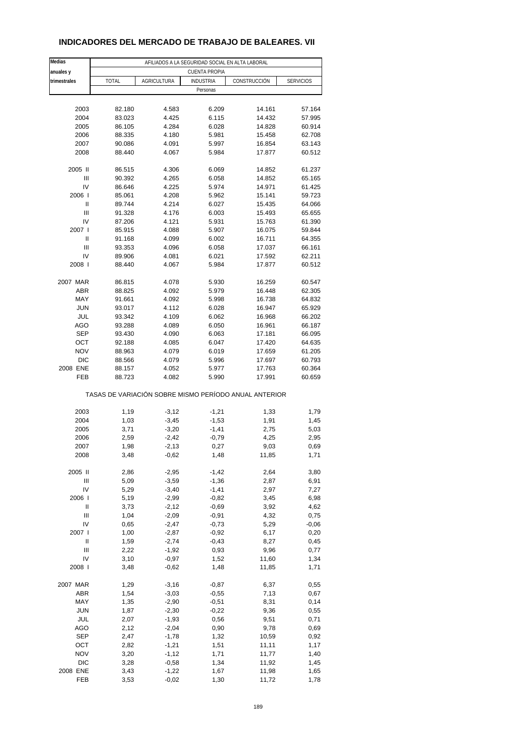## INDICADORES DEL MERCADO DE TRABAJO DE BALEARES. VII

| Medias anuales y trimestrales | AFILIADOS A LA SEGURIDAD SOCIAL EN ALTA LABORAL | | | | |
|---|---|---|---|---|---|
| | CUENTA PROPIA | | | | |
| | TOTAL | AGRICULTURA | INDUSTRIA | CONSTRUCCIÓN | SERVICIOS |
| | Personas | | | | |
| 2003 | 82.180 | 4.583 | 6.209 | 14.161 | 57.164 |
| 2004 | 83.023 | 4.425 | 6.115 | 14.432 | 57.995 |
| 2005 | 86.105 | 4.284 | 6.028 | 14.828 | 60.914 |
| 2006 | 88.335 | 4.180 | 5.981 | 15.458 | 62.708 |
| 2007 | 90.086 | 4.091 | 5.997 | 16.854 | 63.143 |
| 2008 | 88.440 | 4.067 | 5.984 | 17.877 | 60.512 |
| 2005 II | 86.515 | 4.306 | 6.069 | 14.852 | 61.237 |
| III | 90.392 | 4.265 | 6.058 | 14.852 | 65.165 |
| IV | 86.646 | 4.225 | 5.974 | 14.971 | 61.425 |
| 2006 I | 85.061 | 4.208 | 5.962 | 15.141 | 59.723 |
| II | 89.744 | 4.214 | 6.027 | 15.435 | 64.066 |
| III | 91.328 | 4.176 | 6.003 | 15.493 | 65.655 |
| IV | 87.206 | 4.121 | 5.931 | 15.763 | 61.390 |
| 2007 I | 85.915 | 4.088 | 5.907 | 16.075 | 59.844 |
| II | 91.168 | 4.099 | 6.002 | 16.711 | 64.355 |
| III | 93.353 | 4.096 | 6.058 | 17.037 | 66.161 |
| IV | 89.906 | 4.081 | 6.021 | 17.592 | 62.211 |
| 2008 I | 88.440 | 4.067 | 5.984 | 17.877 | 60.512 |
| 2007 MAR | 86.815 | 4.078 | 5.930 | 16.259 | 60.547 |
| ABR | 88.825 | 4.092 | 5.979 | 16.448 | 62.305 |
| MAY | 91.661 | 4.092 | 5.998 | 16.738 | 64.832 |
| JUN | 93.017 | 4.112 | 6.028 | 16.947 | 65.929 |
| JUL | 93.342 | 4.109 | 6.062 | 16.968 | 66.202 |
| AGO | 93.288 | 4.089 | 6.050 | 16.961 | 66.187 |
| SEP | 93.430 | 4.090 | 6.063 | 17.181 | 66.095 |
| OCT | 92.188 | 4.085 | 6.047 | 17.420 | 64.635 |
| NOV | 88.963 | 4.079 | 6.019 | 17.659 | 61.205 |
| DIC | 88.566 | 4.079 | 5.996 | 17.697 | 60.793 |
| 2008 ENE | 88.157 | 4.052 | 5.977 | 17.763 | 60.364 |
| FEB | 88.723 | 4.082 | 5.990 | 17.991 | 60.659 |
| | TASAS DE VARIACIÓN SOBRE MISMO PERÍODO ANUAL ANTERIOR | | | | |
| 2003 | 1,19 | -3,12 | -1,21 | 1,33 | 1,79 |
| 2004 | 1,03 | -3,45 | -1,53 | 1,91 | 1,45 |
| 2005 | 3,71 | -3,20 | -1,41 | 2,75 | 5,03 |
| 2006 | 2,59 | -2,42 | -0,79 | 4,25 | 2,95 |
| 2007 | 1,98 | -2,13 | 0,27 | 9,03 | 0,69 |
| 2008 | 3,48 | -0,62 | 1,48 | 11,85 | 1,71 |
| 2005 II | 2,86 | -2,95 | -1,42 | 2,64 | 3,80 |
| III | 5,09 | -3,59 | -1,36 | 2,87 | 6,91 |
| IV | 5,29 | -3,40 | -1,41 | 2,97 | 7,27 |
| 2006 I | 5,19 | -2,99 | -0,82 | 3,45 | 6,98 |
| II | 3,73 | -2,12 | -0,69 | 3,92 | 4,62 |
| III | 1,04 | -2,09 | -0,91 | 4,32 | 0,75 |
| IV | 0,65 | -2,47 | -0,73 | 5,29 | -0,06 |
| 2007 I | 1,00 | -2,87 | -0,92 | 6,17 | 0,20 |
| II | 1,59 | -2,74 | -0,43 | 8,27 | 0,45 |
| III | 2,22 | -1,92 | 0,93 | 9,96 | 0,77 |
| IV | 3,10 | -0,97 | 1,52 | 11,60 | 1,34 |
| 2008 I | 3,48 | -0,62 | 1,48 | 11,85 | 1,71 |
| 2007 MAR | 1,29 | -3,16 | -0,87 | 6,37 | 0,55 |
| ABR | 1,54 | -3,03 | -0,55 | 7,13 | 0,67 |
| MAY | 1,35 | -2,90 | -0,51 | 8,31 | 0,14 |
| JUN | 1,87 | -2,30 | -0,22 | 9,36 | 0,55 |
| JUL | 2,07 | -1,93 | 0,56 | 9,51 | 0,71 |
| AGO | 2,12 | -2,04 | 0,90 | 9,78 | 0,69 |
| SEP | 2,47 | -1,78 | 1,32 | 10,59 | 0,92 |
| OCT | 2,82 | -1,21 | 1,51 | 11,11 | 1,17 |
| NOV | 3,20 | -1,12 | 1,71 | 11,77 | 1,40 |
| DIC | 3,28 | -0,58 | 1,34 | 11,92 | 1,45 |
| 2008 ENE | 3,43 | -1,22 | 1,67 | 11,98 | 1,65 |
| FEB | 3,53 | -0,02 | 1,30 | 11,72 | 1,78 |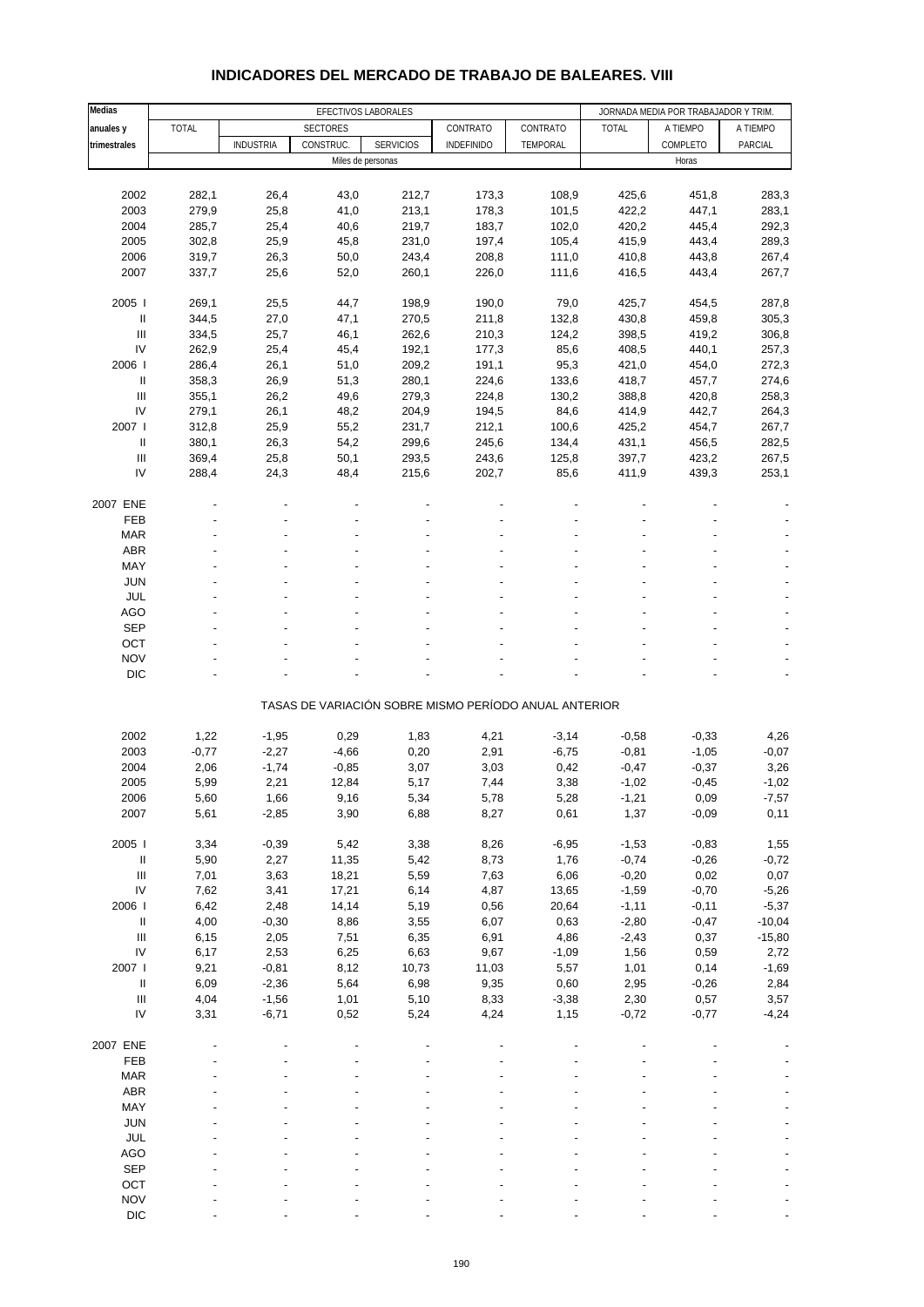# INDICADORES DEL MERCADO DE TRABAJO DE BALEARES. VIII

| Medias anuales y trimestrales | EFECTIVOS LABORALES | | | | | | JORNADA MEDIA POR TRABAJADOR Y TRIM. | | |
|---|---|---|---|---|---|---|---|---|---|
| | TOTAL | SECTORES | | | CONTRATO | CONTRATO | TOTAL | A TIEMPO | A TIEMPO |
| | | INDUSTRIA | CONSTRUC. | SERVICIOS | INDEFINIDO | TEMPORAL | | COMPLETO | PARCIAL |
| | Miles de personas | | | | | | Horas | | |
| 2002 | 282,1 | 26,4 | 43,0 | 212,7 | 173,3 | 108,9 | 425,6 | 451,8 | 283,3 |
| 2003 | 279,9 | 25,8 | 41,0 | 213,1 | 178,3 | 101,5 | 422,2 | 447,1 | 283,1 |
| 2004 | 285,7 | 25,4 | 40,6 | 219,7 | 183,7 | 102,0 | 420,2 | 445,4 | 292,3 |
| 2005 | 302,8 | 25,9 | 45,8 | 231,0 | 197,4 | 105,4 | 415,9 | 443,4 | 289,3 |
| 2006 | 319,7 | 26,3 | 50,0 | 243,4 | 208,8 | 111,0 | 410,8 | 443,8 | 267,4 |
| 2007 | 337,7 | 25,6 | 52,0 | 260,1 | 226,0 | 111,6 | 416,5 | 443,4 | 267,7 |
| 2005 I | 269,1 | 25,5 | 44,7 | 198,9 | 190,0 | 79,0 | 425,7 | 454,5 | 287,8 |
| II | 344,5 | 27,0 | 47,1 | 270,5 | 211,8 | 132,8 | 430,8 | 459,8 | 305,3 |
| III | 334,5 | 25,7 | 46,1 | 262,6 | 210,3 | 124,2 | 398,5 | 419,2 | 306,8 |
| IV | 262,9 | 25,4 | 45,4 | 192,1 | 177,3 | 85,6 | 408,5 | 440,1 | 257,3 |
| 2006 I | 286,4 | 26,1 | 51,0 | 209,2 | 191,1 | 95,3 | 421,0 | 454,0 | 272,3 |
| II | 358,3 | 26,9 | 51,3 | 280,1 | 224,6 | 133,6 | 418,7 | 457,7 | 274,6 |
| III | 355,1 | 26,2 | 49,6 | 279,3 | 224,8 | 130,2 | 388,8 | 420,8 | 258,3 |
| IV | 279,1 | 26,1 | 48,2 | 204,9 | 194,5 | 84,6 | 414,9 | 442,7 | 264,3 |
| 2007 I | 312,8 | 25,9 | 55,2 | 231,7 | 212,1 | 100,6 | 425,2 | 454,7 | 267,7 |
| II | 380,1 | 26,3 | 54,2 | 299,6 | 245,6 | 134,4 | 431,1 | 456,5 | 282,5 |
| III | 369,4 | 25,8 | 50,1 | 293,5 | 243,6 | 125,8 | 397,7 | 423,2 | 267,5 |
| IV | 288,4 | 24,3 | 48,4 | 215,6 | 202,7 | 85,6 | 411,9 | 439,3 | 253,1 |
| 2007 ENE | - | - | - | - | - | - | - | - | - |
| FEB | - | - | - | - | - | - | - | - | - |
| MAR | - | - | - | - | - | - | - | - | - |
| ABR | - | - | - | - | - | - | - | - | - |
| MAY | - | - | - | - | - | - | - | - | - |
| JUN | - | - | - | - | - | - | - | - | - |
| JUL | - | - | - | - | - | - | - | - | - |
| AGO | - | - | - | - | - | - | - | - | - |
| SEP | - | - | - | - | - | - | - | - | - |
| OCT | - | - | - | - | - | - | - | - | - |
| NOV | - | - | - | - | - | - | - | - | - |
| DIC | - | - | - | - | - | - | - | - | - |
| | TASAS DE VARIACIÓN SOBRE MISMO PERÍODO ANUAL ANTERIOR | | | | | | | | |
| 2002 | 1,22 | -1,95 | 0,29 | 1,83 | 4,21 | -3,14 | -0,58 | -0,33 | 4,26 |
| 2003 | -0,77 | -2,27 | -4,66 | 0,20 | 2,91 | -6,75 | -0,81 | -1,05 | -0,07 |
| 2004 | 2,06 | -1,74 | -0,85 | 3,07 | 3,03 | 0,42 | -0,47 | -0,37 | 3,26 |
| 2005 | 5,99 | 2,21 | 12,84 | 5,17 | 7,44 | 3,38 | -1,02 | -0,45 | -1,02 |
| 2006 | 5,60 | 1,66 | 9,16 | 5,34 | 5,78 | 5,28 | -1,21 | 0,09 | -7,57 |
| 2007 | 5,61 | -2,85 | 3,90 | 6,88 | 8,27 | 0,61 | 1,37 | -0,09 | 0,11 |
| 2005 I | 3,34 | -0,39 | 5,42 | 3,38 | 8,26 | -6,95 | -1,53 | -0,83 | 1,55 |
| II | 5,90 | 2,27 | 11,35 | 5,42 | 8,73 | 1,76 | -0,74 | -0,26 | -0,72 |
| III | 7,01 | 3,63 | 18,21 | 5,59 | 7,63 | 6,06 | -0,20 | 0,02 | 0,07 |
| IV | 7,62 | 3,41 | 17,21 | 6,14 | 4,87 | 13,65 | -1,59 | -0,70 | -5,26 |
| 2006 I | 6,42 | 2,48 | 14,14 | 5,19 | 0,56 | 20,64 | -1,11 | -0,11 | -5,37 |
| II | 4,00 | -0,30 | 8,86 | 3,55 | 6,07 | 0,63 | -2,80 | -0,47 | -10,04 |
| III | 6,15 | 2,05 | 7,51 | 6,35 | 6,91 | 4,86 | -2,43 | 0,37 | -15,80 |
| IV | 6,17 | 2,53 | 6,25 | 6,63 | 9,67 | -1,09 | 1,56 | 0,59 | 2,72 |
| 2007 I | 9,21 | -0,81 | 8,12 | 10,73 | 11,03 | 5,57 | 1,01 | 0,14 | -1,69 |
| II | 6,09 | -2,36 | 5,64 | 6,98 | 9,35 | 0,60 | 2,95 | -0,26 | 2,84 |
| III | 4,04 | -1,56 | 1,01 | 5,10 | 8,33 | -3,38 | 2,30 | 0,57 | 3,57 |
| IV | 3,31 | -6,71 | 0,52 | 5,24 | 4,24 | 1,15 | -0,72 | -0,77 | -4,24 |
| 2007 ENE | - | - | - | - | - | - | - | - | - |
| FEB | - | - | - | - | - | - | - | - | - |
| MAR | - | - | - | - | - | - | - | - | - |
| ABR | - | - | - | - | - | - | - | - | - |
| MAY | - | - | - | - | - | - | - | - | - |
| JUN | - | - | - | - | - | - | - | - | - |
| JUL | - | - | - | - | - | - | - | - | - |
| AGO | - | - | - | - | - | - | - | - | - |
| SEP | - | - | - | - | - | - | - | - | - |
| OCT | - | - | - | - | - | - | - | - | - |
| NOV | - | - | - | - | - | - | - | - | - |
| DIC | - | - | - | - | - | - | - | - | - |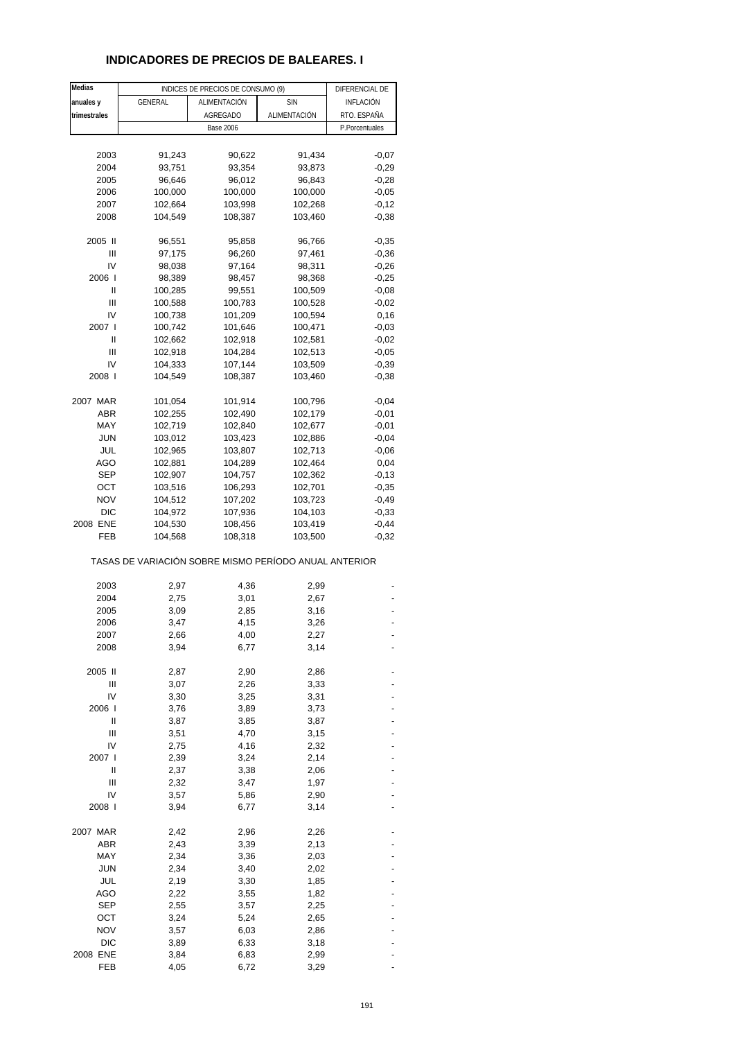## INDICADORES DE PRECIOS DE BALEARES. I

| Medias anuales y trimestrales | INDICES DE PRECIOS DE CONSUMO (9) | | | DIFERENCIAL DE INFLACIÓN RTO. ESPAÑA |
|---|---|---|---|---|
| | GENERAL | ALIMENTACIÓN AGREGADO | SIN ALIMENTACIÓN | |
| | Base 2006 | | | P.Porcentuales |
| 2003 | 91,243 | 90,622 | 91,434 | -0,07 |
| 2004 | 93,751 | 93,354 | 93,873 | -0,29 |
| 2005 | 96,646 | 96,012 | 96,843 | -0,28 |
| 2006 | 100,000 | 100,000 | 100,000 | -0,05 |
| 2007 | 102,664 | 103,998 | 102,268 | -0,12 |
| 2008 | 104,549 | 108,387 | 103,460 | -0,38 |
| 2005 II | 96,551 | 95,858 | 96,766 | -0,35 |
| III | 97,175 | 96,260 | 97,461 | -0,36 |
| IV | 98,038 | 97,164 | 98,311 | -0,26 |
| 2006 I | 98,389 | 98,457 | 98,368 | -0,25 |
| II | 100,285 | 99,551 | 100,509 | -0,08 |
| III | 100,588 | 100,783 | 100,528 | -0,02 |
| IV | 100,738 | 101,209 | 100,594 | 0,16 |
| 2007 I | 100,742 | 101,646 | 100,471 | -0,03 |
| II | 102,662 | 102,918 | 102,581 | -0,02 |
| III | 102,918 | 104,284 | 102,513 | -0,05 |
| IV | 104,333 | 107,144 | 103,509 | -0,39 |
| 2008 I | 104,549 | 108,387 | 103,460 | -0,38 |
| 2007 MAR | 101,054 | 101,914 | 100,796 | -0,04 |
| ABR | 102,255 | 102,490 | 102,179 | -0,01 |
| MAY | 102,719 | 102,840 | 102,677 | -0,01 |
| JUN | 103,012 | 103,423 | 102,886 | -0,04 |
| JUL | 102,965 | 103,807 | 102,713 | -0,06 |
| AGO | 102,881 | 104,289 | 102,464 | 0,04 |
| SEP | 102,907 | 104,757 | 102,362 | -0,13 |
| OCT | 103,516 | 106,293 | 102,701 | -0,35 |
| NOV | 104,512 | 107,202 | 103,723 | -0,49 |
| DIC | 104,972 | 107,936 | 104,103 | -0,33 |
| 2008 ENE | 104,530 | 108,456 | 103,419 | -0,44 |
| FEB | 104,568 | 108,318 | 103,500 | -0,32 |
| TASAS DE VARIACIÓN SOBRE MISMO PERÍODO ANUAL ANTERIOR | | | | |
| 2003 | 2,97 | 4,36 | 2,99 | - |
| 2004 | 2,75 | 3,01 | 2,67 | - |
| 2005 | 3,09 | 2,85 | 3,16 | - |
| 2006 | 3,47 | 4,15 | 3,26 | - |
| 2007 | 2,66 | 4,00 | 2,27 | - |
| 2008 | 3,94 | 6,77 | 3,14 | - |
| 2005 II | 2,87 | 2,90 | 2,86 | - |
| III | 3,07 | 2,26 | 3,33 | - |
| IV | 3,30 | 3,25 | 3,31 | - |
| 2006 I | 3,76 | 3,89 | 3,73 | - |
| II | 3,87 | 3,85 | 3,87 | - |
| III | 3,51 | 4,70 | 3,15 | - |
| IV | 2,75 | 4,16 | 2,32 | - |
| 2007 I | 2,39 | 3,24 | 2,14 | - |
| II | 2,37 | 3,38 | 2,06 | - |
| III | 2,32 | 3,47 | 1,97 | - |
| IV | 3,57 | 5,86 | 2,90 | - |
| 2008 I | 3,94 | 6,77 | 3,14 | - |
| 2007 MAR | 2,42 | 2,96 | 2,26 | - |
| ABR | 2,43 | 3,39 | 2,13 | - |
| MAY | 2,34 | 3,36 | 2,03 | - |
| JUN | 2,34 | 3,40 | 2,02 | - |
| JUL | 2,19 | 3,30 | 1,85 | - |
| AGO | 2,22 | 3,55 | 1,82 | - |
| SEP | 2,55 | 3,57 | 2,25 | - |
| OCT | 3,24 | 5,24 | 2,65 | - |
| NOV | 3,57 | 6,03 | 2,86 | - |
| DIC | 3,89 | 6,33 | 3,18 | - |
| 2008 ENE | 3,84 | 6,83 | 2,99 | - |
| FEB | 4,05 | 6,72 | 3,29 | - |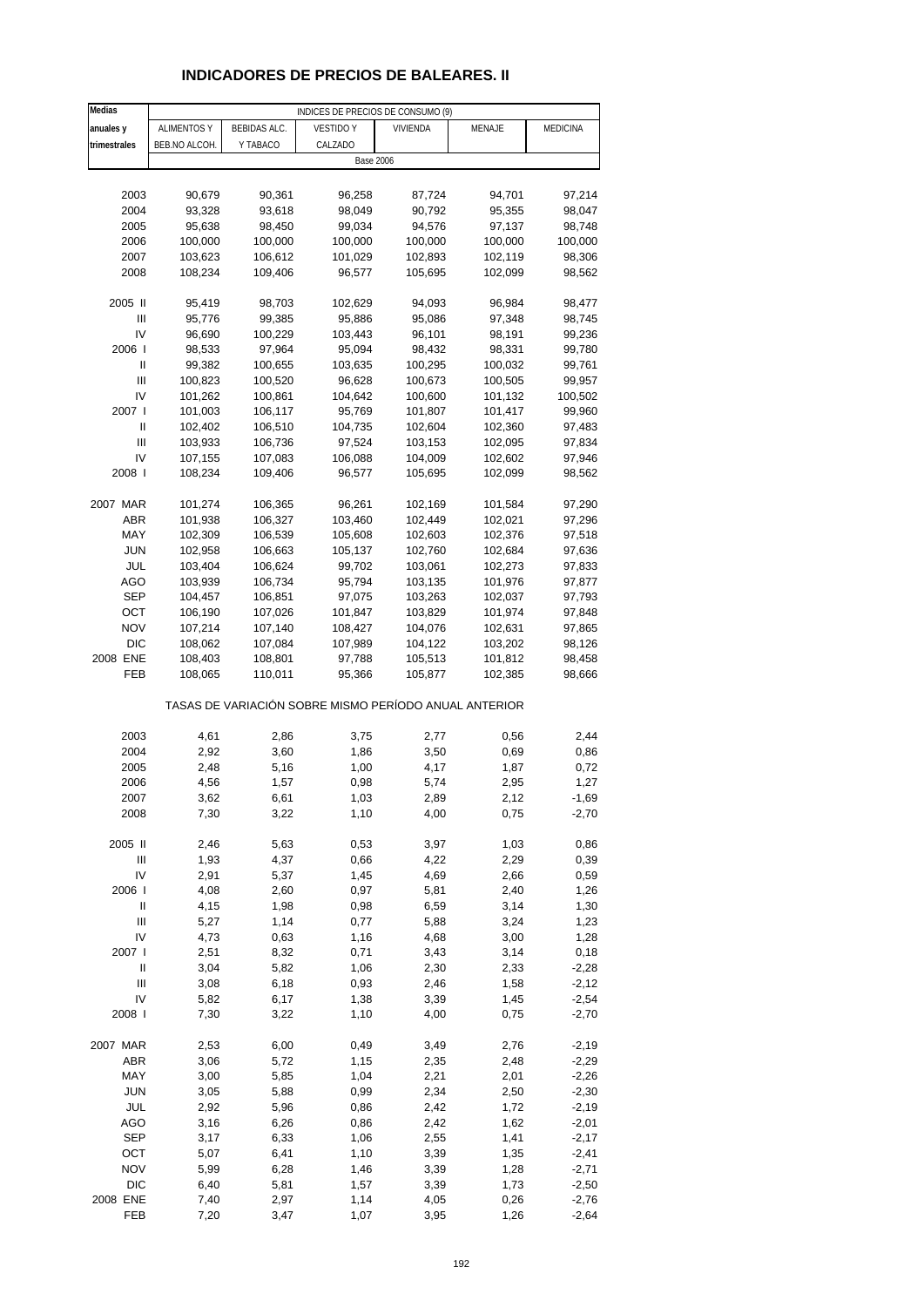# INDICADORES DE PRECIOS DE BALEARES. II

| Medias anuales y trimestrales | INDICES DE PRECIOS DE CONSUMO (9) | | | | | |
|---|---|---|---|---|---|---|
| | ALIMENTOS Y BEB.NO ALCOH. | BEBIDAS ALC. Y TABACO | VESTIDO Y CALZADO | VIVIENDA | MENAJE | MEDICINA |
| | Base 2006 | | | | | |
| 2003 | 90,679 | 90,361 | 96,258 | 87,724 | 94,701 | 97,214 |
| 2004 | 93,328 | 93,618 | 98,049 | 90,792 | 95,355 | 98,047 |
| 2005 | 95,638 | 98,450 | 99,034 | 94,576 | 97,137 | 98,748 |
| 2006 | 100,000 | 100,000 | 100,000 | 100,000 | 100,000 | 100,000 |
| 2007 | 103,623 | 106,612 | 101,029 | 102,893 | 102,119 | 98,306 |
| 2008 | 108,234 | 109,406 | 96,577 | 105,695 | 102,099 | 98,562 |
| 2005 II | 95,419 | 98,703 | 102,629 | 94,093 | 96,984 | 98,477 |
| III | 95,776 | 99,385 | 95,886 | 95,086 | 97,348 | 98,745 |
| IV | 96,690 | 100,229 | 103,443 | 96,101 | 98,191 | 99,236 |
| 2006 I | 98,533 | 97,964 | 95,094 | 98,432 | 98,331 | 99,780 |
| II | 99,382 | 100,655 | 103,635 | 100,295 | 100,032 | 99,761 |
| III | 100,823 | 100,520 | 96,628 | 100,673 | 100,505 | 99,957 |
| IV | 101,262 | 100,861 | 104,642 | 100,600 | 101,132 | 100,502 |
| 2007 I | 101,003 | 106,117 | 95,769 | 101,807 | 101,417 | 99,960 |
| II | 102,402 | 106,510 | 104,735 | 102,604 | 102,360 | 97,483 |
| III | 103,933 | 106,736 | 97,524 | 103,153 | 102,095 | 97,834 |
| IV | 107,155 | 107,083 | 106,088 | 104,009 | 102,602 | 97,946 |
| 2008 I | 108,234 | 109,406 | 96,577 | 105,695 | 102,099 | 98,562 |
| 2007 MAR | 101,274 | 106,365 | 96,261 | 102,169 | 101,584 | 97,290 |
| ABR | 101,938 | 106,327 | 103,460 | 102,449 | 102,021 | 97,296 |
| MAY | 102,309 | 106,539 | 105,608 | 102,603 | 102,376 | 97,518 |
| JUN | 102,958 | 106,663 | 105,137 | 102,760 | 102,684 | 97,636 |
| JUL | 103,404 | 106,624 | 99,702 | 103,061 | 102,273 | 97,833 |
| AGO | 103,939 | 106,734 | 95,794 | 103,135 | 101,976 | 97,877 |
| SEP | 104,457 | 106,851 | 97,075 | 103,263 | 102,037 | 97,793 |
| OCT | 106,190 | 107,026 | 101,847 | 103,829 | 101,974 | 97,848 |
| NOV | 107,214 | 107,140 | 108,427 | 104,076 | 102,631 | 97,865 |
| DIC | 108,062 | 107,084 | 107,989 | 104,122 | 103,202 | 98,126 |
| 2008 ENE | 108,403 | 108,801 | 97,788 | 105,513 | 101,812 | 98,458 |
| FEB | 108,065 | 110,011 | 95,366 | 105,877 | 102,385 | 98,666 |
| | TASAS DE VARIACIÓN SOBRE MISMO PERÍODO ANUAL ANTERIOR | | | | | |
| 2003 | 4,61 | 2,86 | 3,75 | 2,77 | 0,56 | 2,44 |
| 2004 | 2,92 | 3,60 | 1,86 | 3,50 | 0,69 | 0,86 |
| 2005 | 2,48 | 5,16 | 1,00 | 4,17 | 1,87 | 0,72 |
| 2006 | 4,56 | 1,57 | 0,98 | 5,74 | 2,95 | 1,27 |
| 2007 | 3,62 | 6,61 | 1,03 | 2,89 | 2,12 | -1,69 |
| 2008 | 7,30 | 3,22 | 1,10 | 4,00 | 0,75 | -2,70 |
| 2005 II | 2,46 | 5,63 | 0,53 | 3,97 | 1,03 | 0,86 |
| III | 1,93 | 4,37 | 0,66 | 4,22 | 2,29 | 0,39 |
| IV | 2,91 | 5,37 | 1,45 | 4,69 | 2,66 | 0,59 |
| 2006 I | 4,08 | 2,60 | 0,97 | 5,81 | 2,40 | 1,26 |
| II | 4,15 | 1,98 | 0,98 | 6,59 | 3,14 | 1,30 |
| III | 5,27 | 1,14 | 0,77 | 5,88 | 3,24 | 1,23 |
| IV | 4,73 | 0,63 | 1,16 | 4,68 | 3,00 | 1,28 |
| 2007 I | 2,51 | 8,32 | 0,71 | 3,43 | 3,14 | 0,18 |
| II | 3,04 | 5,82 | 1,06 | 2,30 | 2,33 | -2,28 |
| III | 3,08 | 6,18 | 0,93 | 2,46 | 1,58 | -2,12 |
| IV | 5,82 | 6,17 | 1,38 | 3,39 | 1,45 | -2,54 |
| 2008 I | 7,30 | 3,22 | 1,10 | 4,00 | 0,75 | -2,70 |
| 2007 MAR | 2,53 | 6,00 | 0,49 | 3,49 | 2,76 | -2,19 |
| ABR | 3,06 | 5,72 | 1,15 | 2,35 | 2,48 | -2,29 |
| MAY | 3,00 | 5,85 | 1,04 | 2,21 | 2,01 | -2,26 |
| JUN | 3,05 | 5,88 | 0,99 | 2,34 | 2,50 | -2,30 |
| JUL | 2,92 | 5,96 | 0,86 | 2,42 | 1,72 | -2,19 |
| AGO | 3,16 | 6,26 | 0,86 | 2,42 | 1,62 | -2,01 |
| SEP | 3,17 | 6,33 | 1,06 | 2,55 | 1,41 | -2,17 |
| OCT | 5,07 | 6,41 | 1,10 | 3,39 | 1,35 | -2,41 |
| NOV | 5,99 | 6,28 | 1,46 | 3,39 | 1,28 | -2,71 |
| DIC | 6,40 | 5,81 | 1,57 | 3,39 | 1,73 | -2,50 |
| 2008 ENE | 7,40 | 2,97 | 1,14 | 4,05 | 0,26 | -2,76 |
| FEB | 7,20 | 3,47 | 1,07 | 3,95 | 1,26 | -2,64 |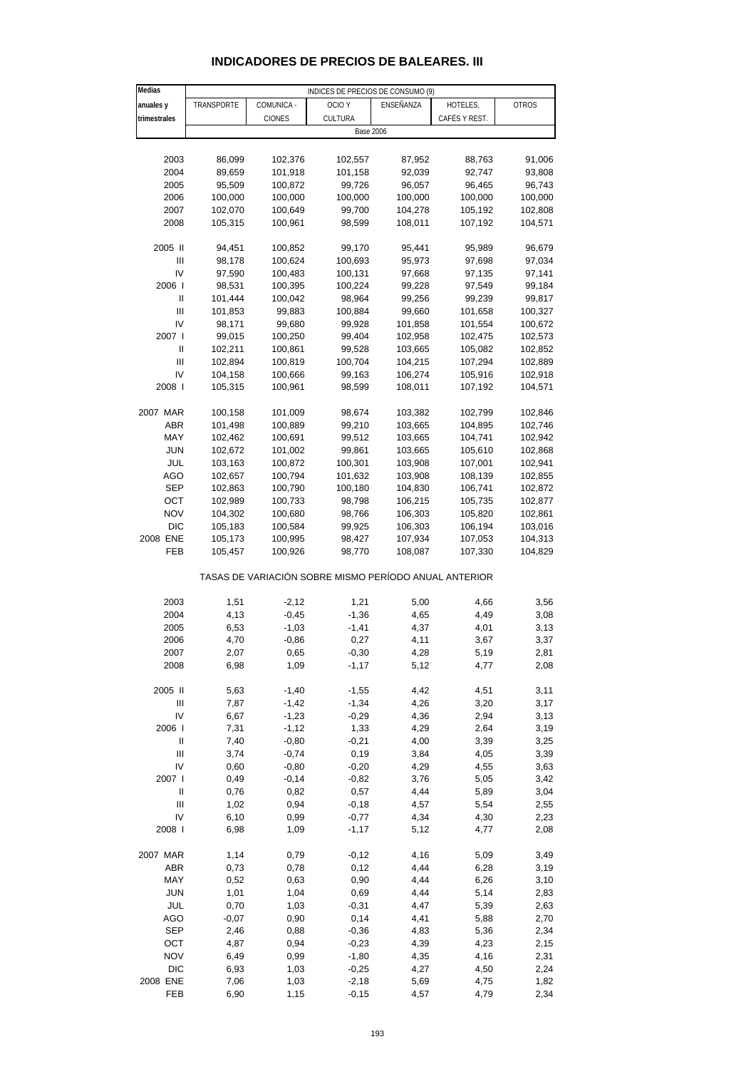# INDICADORES DE PRECIOS DE BALEARES. III

| Medias anuales y trimestrales | INDICES DE PRECIOS DE CONSUMO (9) | | | | | |
|---|---|---|---|---|---|---|
| | TRANSPORTE | COMUNICA - CIONES | OCIO Y CULTURA | ENSEÑANZA | HOTELES, CAFÉS Y REST. | OTROS |
| | Base 2006 | | | | | |
| 2003 | 86,099 | 102,376 | 102,557 | 87,952 | 88,763 | 91,006 |
| 2004 | 89,659 | 101,918 | 101,158 | 92,039 | 92,747 | 93,808 |
| 2005 | 95,509 | 100,872 | 99,726 | 96,057 | 96,465 | 96,743 |
| 2006 | 100,000 | 100,000 | 100,000 | 100,000 | 100,000 | 100,000 |
| 2007 | 102,070 | 100,649 | 99,700 | 104,278 | 105,192 | 102,808 |
| 2008 | 105,315 | 100,961 | 98,599 | 108,011 | 107,192 | 104,571 |
| 2005 II | 94,451 | 100,852 | 99,170 | 95,441 | 95,989 | 96,679 |
| III | 98,178 | 100,624 | 100,693 | 95,973 | 97,698 | 97,034 |
| IV | 97,590 | 100,483 | 100,131 | 97,668 | 97,135 | 97,141 |
| 2006 I | 98,531 | 100,395 | 100,224 | 99,228 | 97,549 | 99,184 |
| II | 101,444 | 100,042 | 98,964 | 99,256 | 99,239 | 99,817 |
| III | 101,853 | 99,883 | 100,884 | 99,660 | 101,658 | 100,327 |
| IV | 98,171 | 99,680 | 99,928 | 101,858 | 101,554 | 100,672 |
| 2007 I | 99,015 | 100,250 | 99,404 | 102,958 | 102,475 | 102,573 |
| II | 102,211 | 100,861 | 99,528 | 103,665 | 105,082 | 102,852 |
| III | 102,894 | 100,819 | 100,704 | 104,215 | 107,294 | 102,889 |
| IV | 104,158 | 100,666 | 99,163 | 106,274 | 105,916 | 102,918 |
| 2008 I | 105,315 | 100,961 | 98,599 | 108,011 | 107,192 | 104,571 |
| 2007 MAR | 100,158 | 101,009 | 98,674 | 103,382 | 102,799 | 102,846 |
| ABR | 101,498 | 100,889 | 99,210 | 103,665 | 104,895 | 102,746 |
| MAY | 102,462 | 100,691 | 99,512 | 103,665 | 104,741 | 102,942 |
| JUN | 102,672 | 101,002 | 99,861 | 103,665 | 105,610 | 102,868 |
| JUL | 103,163 | 100,872 | 100,301 | 103,908 | 107,001 | 102,941 |
| AGO | 102,657 | 100,794 | 101,632 | 103,908 | 108,139 | 102,855 |
| SEP | 102,863 | 100,790 | 100,180 | 104,830 | 106,741 | 102,872 |
| OCT | 102,989 | 100,733 | 98,798 | 106,215 | 105,735 | 102,877 |
| NOV | 104,302 | 100,680 | 98,766 | 106,303 | 105,820 | 102,861 |
| DIC | 105,183 | 100,584 | 99,925 | 106,303 | 106,194 | 103,016 |
| 2008 ENE | 105,173 | 100,995 | 98,427 | 107,934 | 107,053 | 104,313 |
| FEB | 105,457 | 100,926 | 98,770 | 108,087 | 107,330 | 104,829 |
| | TASAS DE VARIACIÓN SOBRE MISMO PERÍODO ANUAL ANTERIOR | | | | | |
| 2003 | 1,51 | -2,12 | 1,21 | 5,00 | 4,66 | 3,56 |
| 2004 | 4,13 | -0,45 | -1,36 | 4,65 | 4,49 | 3,08 |
| 2005 | 6,53 | -1,03 | -1,41 | 4,37 | 4,01 | 3,13 |
| 2006 | 4,70 | -0,86 | 0,27 | 4,11 | 3,67 | 3,37 |
| 2007 | 2,07 | 0,65 | -0,30 | 4,28 | 5,19 | 2,81 |
| 2008 | 6,98 | 1,09 | -1,17 | 5,12 | 4,77 | 2,08 |
| 2005 II | 5,63 | -1,40 | -1,55 | 4,42 | 4,51 | 3,11 |
| III | 7,87 | -1,42 | -1,34 | 4,26 | 3,20 | 3,17 |
| IV | 6,67 | -1,23 | -0,29 | 4,36 | 2,94 | 3,13 |
| 2006 I | 7,31 | -1,12 | 1,33 | 4,29 | 2,64 | 3,19 |
| II | 7,40 | -0,80 | -0,21 | 4,00 | 3,39 | 3,25 |
| III | 3,74 | -0,74 | 0,19 | 3,84 | 4,05 | 3,39 |
| IV | 0,60 | -0,80 | -0,20 | 4,29 | 4,55 | 3,63 |
| 2007 I | 0,49 | -0,14 | -0,82 | 3,76 | 5,05 | 3,42 |
| II | 0,76 | 0,82 | 0,57 | 4,44 | 5,89 | 3,04 |
| III | 1,02 | 0,94 | -0,18 | 4,57 | 5,54 | 2,55 |
| IV | 6,10 | 0,99 | -0,77 | 4,34 | 4,30 | 2,23 |
| 2008 I | 6,98 | 1,09 | -1,17 | 5,12 | 4,77 | 2,08 |
| 2007 MAR | 1,14 | 0,79 | -0,12 | 4,16 | 5,09 | 3,49 |
| ABR | 0,73 | 0,78 | 0,12 | 4,44 | 6,28 | 3,19 |
| MAY | 0,52 | 0,63 | 0,90 | 4,44 | 6,26 | 3,10 |
| JUN | 1,01 | 1,04 | 0,69 | 4,44 | 5,14 | 2,83 |
| JUL | 0,70 | 1,03 | -0,31 | 4,47 | 5,39 | 2,63 |
| AGO | -0,07 | 0,90 | 0,14 | 4,41 | 5,88 | 2,70 |
| SEP | 2,46 | 0,88 | -0,36 | 4,83 | 5,36 | 2,34 |
| OCT | 4,87 | 0,94 | -0,23 | 4,39 | 4,23 | 2,15 |
| NOV | 6,49 | 0,99 | -1,80 | 4,35 | 4,16 | 2,31 |
| DIC | 6,93 | 1,03 | -0,25 | 4,27 | 4,50 | 2,24 |
| 2008 ENE | 7,06 | 1,03 | -2,18 | 5,69 | 4,75 | 1,82 |
| FEB | 6,90 | 1,15 | -0,15 | 4,57 | 4,79 | 2,34 |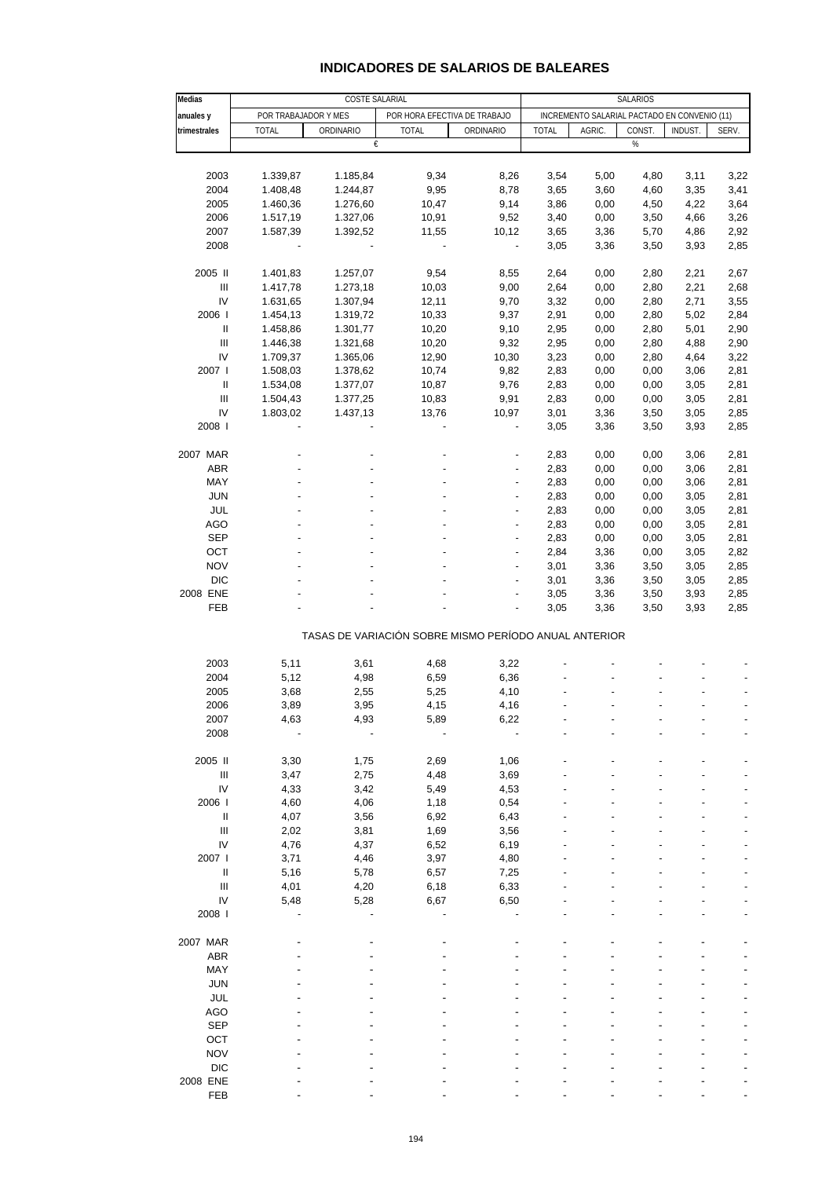## INDICADORES DE SALARIOS DE BALEARES

| Medias anuales y trimestrales | COSTE SALARIAL | | | | SALARIOS | | | | |
|---|---|---|---|---|---|---|---|---|---|
| | POR TRABAJADOR Y MES | | POR HORA EFECTIVA DE TRABAJO | | INCREMENTO SALARIAL PACTADO EN CONVENIO (11) | | | | |
| | TOTAL | ORDINARIO | TOTAL | ORDINARIO | TOTAL | AGRIC. | CONST. | INDUST. | SERV. |
| | € | | | | % | | | | |
| 2003 | 1.339,87 | 1.185,84 | 9,34 | 8,26 | 3,54 | 5,00 | 4,80 | 3,11 | 3,22 |
| 2004 | 1.408,48 | 1.244,87 | 9,95 | 8,78 | 3,65 | 3,60 | 4,60 | 3,35 | 3,41 |
| 2005 | 1.460,36 | 1.276,60 | 10,47 | 9,14 | 3,86 | 0,00 | 4,50 | 4,22 | 3,64 |
| 2006 | 1.517,19 | 1.327,06 | 10,91 | 9,52 | 3,40 | 0,00 | 3,50 | 4,66 | 3,26 |
| 2007 | 1.587,39 | 1.392,52 | 11,55 | 10,12 | 3,65 | 3,36 | 5,70 | 4,86 | 2,92 |
| 2008 | - | - | - | - | 3,05 | 3,36 | 3,50 | 3,93 | 2,85 |
| 2005 II | 1.401,83 | 1.257,07 | 9,54 | 8,55 | 2,64 | 0,00 | 2,80 | 2,21 | 2,67 |
| III | 1.417,78 | 1.273,18 | 10,03 | 9,00 | 2,64 | 0,00 | 2,80 | 2,21 | 2,68 |
| IV | 1.631,65 | 1.307,94 | 12,11 | 9,70 | 3,32 | 0,00 | 2,80 | 2,71 | 3,55 |
| 2006 I | 1.454,13 | 1.319,72 | 10,33 | 9,37 | 2,91 | 0,00 | 2,80 | 5,02 | 2,84 |
| II | 1.458,86 | 1.301,77 | 10,20 | 9,10 | 2,95 | 0,00 | 2,80 | 5,01 | 2,90 |
| III | 1.446,38 | 1.321,68 | 10,20 | 9,32 | 2,95 | 0,00 | 2,80 | 4,88 | 2,90 |
| IV | 1.709,37 | 1.365,06 | 12,90 | 10,30 | 3,23 | 0,00 | 2,80 | 4,64 | 3,22 |
| 2007 I | 1.508,03 | 1.378,62 | 10,74 | 9,82 | 2,83 | 0,00 | 0,00 | 3,06 | 2,81 |
| II | 1.534,08 | 1.377,07 | 10,87 | 9,76 | 2,83 | 0,00 | 0,00 | 3,05 | 2,81 |
| III | 1.504,43 | 1.377,25 | 10,83 | 9,91 | 2,83 | 0,00 | 0,00 | 3,05 | 2,81 |
| IV | 1.803,02 | 1.437,13 | 13,76 | 10,97 | 3,01 | 3,36 | 3,50 | 3,05 | 2,85 |
| 2008 I | - | - | - | - | 3,05 | 3,36 | 3,50 | 3,93 | 2,85 |
| 2007 MAR | - | - | - | - | 2,83 | 0,00 | 0,00 | 3,06 | 2,81 |
| ABR | - | - | - | - | 2,83 | 0,00 | 0,00 | 3,06 | 2,81 |
| MAY | - | - | - | - | 2,83 | 0,00 | 0,00 | 3,06 | 2,81 |
| JUN | - | - | - | - | 2,83 | 0,00 | 0,00 | 3,05 | 2,81 |
| JUL | - | - | - | - | 2,83 | 0,00 | 0,00 | 3,05 | 2,81 |
| AGO | - | - | - | - | 2,83 | 0,00 | 0,00 | 3,05 | 2,81 |
| SEP | - | - | - | - | 2,83 | 0,00 | 0,00 | 3,05 | 2,81 |
| OCT | - | - | - | - | 2,84 | 3,36 | 0,00 | 3,05 | 2,82 |
| NOV | - | - | - | - | 3,01 | 3,36 | 3,50 | 3,05 | 2,85 |
| DIC | - | - | - | - | 3,01 | 3,36 | 3,50 | 3,05 | 2,85 |
| 2008 ENE | - | - | - | - | 3,05 | 3,36 | 3,50 | 3,93 | 2,85 |
| FEB | - | - | - | - | 3,05 | 3,36 | 3,50 | 3,93 | 2,85 |
| | TASAS DE VARIACIÓN SOBRE MISMO PERÍODO ANUAL ANTERIOR | | | | | | | | |
| 2003 | 5,11 | 3,61 | 4,68 | 3,22 | - | - | - | - | - |
| 2004 | 5,12 | 4,98 | 6,59 | 6,36 | - | - | - | - | - |
| 2005 | 3,68 | 2,55 | 5,25 | 4,10 | - | - | - | - | - |
| 2006 | 3,89 | 3,95 | 4,15 | 4,16 | - | - | - | - | - |
| 2007 | 4,63 | 4,93 | 5,89 | 6,22 | - | - | - | - | - |
| 2008 | - | - | - | - | - | - | - | - | - |
| 2005 II | 3,30 | 1,75 | 2,69 | 1,06 | - | - | - | - | - |
| III | 3,47 | 2,75 | 4,48 | 3,69 | - | - | - | - | - |
| IV | 4,33 | 3,42 | 5,49 | 4,53 | - | - | - | - | - |
| 2006 I | 4,60 | 4,06 | 1,18 | 0,54 | - | - | - | - | - |
| II | 4,07 | 3,56 | 6,92 | 6,43 | - | - | - | - | - |
| III | 2,02 | 3,81 | 1,69 | 3,56 | - | - | - | - | - |
| IV | 4,76 | 4,37 | 6,52 | 6,19 | - | - | - | - | - |
| 2007 I | 3,71 | 4,46 | 3,97 | 4,80 | - | - | - | - | - |
| II | 5,16 | 5,78 | 6,57 | 7,25 | - | - | - | - | - |
| III | 4,01 | 4,20 | 6,18 | 6,33 | - | - | - | - | - |
| IV | 5,48 | 5,28 | 6,67 | 6,50 | - | - | - | - | - |
| 2008 I | - | - | - | - | - | - | - | - | - |
| 2007 MAR | - | - | - | - | - | - | - | - | - |
| ABR | - | - | - | - | - | - | - | - | - |
| MAY | - | - | - | - | - | - | - | - | - |
| JUN | - | - | - | - | - | - | - | - | - |
| JUL | - | - | - | - | - | - | - | - | - |
| AGO | - | - | - | - | - | - | - | - | - |
| SEP | - | - | - | - | - | - | - | - | - |
| OCT | - | - | - | - | - | - | - | - | - |
| NOV | - | - | - | - | - | - | - | - | - |
| DIC | - | - | - | - | - | - | - | - | - |
| 2008 ENE | - | - | - | - | - | - | - | - | - |
| FEB | - | - | - | - | - | - | - | - | - |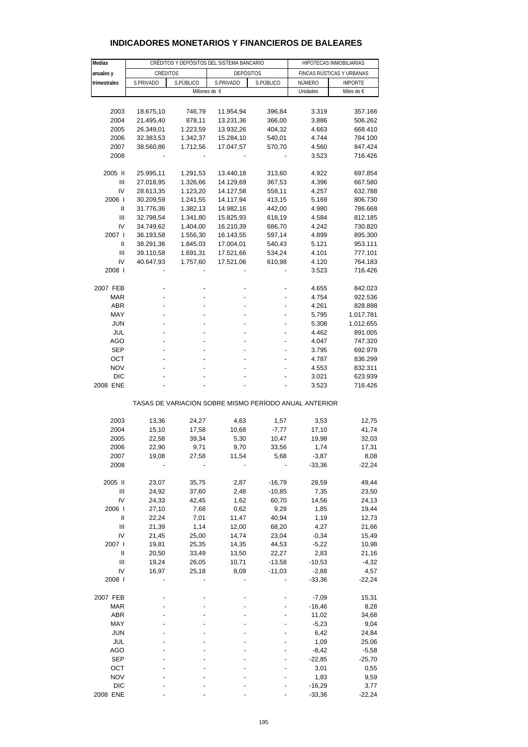# INDICADORES MONETARIOS Y FINANCIEROS DE BALEARES

| Medias anuales y trimestrales | CRÉDITOS Y DEPÓSITOS DEL SISTEMA BANCARIO | | | | HIPOTECAS INMOBILIARIAS | |
|---|---|---|---|---|---|---|
| | CRÉDITOS | | DEPÓSITOS | | FINCAS RÚSTICAS Y URBANAS | |
| | S.PRIVADO | S.PÚBLICO | S.PRIVADO | S.PÚBLICO | NÚMERO | IMPORTE |
| | Millones de € | | | | Unidades | Miles de € |
| 2003 | 18.675,10 | 746,79 | 11.954,94 | 396,84 | 3.319 | 357.166 |
| 2004 | 21.495,40 | 878,11 | 13.231,36 | 366,00 | 3.886 | 506.262 |
| 2005 | 26.349,01 | 1.223,59 | 13.932,26 | 404,32 | 4.663 | 668.410 |
| 2006 | 32.383,53 | 1.342,37 | 15.284,10 | 540,01 | 4.744 | 784.100 |
| 2007 | 38.560,86 | 1.712,56 | 17.047,57 | 570,70 | 4.560 | 847.424 |
| 2008 | - | - | - | - | 3.523 | 716.426 |
| 2005 II | 25.995,11 | 1.291,53 | 13.440,18 | 313,60 | 4.922 | 697.854 |
| III | 27.018,95 | 1.326,66 | 14.129,69 | 367,53 | 4.396 | 667.580 |
| IV | 28.613,35 | 1.123,20 | 14.127,58 | 558,11 | 4.257 | 632.788 |
| 2006 I | 30.209,59 | 1.241,55 | 14.117,94 | 413,15 | 5.169 | 806.730 |
| II | 31.776,36 | 1.382,13 | 14.982,16 | 442,00 | 4.980 | 786.668 |
| III | 32.798,54 | 1.341,80 | 15.825,93 | 618,19 | 4.584 | 812.185 |
| IV | 34.749,62 | 1.404,00 | 16.210,39 | 686,70 | 4.242 | 730.820 |
| 2007 I | 36.193,58 | 1.556,30 | 16.143,55 | 597,14 | 4.899 | 895.300 |
| II | 38.291,36 | 1.845,03 | 17.004,01 | 540,43 | 5.121 | 953.111 |
| III | 39.110,58 | 1.691,31 | 17.521,66 | 534,24 | 4.101 | 777.101 |
| IV | 40.647,93 | 1.757,60 | 17.521,06 | 610,98 | 4.120 | 764.183 |
| 2008 I | - | - | - | - | 3.523 | 716.426 |
| 2007 FEB | - | - | - | - | 4.655 | 842.023 |
| MAR | - | - | - | - | 4.754 | 922.536 |
| ABR | - | - | - | - | 4.261 | 828.898 |
| MAY | - | - | - | - | 5.795 | 1.017.781 |
| JUN | - | - | - | - | 5.308 | 1.012.655 |
| JUL | - | - | - | - | 4.462 | 891.005 |
| AGO | - | - | - | - | 4.047 | 747.320 |
| SEP | - | - | - | - | 3.795 | 692.978 |
| OCT | - | - | - | - | 4.787 | 836.299 |
| NOV | - | - | - | - | 4.553 | 832.311 |
| DIC | - | - | - | - | 3.021 | 623.939 |
| 2008 ENE | - | - | - | - | 3.523 | 716.426 |
| | TASAS DE VARIACIÓN SOBRE MISMO PERÍODO ANUAL ANTERIOR | | | | | |
| 2003 | 13,36 | 24,27 | 4,63 | 1,57 | 3,53 | 12,75 |
| 2004 | 15,10 | 17,58 | 10,68 | -7,77 | 17,10 | 41,74 |
| 2005 | 22,58 | 39,34 | 5,30 | 10,47 | 19,98 | 32,03 |
| 2006 | 22,90 | 9,71 | 9,70 | 33,56 | 1,74 | 17,31 |
| 2007 | 19,08 | 27,58 | 11,54 | 5,68 | -3,87 | 8,08 |
| 2008 | - | - | - | - | -33,36 | -22,24 |
| 2005 II | 23,07 | 35,75 | 2,87 | -16,79 | 28,59 | 49,44 |
| III | 24,92 | 37,60 | 2,48 | -10,85 | 7,35 | 23,50 |
| IV | 24,33 | 42,45 | 1,62 | 60,70 | 14,56 | 24,13 |
| 2006 I | 27,10 | 7,68 | 0,62 | 9,29 | 1,85 | 19,44 |
| II | 22,24 | 7,01 | 11,47 | 40,94 | 1,19 | 12,73 |
| III | 21,39 | 1,14 | 12,00 | 68,20 | 4,27 | 21,66 |
| IV | 21,45 | 25,00 | 14,74 | 23,04 | -0,34 | 15,49 |
| 2007 I | 19,81 | 25,35 | 14,35 | 44,53 | -5,22 | 10,98 |
| II | 20,50 | 33,49 | 13,50 | 22,27 | 2,83 | 21,16 |
| III | 19,24 | 26,05 | 10,71 | -13,58 | -10,53 | -4,32 |
| IV | 16,97 | 25,18 | 8,09 | -11,03 | -2,88 | 4,57 |
| 2008 I | - | - | - | - | -33,36 | -22,24 |
| 2007 FEB | - | - | - | - | -7,09 | 15,31 |
| MAR | - | - | - | - | -16,46 | 8,28 |
| ABR | - | - | - | - | 11,02 | 34,68 |
| MAY | - | - | - | - | -5,23 | 9,04 |
| JUN | - | - | - | - | 6,42 | 24,84 |
| JUL | - | - | - | - | 1,09 | 25,06 |
| AGO | - | - | - | - | -8,42 | -5,58 |
| SEP | - | - | - | - | -22,85 | -25,70 |
| OCT | - | - | - | - | 3,01 | 0,55 |
| NOV | - | - | - | - | 1,83 | 9,59 |
| DIC | - | - | - | - | -16,29 | 3,77 |
| 2008 ENE | - | - | - | - | -33,36 | -22,24 |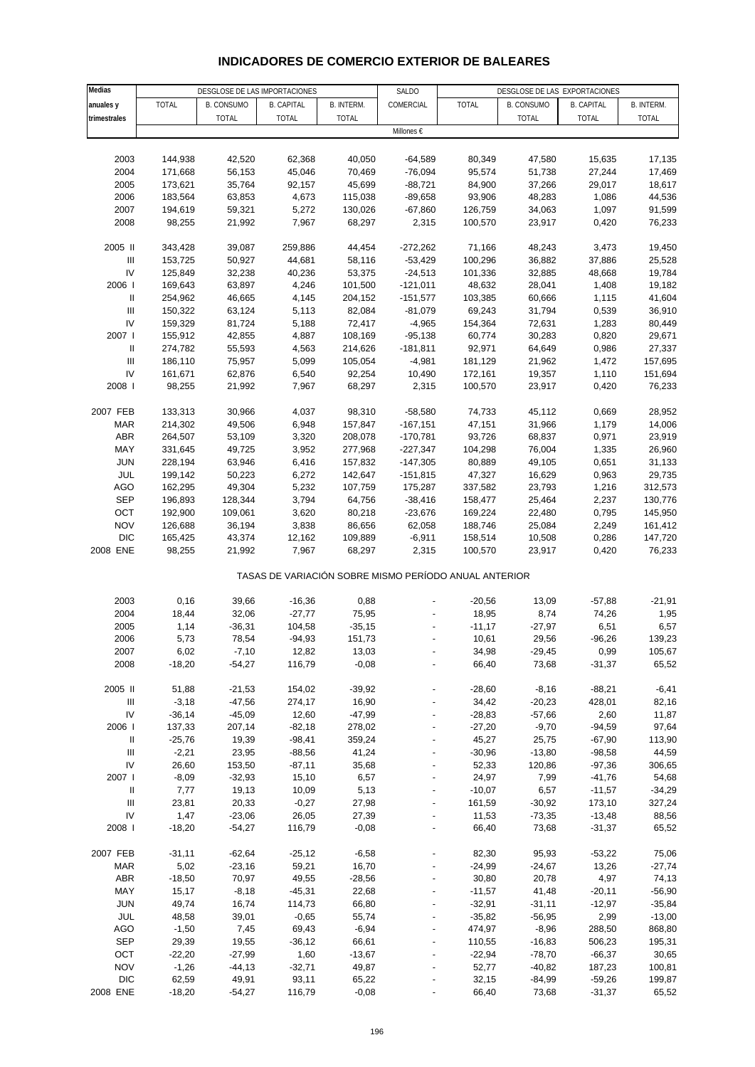# INDICADORES DE COMERCIO EXTERIOR DE BALEARES

| Medias anuales y trimestrales | DESGLOSE DE LAS IMPORTACIONES | | | | SALDO | DESGLOSE DE LAS EXPORTACIONES | | | |
|---|---|---|---|---|---|---|---|---|---|
| | TOTAL | B. CONSUMO TOTAL | B. CAPITAL TOTAL | B. INTERM. TOTAL | COMERCIAL | TOTAL | B. CONSUMO TOTAL | B. CAPITAL TOTAL | B. INTERM. TOTAL |
| | | | | | Millones € | | | | |
| 2003 | 144,938 | 42,520 | 62,368 | 40,050 | -64,589 | 80,349 | 47,580 | 15,635 | 17,135 |
| 2004 | 171,668 | 56,153 | 45,046 | 70,469 | -76,094 | 95,574 | 51,738 | 27,244 | 17,469 |
| 2005 | 173,621 | 35,764 | 92,157 | 45,699 | -88,721 | 84,900 | 37,266 | 29,017 | 18,617 |
| 2006 | 183,564 | 63,853 | 4,673 | 115,038 | -89,658 | 93,906 | 48,283 | 1,086 | 44,536 |
| 2007 | 194,619 | 59,321 | 5,272 | 130,026 | -67,860 | 126,759 | 34,063 | 1,097 | 91,599 |
| 2008 | 98,255 | 21,992 | 7,967 | 68,297 | 2,315 | 100,570 | 23,917 | 0,420 | 76,233 |
| 2005 II | 343,428 | 39,087 | 259,886 | 44,454 | -272,262 | 71,166 | 48,243 | 3,473 | 19,450 |
| III | 153,725 | 50,927 | 44,681 | 58,116 | -53,429 | 100,296 | 36,882 | 37,886 | 25,528 |
| IV | 125,849 | 32,238 | 40,236 | 53,375 | -24,513 | 101,336 | 32,885 | 48,668 | 19,784 |
| 2006 I | 169,643 | 63,897 | 4,246 | 101,500 | -121,011 | 48,632 | 28,041 | 1,408 | 19,182 |
| II | 254,962 | 46,665 | 4,145 | 204,152 | -151,577 | 103,385 | 60,666 | 1,115 | 41,604 |
| III | 150,322 | 63,124 | 5,113 | 82,084 | -81,079 | 69,243 | 31,794 | 0,539 | 36,910 |
| IV | 159,329 | 81,724 | 5,188 | 72,417 | -4,965 | 154,364 | 72,631 | 1,283 | 80,449 |
| 2007 I | 155,912 | 42,855 | 4,887 | 108,169 | -95,138 | 60,774 | 30,283 | 0,820 | 29,671 |
| II | 274,782 | 55,593 | 4,563 | 214,626 | -181,811 | 92,971 | 64,649 | 0,986 | 27,337 |
| III | 186,110 | 75,957 | 5,099 | 105,054 | -4,981 | 181,129 | 21,962 | 1,472 | 157,695 |
| IV | 161,671 | 62,876 | 6,540 | 92,254 | 10,490 | 172,161 | 19,357 | 1,110 | 151,694 |
| 2008 I | 98,255 | 21,992 | 7,967 | 68,297 | 2,315 | 100,570 | 23,917 | 0,420 | 76,233 |
| 2007 FEB | 133,313 | 30,966 | 4,037 | 98,310 | -58,580 | 74,733 | 45,112 | 0,669 | 28,952 |
| MAR | 214,302 | 49,506 | 6,948 | 157,847 | -167,151 | 47,151 | 31,966 | 1,179 | 14,006 |
| ABR | 264,507 | 53,109 | 3,320 | 208,078 | -170,781 | 93,726 | 68,837 | 0,971 | 23,919 |
| MAY | 331,645 | 49,725 | 3,952 | 277,968 | -227,347 | 104,298 | 76,004 | 1,335 | 26,960 |
| JUN | 228,194 | 63,946 | 6,416 | 157,832 | -147,305 | 80,889 | 49,105 | 0,651 | 31,133 |
| JUL | 199,142 | 50,223 | 6,272 | 142,647 | -151,815 | 47,327 | 16,629 | 0,963 | 29,735 |
| AGO | 162,295 | 49,304 | 5,232 | 107,759 | 175,287 | 337,582 | 23,793 | 1,216 | 312,573 |
| SEP | 196,893 | 128,344 | 3,794 | 64,756 | -38,416 | 158,477 | 25,464 | 2,237 | 130,776 |
| OCT | 192,900 | 109,061 | 3,620 | 80,218 | -23,676 | 169,224 | 22,480 | 0,795 | 145,950 |
| NOV | 126,688 | 36,194 | 3,838 | 86,656 | 62,058 | 188,746 | 25,084 | 2,249 | 161,412 |
| DIC | 165,425 | 43,374 | 12,162 | 109,889 | -6,911 | 158,514 | 10,508 | 0,286 | 147,720 |
| 2008 ENE | 98,255 | 21,992 | 7,967 | 68,297 | 2,315 | 100,570 | 23,917 | 0,420 | 76,233 |
| | | | | | TASAS DE VARIACIÓN SOBRE MISMO PERÍODO ANUAL ANTERIOR | | | | |
| 2003 | 0,16 | 39,66 | -16,36 | 0,88 | - | -20,56 | 13,09 | -57,88 | -21,91 |
| 2004 | 18,44 | 32,06 | -27,77 | 75,95 | - | 18,95 | 8,74 | 74,26 | 1,95 |
| 2005 | 1,14 | -36,31 | 104,58 | -35,15 | - | -11,17 | -27,97 | 6,51 | 6,57 |
| 2006 | 5,73 | 78,54 | -94,93 | 151,73 | - | 10,61 | 29,56 | -96,26 | 139,23 |
| 2007 | 6,02 | -7,10 | 12,82 | 13,03 | - | 34,98 | -29,45 | 0,99 | 105,67 |
| 2008 | -18,20 | -54,27 | 116,79 | -0,08 | - | 66,40 | 73,68 | -31,37 | 65,52 |
| 2005 II | 51,88 | -21,53 | 154,02 | -39,92 | - | -28,60 | -8,16 | -88,21 | -6,41 |
| III | -3,18 | -47,56 | 274,17 | 16,90 | - | 34,42 | -20,23 | 428,01 | 82,16 |
| IV | -36,14 | -45,09 | 12,60 | -47,99 | - | -28,83 | -57,66 | 2,60 | 11,87 |
| 2006 I | 137,33 | 207,14 | -82,18 | 278,02 | - | -27,20 | -9,70 | -94,59 | 97,64 |
| II | -25,76 | 19,39 | -98,41 | 359,24 | - | 45,27 | 25,75 | -67,90 | 113,90 |
| III | -2,21 | 23,95 | -88,56 | 41,24 | - | -30,96 | -13,80 | -98,58 | 44,59 |
| IV | 26,60 | 153,50 | -87,11 | 35,68 | - | 52,33 | 120,86 | -97,36 | 306,65 |
| 2007 I | -8,09 | -32,93 | 15,10 | 6,57 | - | 24,97 | 7,99 | -41,76 | 54,68 |
| II | 7,77 | 19,13 | 10,09 | 5,13 | - | -10,07 | 6,57 | -11,57 | -34,29 |
| III | 23,81 | 20,33 | -0,27 | 27,98 | - | 161,59 | -30,92 | 173,10 | 327,24 |
| IV | 1,47 | -23,06 | 26,05 | 27,39 | - | 11,53 | -73,35 | -13,48 | 88,56 |
| 2008 I | -18,20 | -54,27 | 116,79 | -0,08 | - | 66,40 | 73,68 | -31,37 | 65,52 |
| 2007 FEB | -31,11 | -62,64 | -25,12 | -6,58 | - | 82,30 | 95,93 | -53,22 | 75,06 |
| MAR | 5,02 | -23,16 | 59,21 | 16,70 | - | -24,99 | -24,67 | 13,26 | -27,74 |
| ABR | -18,50 | 70,97 | 49,55 | -28,56 | - | 30,80 | 20,78 | 4,97 | 74,13 |
| MAY | 15,17 | -8,18 | -45,31 | 22,68 | - | -11,57 | 41,48 | -20,11 | -56,90 |
| JUN | 49,74 | 16,74 | 114,73 | 66,80 | - | -32,91 | -31,11 | -12,97 | -35,84 |
| JUL | 48,58 | 39,01 | -0,65 | 55,74 | - | -35,82 | -56,95 | 2,99 | -13,00 |
| AGO | -1,50 | 7,45 | 69,43 | -6,94 | - | 474,97 | -8,96 | 288,50 | 868,80 |
| SEP | 29,39 | 19,55 | -36,12 | 66,61 | - | 110,55 | -16,83 | 506,23 | 195,31 |
| OCT | -22,20 | -27,99 | 1,60 | -13,67 | - | -22,94 | -78,70 | -66,37 | 30,65 |
| NOV | -1,26 | -44,13 | -32,71 | 49,87 | - | 52,77 | -40,82 | 187,23 | 100,81 |
| DIC | 62,59 | 49,91 | 93,11 | 65,22 | - | 32,15 | -84,99 | -59,26 | 199,87 |
| 2008 ENE | -18,20 | -54,27 | 116,79 | -0,08 | - | 66,40 | 73,68 | -31,37 | 65,52 |